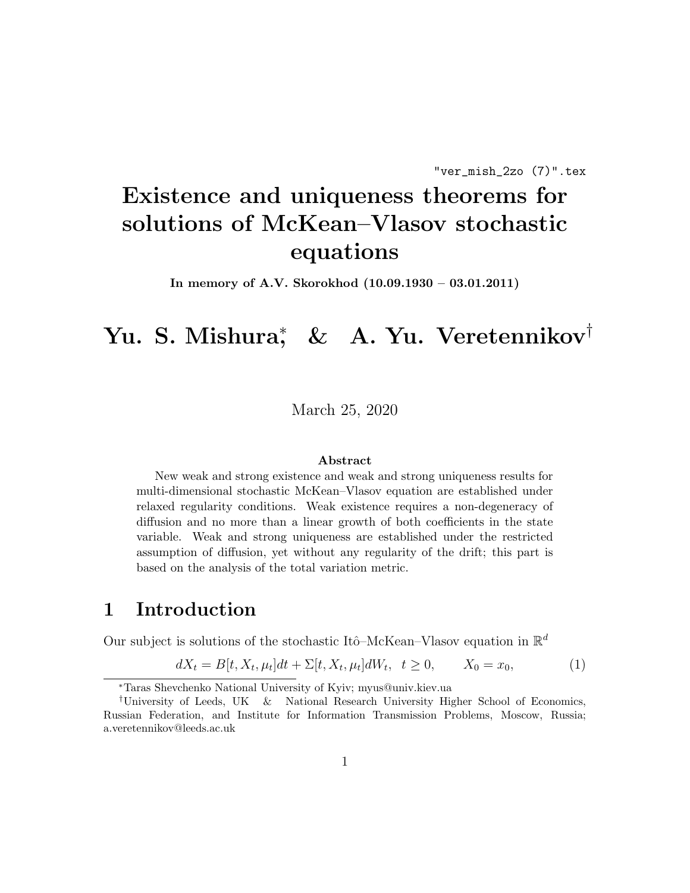"ver_mish_2zo (7)".tex

# Existence and uniqueness theorems for solutions of McKean–Vlasov stochastic equations

**In memory of A.V. Skorokhod (10.09.1930 – 03.01.2011)**

## Yu. S. Mishura[*] & A. Yu. Veretennikov[†]

March 25, 2020

**Abstract**

New weak and strong existence and weak and strong uniqueness results for multi-dimensional stochastic McKean–Vlasov equation are established under relaxed regularity conditions. Weak existence requires a non-degeneracy of diffusion and no more than a linear growth of both coefficients in the state variable. Weak and strong uniqueness are established under the restricted assumption of diffusion, yet without any regularity of the drift; this part is based on the analysis of the total variation metric.

## 1 Introduction

Our subject is solutions of the stochastic Itô–McKean–Vlasov equation in $\mathbb{R}^d$

$$dX_t = B[t, X_t, \mu_t]dt + \Sigma[t, X_t, \mu_t]dW_t, \quad t \geq 0, \qquad X_0 = x_0, \tag{1}$$

[*] Taras Shevchenko National University of Kyiv; myus@univ.kiev.ua

[†] University of Leeds, UK & National Research University Higher School of Economics, Russian Federation, and Institute for Information Transmission Problems, Moscow, Russia; a.veretennikov@leeds.ac.uk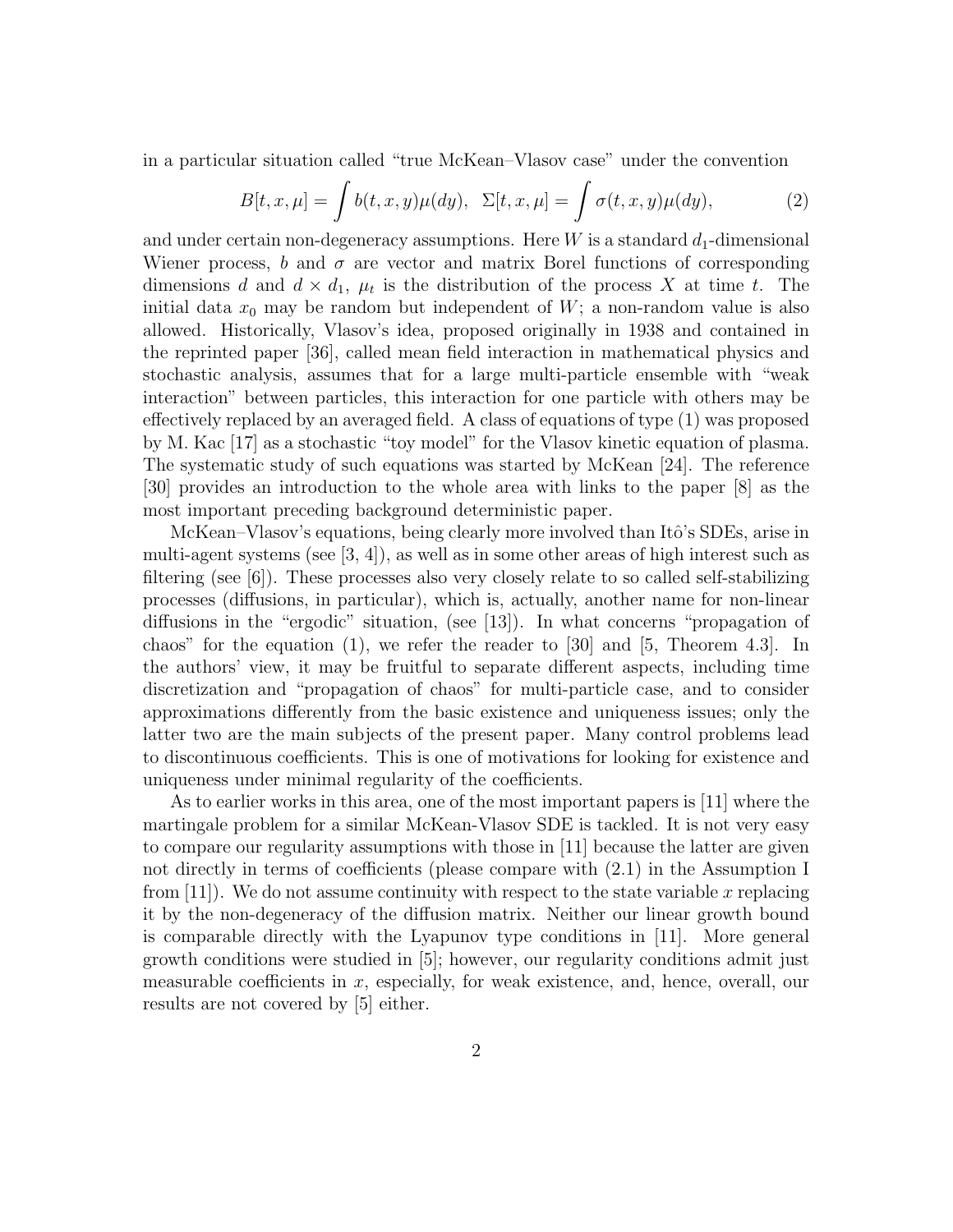in a particular situation called "true McKean–Vlasov case" under the convention

$$B[t,x,\mu] = \int b(t,x,y)\mu(dy), \;\; \Sigma[t,x,\mu] = \int \sigma(t,x,y)\mu(dy), \tag{2}$$

and under certain non-degeneracy assumptions. Here $W$ is a standard $d_1$-dimensional Wiener process, $b$ and $\sigma$ are vector and matrix Borel functions of corresponding dimensions $d$ and $d \times d_1$, $\mu_t$ is the distribution of the process $X$ at time $t$. The initial data $x_0$ may be random but independent of $W$; a non-random value is also allowed. Historically, Vlasov's idea, proposed originally in 1938 and contained in the reprinted paper [36], called mean field interaction in mathematical physics and stochastic analysis, assumes that for a large multi-particle ensemble with "weak interaction" between particles, this interaction for one particle with others may be effectively replaced by an averaged field. A class of equations of type (1) was proposed by M. Kac [17] as a stochastic "toy model" for the Vlasov kinetic equation of plasma. The systematic study of such equations was started by McKean [24]. The reference [30] provides an introduction to the whole area with links to the paper [8] as the most important preceding background deterministic paper.

McKean–Vlasov's equations, being clearly more involved than Itô's SDEs, arise in multi-agent systems (see [3, 4]), as well as in some other areas of high interest such as filtering (see [6]). These processes also very closely relate to so called self-stabilizing processes (diffusions, in particular), which is, actually, another name for non-linear diffusions in the "ergodic" situation, (see [13]). In what concerns "propagation of chaos" for the equation (1), we refer the reader to [30] and [5, Theorem 4.3]. In the authors' view, it may be fruitful to separate different aspects, including time discretization and "propagation of chaos" for multi-particle case, and to consider approximations differently from the basic existence and uniqueness issues; only the latter two are the main subjects of the present paper. Many control problems lead to discontinuous coefficients. This is one of motivations for looking for existence and uniqueness under minimal regularity of the coefficients.

As to earlier works in this area, one of the most important papers is [11] where the martingale problem for a similar McKean-Vlasov SDE is tackled. It is not very easy to compare our regularity assumptions with those in [11] because the latter are given not directly in terms of coefficients (please compare with (2.1) in the Assumption I from [11]). We do not assume continuity with respect to the state variable $x$ replacing it by the non-degeneracy of the diffusion matrix. Neither our linear growth bound is comparable directly with the Lyapunov type conditions in [11]. More general growth conditions were studied in [5]; however, our regularity conditions admit just measurable coefficients in $x$, especially, for weak existence, and, hence, overall, our results are not covered by [5] either.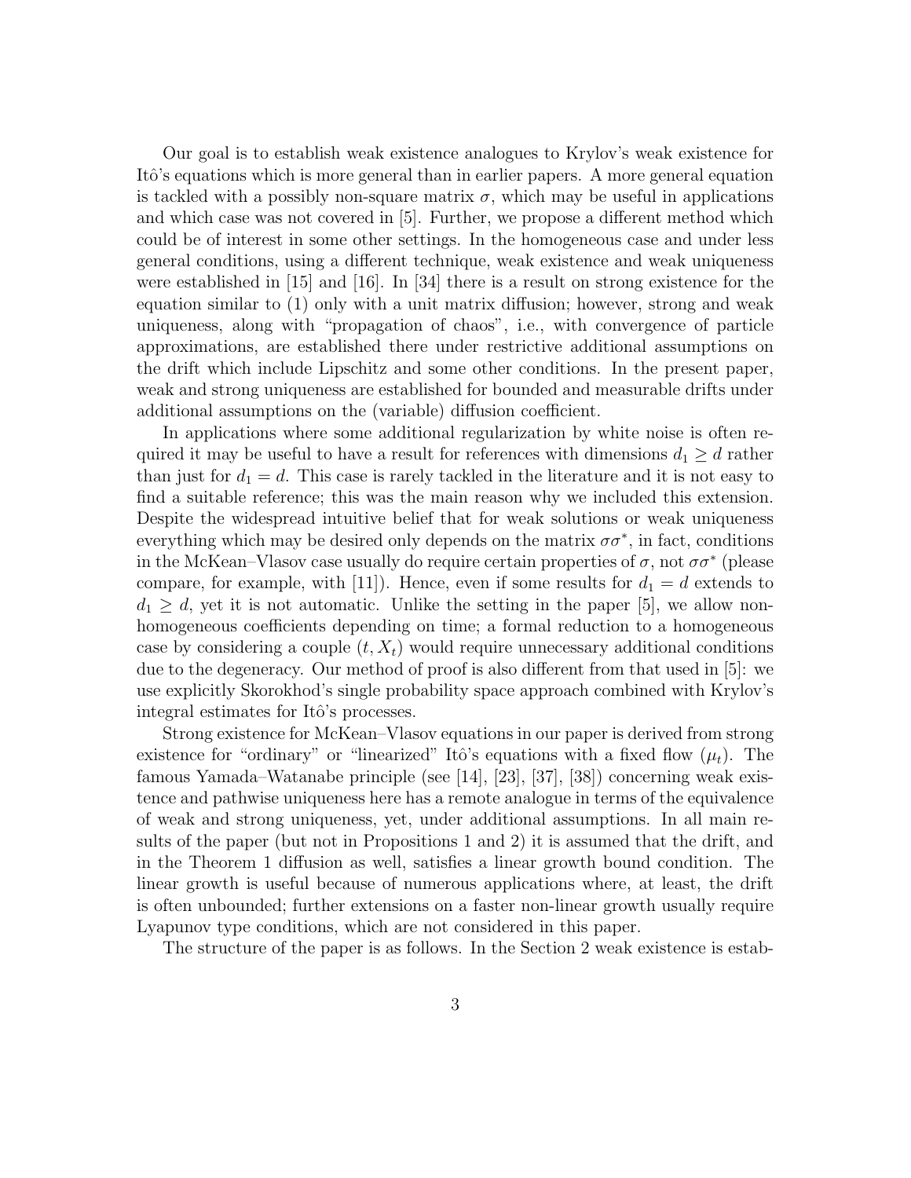Our goal is to establish weak existence analogues to Krylov's weak existence for Itô's equations which is more general than in earlier papers. A more general equation is tackled with a possibly non-square matrix $\sigma$, which may be useful in applications and which case was not covered in [5]. Further, we propose a different method which could be of interest in some other settings. In the homogeneous case and under less general conditions, using a different technique, weak existence and weak uniqueness were established in [15] and [16]. In [34] there is a result on strong existence for the equation similar to (1) only with a unit matrix diffusion; however, strong and weak uniqueness, along with "propagation of chaos", i.e., with convergence of particle approximations, are established there under restrictive additional assumptions on the drift which include Lipschitz and some other conditions. In the present paper, weak and strong uniqueness are established for bounded and measurable drifts under additional assumptions on the (variable) diffusion coefficient.

In applications where some additional regularization by white noise is often required it may be useful to have a result for references with dimensions $d_1 \geq d$ rather than just for $d_1 = d$. This case is rarely tackled in the literature and it is not easy to find a suitable reference; this was the main reason why we included this extension. Despite the widespread intuitive belief that for weak solutions or weak uniqueness everything which may be desired only depends on the matrix $\sigma\sigma^*$, in fact, conditions in the McKean–Vlasov case usually do require certain properties of $\sigma$, not $\sigma\sigma^*$ (please compare, for example, with [11]). Hence, even if some results for $d_1 = d$ extends to $d_1 \geq d$, yet it is not automatic. Unlike the setting in the paper [5], we allow non-homogeneous coefficients depending on time; a formal reduction to a homogeneous case by considering a couple $(t, X_t)$ would require unnecessary additional conditions due to the degeneracy. Our method of proof is also different from that used in [5]: we use explicitly Skorokhod's single probability space approach combined with Krylov's integral estimates for Itô's processes.

Strong existence for McKean–Vlasov equations in our paper is derived from strong existence for "ordinary" or "linearized" Itô's equations with a fixed flow $(\mu_t)$. The famous Yamada–Watanabe principle (see [14], [23], [37], [38]) concerning weak existence and pathwise uniqueness here has a remote analogue in terms of the equivalence of weak and strong uniqueness, yet, under additional assumptions. In all main results of the paper (but not in Propositions 1 and 2) it is assumed that the drift, and in the Theorem 1 diffusion as well, satisfies a linear growth bound condition. The linear growth is useful because of numerous applications where, at least, the drift is often unbounded; further extensions on a faster non-linear growth usually require Lyapunov type conditions, which are not considered in this paper.

The structure of the paper is as follows. In the Section 2 weak existence is estab-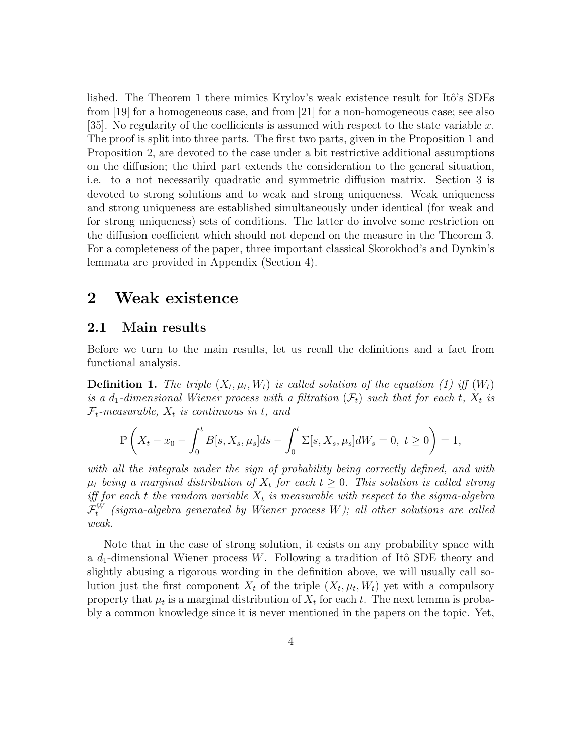lished. The Theorem 1 there mimics Krylov's weak existence result for Itô's SDEs from [19] for a homogeneous case, and from [21] for a non-homogeneous case; see also [35]. No regularity of the coefficients is assumed with respect to the state variable $x$. The proof is split into three parts. The first two parts, given in the Proposition 1 and Proposition 2, are devoted to the case under a bit restrictive additional assumptions on the diffusion; the third part extends the consideration to the general situation, i.e. to a not necessarily quadratic and symmetric diffusion matrix. Section 3 is devoted to strong solutions and to weak and strong uniqueness. Weak uniqueness and strong uniqueness are established simultaneously under identical (for weak and for strong uniqueness) sets of conditions. The latter do involve some restriction on the diffusion coefficient which should not depend on the measure in the Theorem 3. For a completeness of the paper, three important classical Skorokhod's and Dynkin's lemmata are provided in Appendix (Section 4).

# 2 Weak existence

## 2.1 Main results

Before we turn to the main results, let us recall the definitions and a fact from functional analysis.

**Definition 1.** *The triple $(X_t, \mu_t, W_t)$ is called solution of the equation (1) iff $(W_t)$ is a $d_1$-dimensional Wiener process with a filtration $(\mathcal{F}_t)$ such that for each $t$, $X_t$ is $\mathcal{F}_t$-measurable, $X_t$ is continuous in $t$, and*

$$\mathbb{P}\left(X_t - x_0 - \int_0^t B[s, X_s, \mu_s]ds - \int_0^t \Sigma[s, X_s, \mu_s]dW_s = 0,\ t \geq 0\right) = 1,$$

*with all the integrals under the sign of probability being correctly defined, and with $\mu_t$ being a marginal distribution of $X_t$ for each $t \geq 0$. This solution is called strong iff for each $t$ the random variable $X_t$ is measurable with respect to the sigma-algebra $\mathcal{F}_t^W$ (sigma-algebra generated by Wiener process $W$); all other solutions are called weak.*

Note that in the case of strong solution, it exists on any probability space with a $d_1$-dimensional Wiener process $W$. Following a tradition of Itô SDE theory and slightly abusing a rigorous wording in the definition above, we will usually call solution just the first component $X_t$ of the triple $(X_t, \mu_t, W_t)$ yet with a compulsory property that $\mu_t$ is a marginal distribution of $X_t$ for each $t$. The next lemma is probably a common knowledge since it is never mentioned in the papers on the topic. Yet,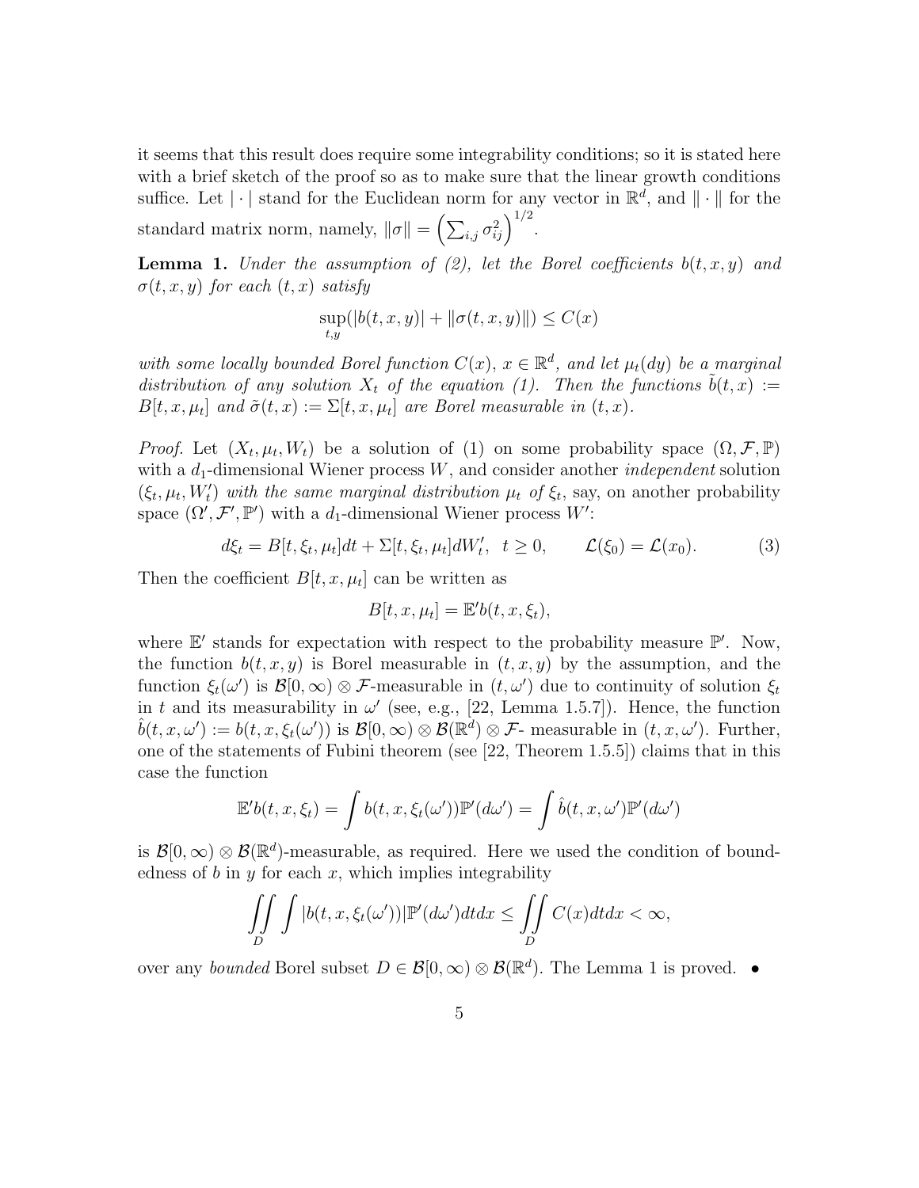it seems that this result does require some integrability conditions; so it is stated here with a brief sketch of the proof so as to make sure that the linear growth conditions suffice. Let $|\cdot|$ stand for the Euclidean norm for any vector in $\mathbb{R}^d$, and $\|\cdot\|$ for the standard matrix norm, namely, $\|\sigma\| = \left(\sum_{i,j}\sigma_{ij}^2\right)^{1/2}$.

**Lemma 1.** *Under the assumption of (2), let the Borel coefficients $b(t,x,y)$ and $\sigma(t,x,y)$ for each $(t,x)$ satisfy*

$$\sup_{t,y}(|b(t,x,y)| + \|\sigma(t,x,y)\|) \leq C(x)$$

*with some locally bounded Borel function $C(x)$, $x \in \mathbb{R}^d$, and let $\mu_t(dy)$ be a marginal distribution of any solution $X_t$ of the equation (1). Then the functions $\tilde{b}(t,x) := B[t,x,\mu_t]$ and $\tilde{\sigma}(t,x) := \Sigma[t,x,\mu_t]$ are Borel measurable in $(t,x)$.*

*Proof.* Let $(X_t, \mu_t, W_t)$ be a solution of (1) on some probability space $(\Omega, \mathcal{F}, \mathbb{P})$ with a $d_1$-dimensional Wiener process $W$, and consider another *independent* solution $(\xi_t, \mu_t, W'_t)$ *with the same marginal distribution $\mu_t$ of $\xi_t$*, say, on another probability space $(\Omega', \mathcal{F}', \mathbb{P}')$ with a $d_1$-dimensional Wiener process $W'$:

$$d\xi_t = B[t,\xi_t,\mu_t]dt + \Sigma[t,\xi_t,\mu_t]dW'_t, \ \ t \geq 0, \qquad \mathcal{L}(\xi_0) = \mathcal{L}(x_0). \tag{3}$$

Then the coefficient $B[t,x,\mu_t]$ can be written as

$$B[t,x,\mu_t] = \mathbb{E}' b(t,x,\xi_t),$$

where $\mathbb{E}'$ stands for expectation with respect to the probability measure $\mathbb{P}'$. Now, the function $b(t,x,y)$ is Borel measurable in $(t,x,y)$ by the assumption, and the function $\xi_t(\omega')$ is $\mathcal{B}[0,\infty)\otimes\mathcal{F}$-measurable in $(t,\omega')$ due to continuity of solution $\xi_t$ in $t$ and its measurability in $\omega'$ (see, e.g., [22, Lemma 1.5.7]). Hence, the function $\hat{b}(t,x,\omega') := b(t,x,\xi_t(\omega'))$ is $\mathcal{B}[0,\infty)\otimes\mathcal{B}(\mathbb{R}^d)\otimes\mathcal{F}$- measurable in $(t,x,\omega')$. Further, one of the statements of Fubini theorem (see [22, Theorem 1.5.5]) claims that in this case the function

$$\mathbb{E}' b(t,x,\xi_t) = \int b(t,x,\xi_t(\omega'))\mathbb{P}'(d\omega') = \int \hat{b}(t,x,\omega')\mathbb{P}'(d\omega')$$

is $\mathcal{B}[0,\infty)\otimes\mathcal{B}(\mathbb{R}^d)$-measurable, as required. Here we used the condition of boundedness of $b$ in $y$ for each $x$, which implies integrability

$$\iint_D \int |b(t,x,\xi_t(\omega'))|\mathbb{P}'(d\omega')dtdx \leq \iint_D C(x)dtdx < \infty,$$

over any *bounded* Borel subset $D \in \mathcal{B}[0,\infty)\otimes\mathcal{B}(\mathbb{R}^d)$. The Lemma 1 is proved. •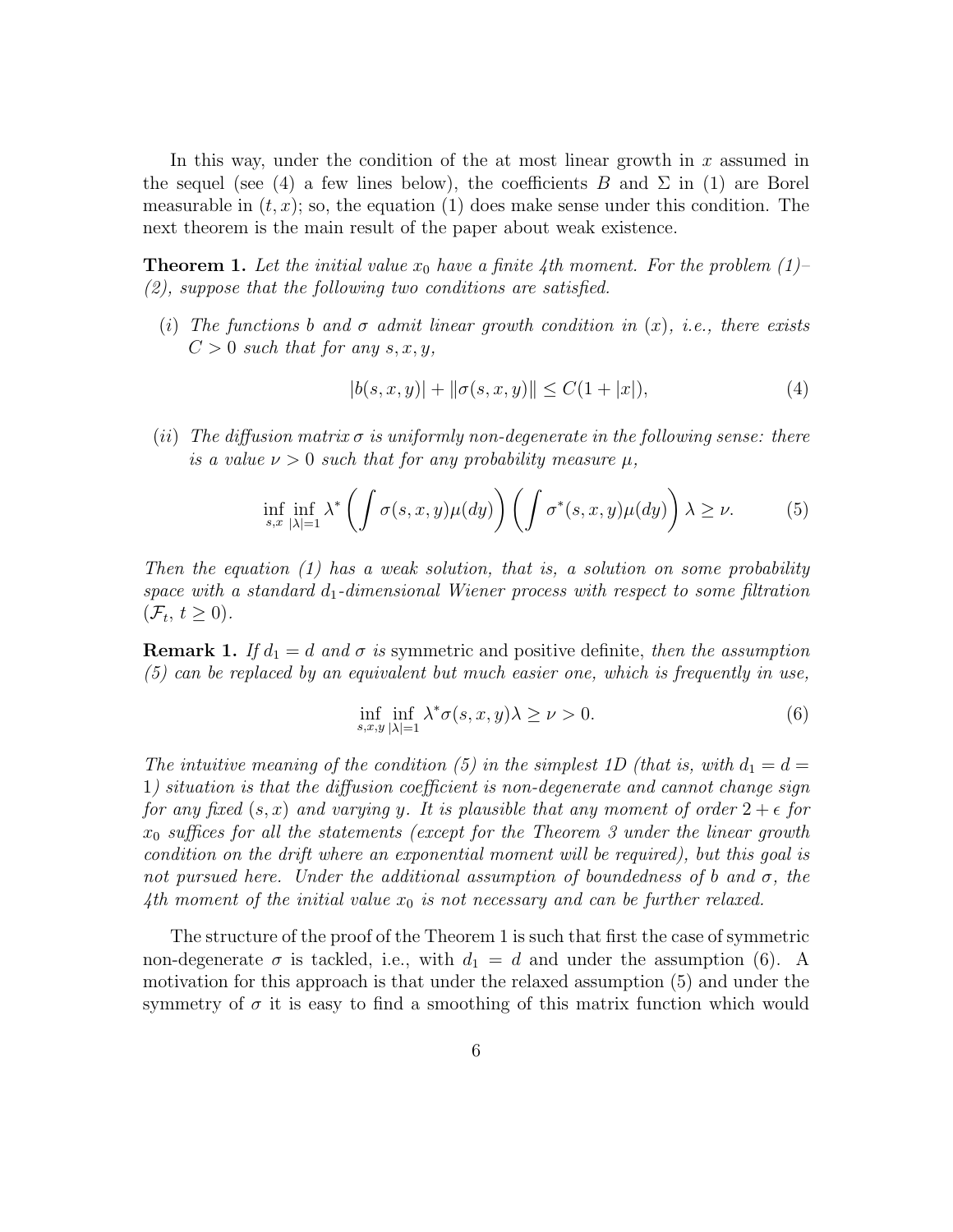In this way, under the condition of the at most linear growth in $x$ assumed in the sequel (see (4) a few lines below), the coefficients $B$ and $\Sigma$ in (1) are Borel measurable in $(t,x)$; so, the equation (1) does make sense under this condition. The next theorem is the main result of the paper about weak existence.

**Theorem 1.** *Let the initial value $x_0$ have a finite 4th moment. For the problem (1)–(2), suppose that the following two conditions are satisfied.*

*(i) The functions $b$ and $\sigma$ admit linear growth condition in $(x)$, i.e., there exists $C>0$ such that for any $s,x,y$,*

$$|b(s,x,y)| + \|\sigma(s,x,y)\| \le C(1+|x|), \tag{4}$$

*(ii) The diffusion matrix $\sigma$ is uniformly non-degenerate in the following sense: there is a value $\nu>0$ such that for any probability measure $\mu$,*

$$\inf_{s,x}\inf_{|\lambda|=1} \lambda^* \left(\int \sigma(s,x,y)\mu(dy)\right)\left(\int \sigma^*(s,x,y)\mu(dy)\right)\lambda \ge \nu. \tag{5}$$

*Then the equation (1) has a weak solution, that is, a solution on some probability space with a standard $d_1$-dimensional Wiener process with respect to some filtration $(\mathcal{F}_t,\, t\ge 0)$.*

**Remark 1.** *If $d_1 = d$ and $\sigma$ is* symmetric and positive definite, *then the assumption (5) can be replaced by an equivalent but much easier one, which is frequently in use,*

$$\inf_{s,x,y}\inf_{|\lambda|=1} \lambda^*\sigma(s,x,y)\lambda \ge \nu > 0. \tag{6}$$

*The intuitive meaning of the condition (5) in the simplest 1D (that is, with $d_1 = d = 1$) situation is that the diffusion coefficient is non-degenerate and cannot change sign for any fixed $(s,x)$ and varying $y$. It is plausible that any moment of order $2+\epsilon$ for $x_0$ suffices for all the statements (except for the Theorem 3 under the linear growth condition on the drift where an exponential moment will be required), but this goal is not pursued here. Under the additional assumption of boundedness of $b$ and $\sigma$, the 4th moment of the initial value $x_0$ is not necessary and can be further relaxed.*

The structure of the proof of the Theorem 1 is such that first the case of symmetric non-degenerate $\sigma$ is tackled, i.e., with $d_1 = d$ and under the assumption (6). A motivation for this approach is that under the relaxed assumption (5) and under the symmetry of $\sigma$ it is easy to find a smoothing of this matrix function which would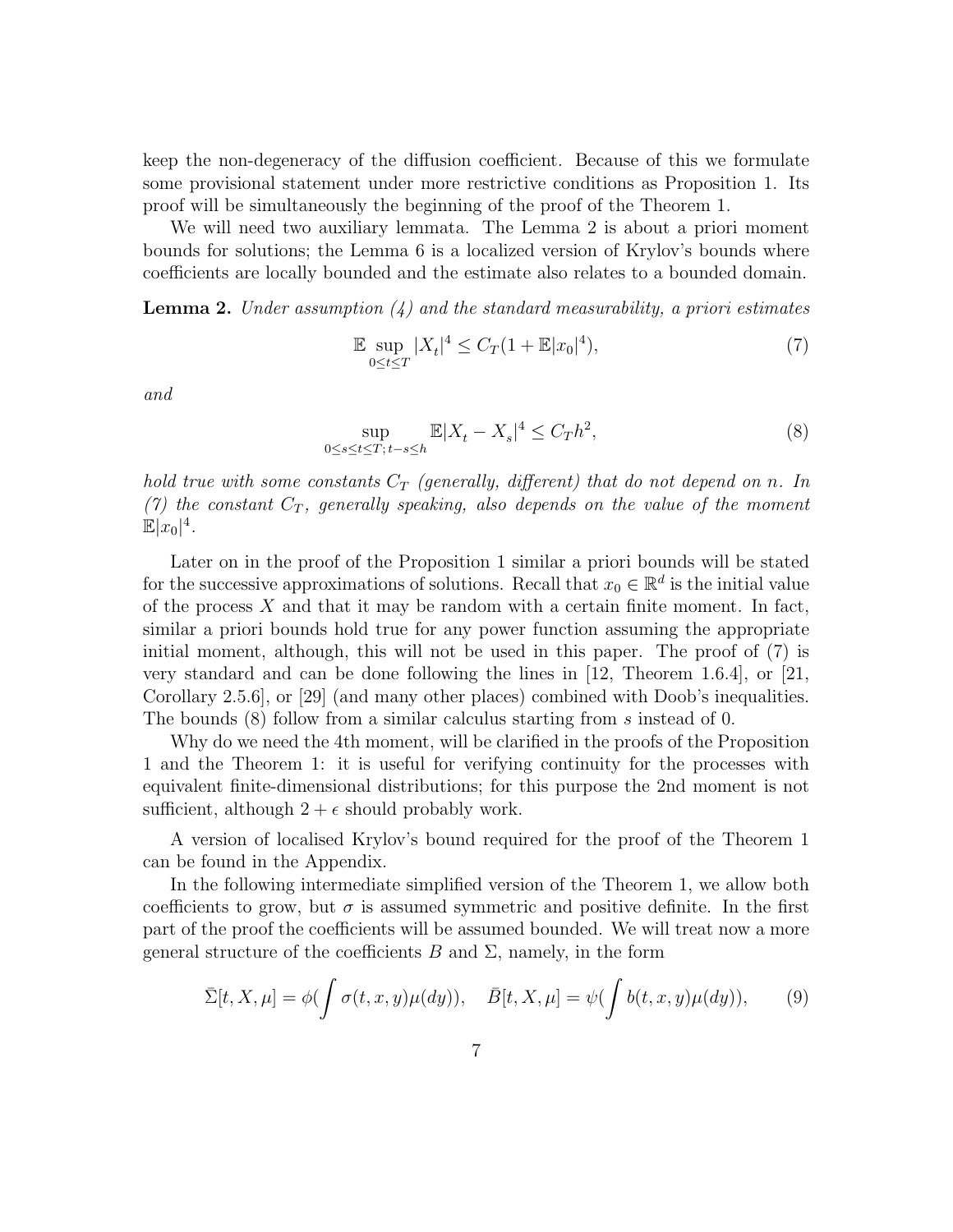keep the non-degeneracy of the diffusion coefficient. Because of this we formulate some provisional statement under more restrictive conditions as Proposition 1. Its proof will be simultaneously the beginning of the proof of the Theorem 1.

We will need two auxiliary lemmata. The Lemma 2 is about a priori moment bounds for solutions; the Lemma 6 is a localized version of Krylov's bounds where coefficients are locally bounded and the estimate also relates to a bounded domain.

**Lemma 2.** *Under assumption (4) and the standard measurability, a priori estimates*

$$\mathbb{E}\sup_{0\le t\le T}|X_t|^4 \le C_T(1+\mathbb{E}|x_0|^4), \tag{7}$$

*and*

$$\sup_{0\le s\le t\le T;\, t-s\le h}\mathbb{E}|X_t - X_s|^4 \le C_T h^2, \tag{8}$$

*hold true with some constants $C_T$ (generally, different) that do not depend on $n$. In (7) the constant $C_T$, generally speaking, also depends on the value of the moment $\mathbb{E}|x_0|^4$.*

Later on in the proof of the Proposition 1 similar a priori bounds will be stated for the successive approximations of solutions. Recall that $x_0\in\mathbb{R}^d$ is the initial value of the process $X$ and that it may be random with a certain finite moment. In fact, similar a priori bounds hold true for any power function assuming the appropriate initial moment, although, this will not be used in this paper. The proof of (7) is very standard and can be done following the lines in [12, Theorem 1.6.4], or [21, Corollary 2.5.6], or [29] (and many other places) combined with Doob's inequalities. The bounds (8) follow from a similar calculus starting from $s$ instead of 0.

Why do we need the 4th moment, will be clarified in the proofs of the Proposition 1 and the Theorem 1: it is useful for verifying continuity for the processes with equivalent finite-dimensional distributions; for this purpose the 2nd moment is not sufficient, although $2+\epsilon$ should probably work.

A version of localised Krylov's bound required for the proof of the Theorem 1 can be found in the Appendix.

In the following intermediate simplified version of the Theorem 1, we allow both coefficients to grow, but $\sigma$ is assumed symmetric and positive definite. In the first part of the proof the coefficients will be assumed bounded. We will treat now a more general structure of the coefficients $B$ and $\Sigma$, namely, in the form

$$\bar\Sigma[t,X,\mu] = \phi\Big(\int\sigma(t,x,y)\mu(dy)\Big), \quad \bar B[t,X,\mu] = \psi\Big(\int b(t,x,y)\mu(dy)\Big), \tag{9}$$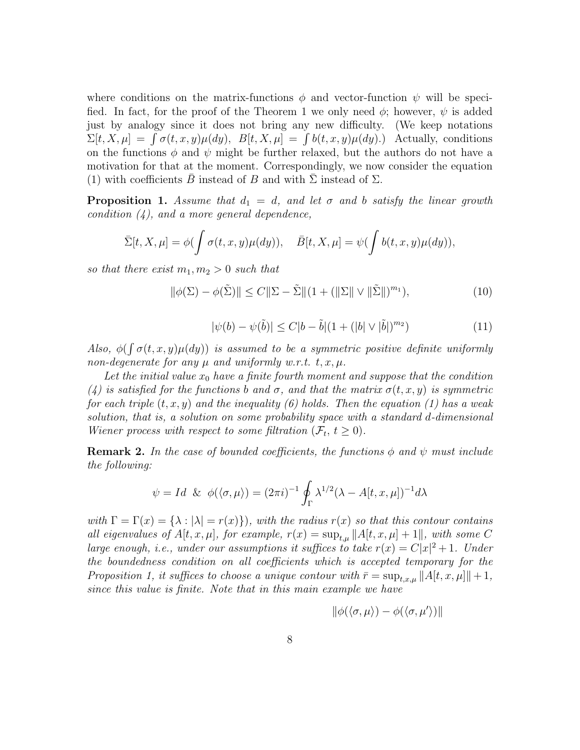where conditions on the matrix-functions $\phi$ and vector-function $\psi$ will be specified. In fact, for the proof of the Theorem 1 we only need $\phi$; however, $\psi$ is added just by analogy since it does not bring any new difficulty. (We keep notations $\Sigma[t,X,\mu] = \int \sigma(t,x,y)\mu(dy)$, $B[t,X,\mu] = \int b(t,x,y)\mu(dy)$.) Actually, conditions on the functions $\phi$ and $\psi$ might be further relaxed, but the authors do not have a motivation for that at the moment. Correspondingly, we now consider the equation (1) with coefficients $\bar B$ instead of $B$ and with $\bar\Sigma$ instead of $\Sigma$.

**Proposition 1.** *Assume that $d_1 = d$, and let $\sigma$ and $b$ satisfy the linear growth condition (4), and a more general dependence,*

$$\bar\Sigma[t,X,\mu] = \phi(\int \sigma(t,x,y)\mu(dy)), \quad \bar B[t,X,\mu] = \psi(\int b(t,x,y)\mu(dy)),$$

*so that there exist $m_1, m_2 > 0$ such that*

$$\|\phi(\Sigma) - \phi(\tilde\Sigma)\| \le C\|\Sigma - \tilde\Sigma\|(1 + (\|\Sigma\| \vee \|\tilde\Sigma\|)^{m_1}), \tag{10}$$

$$|\psi(b) - \psi(\tilde b)| \le C|b - \tilde b|(1 + (|b| \vee |\tilde b|)^{m_2}) \tag{11}$$

*Also, $\phi(\int \sigma(t,x,y)\mu(dy))$ is assumed to be a symmetric positive definite uniformly non-degenerate for any $\mu$ and uniformly w.r.t. $t,x,\mu$.*

*Let the initial value $x_0$ have a finite fourth moment and suppose that the condition (4) is satisfied for the functions $b$ and $\sigma$, and that the matrix $\sigma(t,x,y)$ is symmetric for each triple $(t,x,y)$ and the inequality (6) holds. Then the equation (1) has a weak solution, that is, a solution on some probability space with a standard $d$-dimensional Wiener process with respect to some filtration $(\mathcal{F}_t,\, t \ge 0)$.*

**Remark 2.** *In the case of bounded coefficients, the functions $\phi$ and $\psi$ must include the following:*

$$\psi = Id \ \ \& \ \ \phi(\langle\sigma,\mu\rangle) = (2\pi i)^{-1} \oint_\Gamma \lambda^{1/2}(\lambda - A[t,x,\mu])^{-1} d\lambda$$

*with $\Gamma = \Gamma(x) = \{\lambda : |\lambda| = r(x)\}$), with the radius $r(x)$ so that this contour contains all eigenvalues of $A[t,x,\mu]$, for example, $r(x) = \sup_{t,\mu}\|A[t,x,\mu] + 1\|$, with some $C$ large enough, i.e., under our assumptions it suffices to take $r(x) = C|x|^2 + 1$. Under the boundedness condition on all coefficients which is accepted temporary for the Proposition 1, it suffices to choose a unique contour with $\bar r = \sup_{t,x,\mu}\|A[t,x,\mu]\| + 1$, since this value is finite. Note that in this main example we have*

$$\|\phi(\langle\sigma,\mu\rangle) - \phi(\langle\sigma,\mu'\rangle)\|$$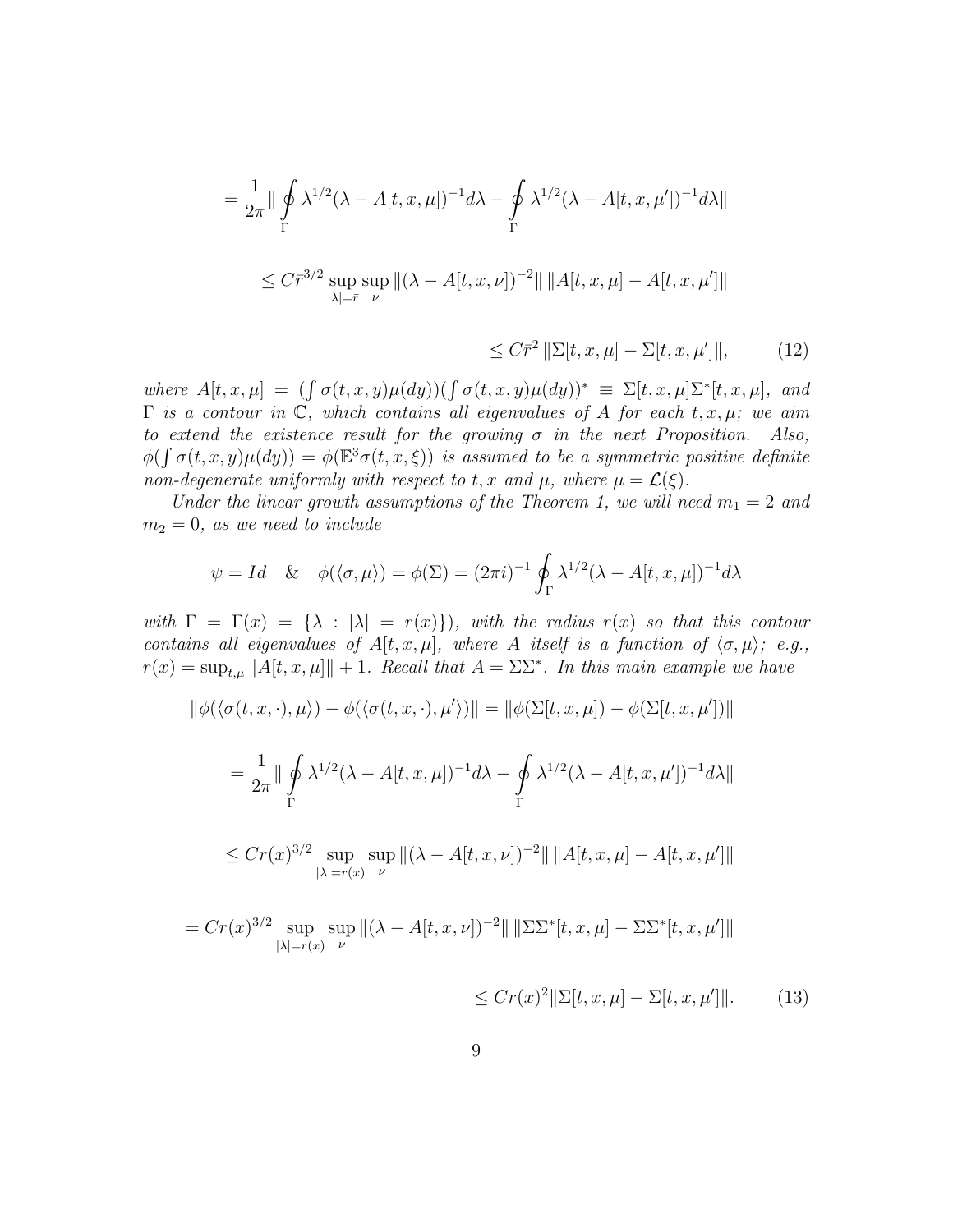$$
= \frac{1}{2\pi} \| \oint\limits_{\Gamma} \lambda^{1/2} (\lambda - A[t,x,\mu])^{-1} d\lambda - \oint\limits_{\Gamma} \lambda^{1/2} (\lambda - A[t,x,\mu'])^{-1} d\lambda \|
$$

$$
\le C \bar{r}^{3/2} \sup_{|\lambda| = \bar{r}} \sup_{\nu} \|(\lambda - A[t,x,\nu])^{-2}\| \, \|A[t,x,\mu] - A[t,x,\mu']\|
$$

$$
\le C \bar{r}^2 \, \|\Sigma[t,x,\mu] - \Sigma[t,x,\mu']\|, \qquad (12)
$$

*where* $A[t,x,\mu] = (\int \sigma(t,x,y)\mu(dy))(\int \sigma(t,x,y)\mu(dy))^* \equiv \Sigma[t,x,\mu]\Sigma^*[t,x,\mu]$*, and* $\Gamma$ *is a contour in* $\mathbb{C}$*, which contains all eigenvalues of* $A$ *for each* $t, x, \mu$*; we aim to extend the existence result for the growing* $\sigma$ *in the next Proposition. Also,* $\phi(\int \sigma(t,x,y)\mu(dy)) = \phi(\mathbb{E}^3 \sigma(t,x,\xi))$ *is assumed to be a symmetric positive definite non-degenerate uniformly with respect to* $t, x$ *and* $\mu$*, where* $\mu = \mathcal{L}(\xi)$*.*

*Under the linear growth assumptions of the Theorem 1, we will need* $m_1 = 2$ *and* $m_2 = 0$*, as we need to include*

$$
\psi = Id \quad \& \quad \phi(\langle \sigma, \mu \rangle) = \phi(\Sigma) = (2\pi i)^{-1} \oint\limits_{\Gamma} \lambda^{1/2} (\lambda - A[t,x,\mu])^{-1} d\lambda
$$

*with* $\Gamma = \Gamma(x) = \{\lambda : |\lambda| = r(x)\}$*), with the radius* $r(x)$ *so that this contour contains all eigenvalues of* $A[t,x,\mu]$*, where* $A$ *itself is a function of* $\langle \sigma, \mu \rangle$*; e.g.,* $r(x) = \sup_{t,\mu} \|A[t,x,\mu]\| + 1$*. Recall that* $A = \Sigma\Sigma^*$*. In this main example we have*

$$
\|\phi(\langle \sigma(t,x,\cdot), \mu \rangle) - \phi(\langle \sigma(t,x,\cdot), \mu' \rangle)\| = \|\phi(\Sigma[t,x,\mu]) - \phi(\Sigma[t,x,\mu'])\|
$$

$$
= \frac{1}{2\pi} \| \oint\limits_{\Gamma} \lambda^{1/2} (\lambda - A[t,x,\mu])^{-1} d\lambda - \oint\limits_{\Gamma} \lambda^{1/2} (\lambda - A[t,x,\mu'])^{-1} d\lambda \|
$$

$$
\le C r(x)^{3/2} \sup_{|\lambda| = r(x)} \sup_{\nu} \|(\lambda - A[t,x,\nu])^{-2}\| \, \|A[t,x,\mu] - A[t,x,\mu']\|
$$

$$
= C r(x)^{3/2} \sup_{|\lambda| = r(x)} \sup_{\nu} \|(\lambda - A[t,x,\nu])^{-2}\| \, \|\Sigma\Sigma^*[t,x,\mu] - \Sigma\Sigma^*[t,x,\mu']\|
$$

$$
\le C r(x)^2 \|\Sigma[t,x,\mu] - \Sigma[t,x,\mu']\|. \qquad (13)
$$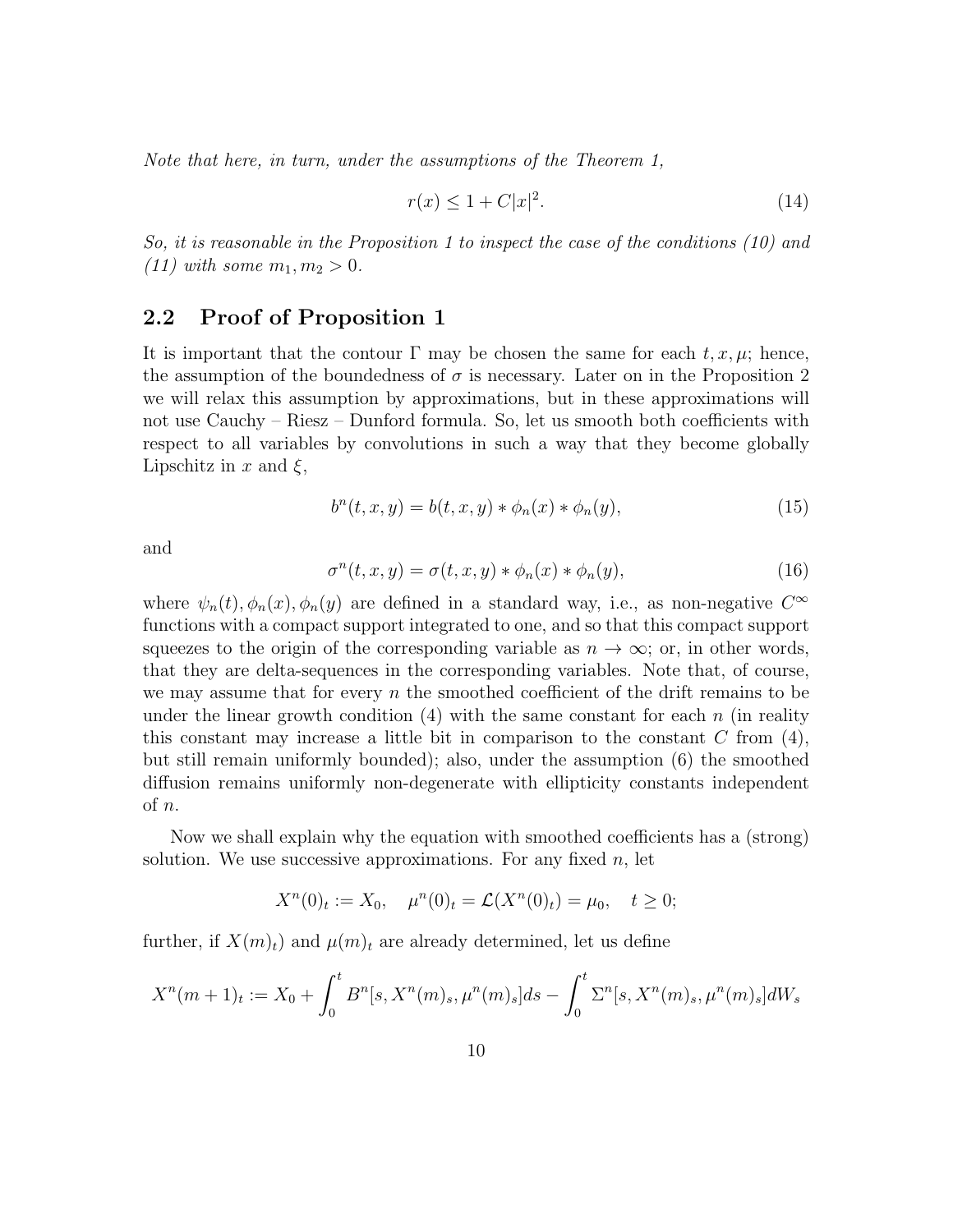*Note that here, in turn, under the assumptions of the Theorem 1,*

$$r(x) \le 1 + C|x|^2. \tag{14}$$

*So, it is reasonable in the Proposition 1 to inspect the case of the conditions (10) and (11) with some $m_1, m_2 > 0$.*

## 2.2 Proof of Proposition 1

It is important that the contour $\Gamma$ may be chosen the same for each $t, x, \mu$; hence, the assumption of the boundedness of $\sigma$ is necessary. Later on in the Proposition 2 we will relax this assumption by approximations, but in these approximations will not use Cauchy – Riesz – Dunford formula. So, let us smooth both coefficients with respect to all variables by convolutions in such a way that they become globally Lipschitz in $x$ and $\xi$,

$$b^n(t,x,y) = b(t,x,y) * \phi_n(x) * \phi_n(y), \tag{15}$$

and

$$\sigma^n(t,x,y) = \sigma(t,x,y) * \phi_n(x) * \phi_n(y), \tag{16}$$

where $\psi_n(t), \phi_n(x), \phi_n(y)$ are defined in a standard way, i.e., as non-negative $C^\infty$ functions with a compact support integrated to one, and so that this compact support squeezes to the origin of the corresponding variable as $n \to \infty$; or, in other words, that they are delta-sequences in the corresponding variables. Note that, of course, we may assume that for every $n$ the smoothed coefficient of the drift remains to be under the linear growth condition (4) with the same constant for each $n$ (in reality this constant may increase a little bit in comparison to the constant $C$ from (4), but still remain uniformly bounded); also, under the assumption (6) the smoothed diffusion remains uniformly non-degenerate with ellipticity constants independent of $n$.

Now we shall explain why the equation with smoothed coefficients has a (strong) solution. We use successive approximations. For any fixed $n$, let

$$X^n(0)_t := X_0, \quad \mu^n(0)_t = \mathcal{L}(X^n(0)_t) = \mu_0, \quad t \ge 0;$$

further, if $X(m)_t)$ and $\mu(m)_t$ are already determined, let us define

$$X^n(m+1)_t := X_0 + \int_0^t B^n[s, X^n(m)_s, \mu^n(m)_s]ds - \int_0^t \Sigma^n[s, X^n(m)_s, \mu^n(m)_s]dW_s$$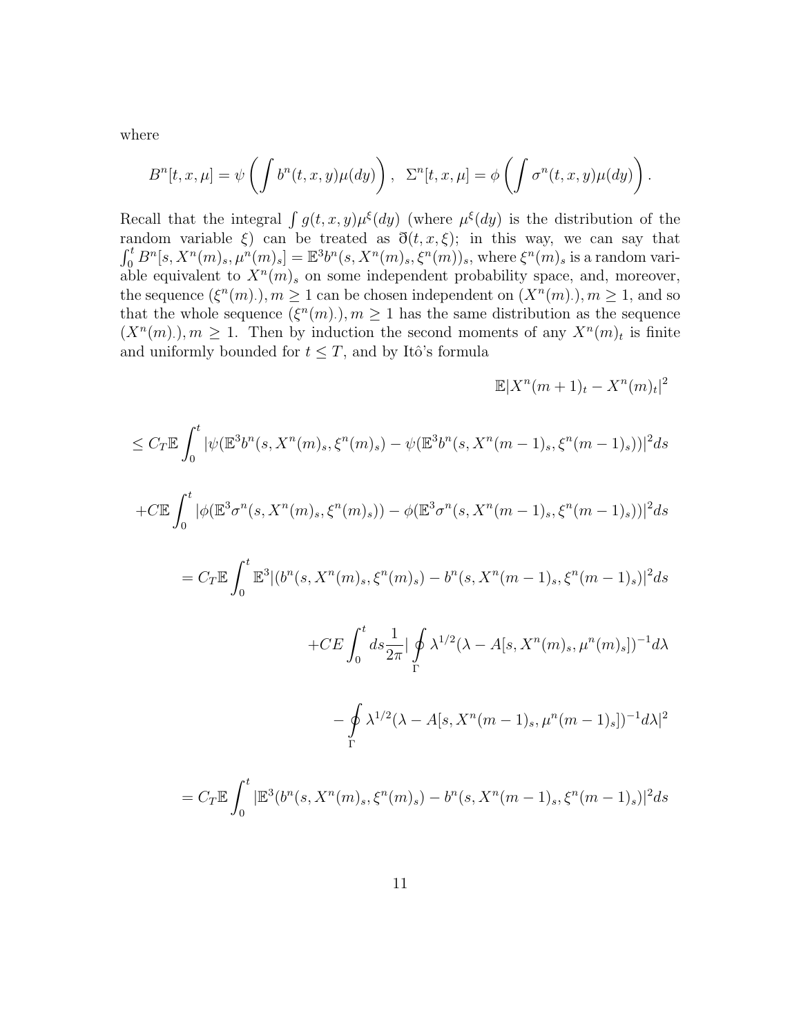where

$$B^n[t,x,\mu] = \psi\left(\int b^n(t,x,y)\mu(dy)\right), \ \ \Sigma^n[t,x,\mu] = \phi\left(\int \sigma^n(t,x,y)\mu(dy)\right).$$

Recall that the integral $\int g(t,x,y)\mu^{\xi}(dy)$ (where $\mu^{\xi}(dy)$ is the distribution of the random variable $\xi$) can be treated as $\eth(t,x,\xi)$; in this way, we can say that $\int_0^t B^n[s, X^n(m)_s, \mu^n(m)_s] = \mathbb{E}^3 b^n(s, X^n(m)_s, \xi^n(m))_s$, where $\xi^n(m)_s$ is a random variable equivalent to $X^n(m)_s$ on some independent probability space, and, moreover, the sequence $(\xi^n(m).), m \geq 1$ can be chosen independent on $(X^n(m).), m \geq 1$, and so that the whole sequence $(\xi^n(m).), m \geq 1$ has the same distribution as the sequence $(X^n(m).), m \geq 1$. Then by induction the second moments of any $X^n(m)_t$ is finite and uniformly bounded for $t \leq T$, and by Itô's formula

$$\mathbb{E}|X^n(m+1)_t - X^n(m)_t|^2$$

$$\leq C_T \mathbb{E}\int_0^t |\psi(\mathbb{E}^3 b^n(s, X^n(m)_s, \xi^n(m)_s) - \psi(\mathbb{E}^3 b^n(s, X^n(m-1)_s, \xi^n(m-1)_s))|^2 ds$$

$$+ C\mathbb{E}\int_0^t |\phi(\mathbb{E}^3 \sigma^n(s, X^n(m)_s, \xi^n(m)_s)) - \phi(\mathbb{E}^3 \sigma^n(s, X^n(m-1)_s, \xi^n(m-1)_s))|^2 ds$$

$$= C_T \mathbb{E}\int_0^t \mathbb{E}^3 |(b^n(s, X^n(m)_s, \xi^n(m)_s) - b^n(s, X^n(m-1)_s, \xi^n(m-1)_s)|^2 ds$$

$$+ CE\int_0^t ds \frac{1}{2\pi} |\oint_{\Gamma} \lambda^{1/2}(\lambda - A[s, X^n(m)_s, \mu^n(m)_s])^{-1} d\lambda$$

$$- \oint_{\Gamma} \lambda^{1/2}(\lambda - A[s, X^n(m-1)_s, \mu^n(m-1)_s])^{-1} d\lambda|^2$$

$$= C_T \mathbb{E}\int_0^t |\mathbb{E}^3 (b^n(s, X^n(m)_s, \xi^n(m)_s) - b^n(s, X^n(m-1)_s, \xi^n(m-1)_s)|^2 ds$$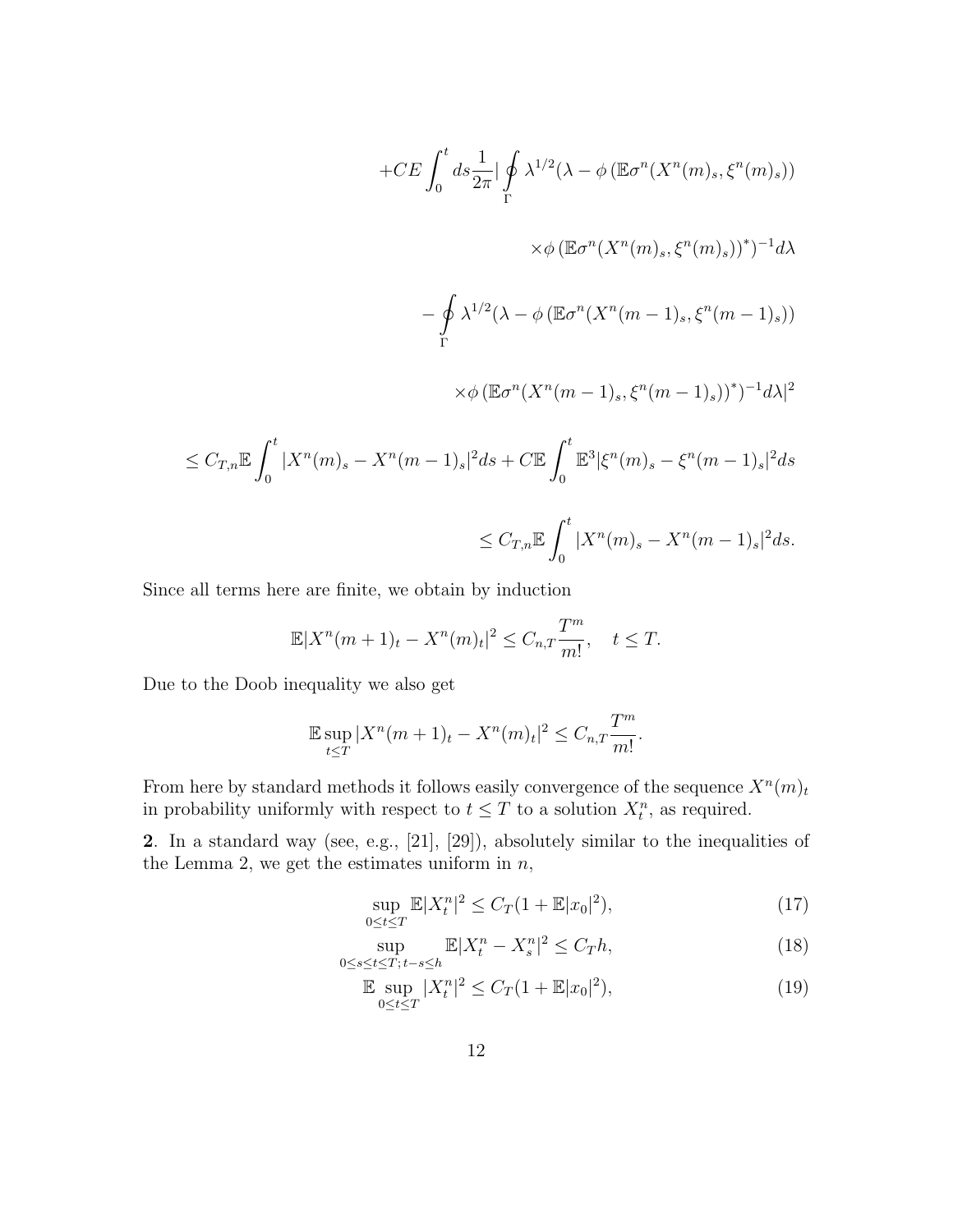$$
\begin{aligned}
&+CE\int_0^t ds\frac{1}{2\pi}|\oint\limits_\Gamma \lambda^{1/2}(\lambda-\phi\left(\mathbb{E}\sigma^n(X^n(m)_s,\xi^n(m)_s)\right) \\
&\qquad\times\phi\left(\mathbb{E}\sigma^n(X^n(m)_s,\xi^n(m)_s)\right)^*)^{-1}d\lambda \\
&\qquad-\oint\limits_\Gamma \lambda^{1/2}(\lambda-\phi\left(\mathbb{E}\sigma^n(X^n(m-1)_s,\xi^n(m-1)_s)\right) \\
&\qquad\times\phi\left(\mathbb{E}\sigma^n(X^n(m-1)_s,\xi^n(m-1)_s)\right)^*)^{-1}d\lambda|^2 \\
&\le C_{T,n}\mathbb{E}\int_0^t |X^n(m)_s-X^n(m-1)_s|^2ds + C\mathbb{E}\int_0^t \mathbb{E}^3|\xi^n(m)_s-\xi^n(m-1)_s|^2ds \\
&\le C_{T,n}\mathbb{E}\int_0^t |X^n(m)_s-X^n(m-1)_s|^2ds.
\end{aligned}
$$

Since all terms here are finite, we obtain by induction

$$
\mathbb{E}|X^n(m+1)_t-X^n(m)_t|^2 \le C_{n,T}\frac{T^m}{m!}, \quad t\le T.
$$

Due to the Doob inequality we also get

$$
\mathbb{E}\sup_{t\le T}|X^n(m+1)_t-X^n(m)_t|^2 \le C_{n,T}\frac{T^m}{m!}.
$$

From here by standard methods it follows easily convergence of the sequence $X^n(m)_t$ in probability uniformly with respect to $t\le T$ to a solution $X^n_t$, as required.

**2**. In a standard way (see, e.g., [21], [29]), absolutely similar to the inequalities of the Lemma 2, we get the estimates uniform in $n$,

$$
\sup_{0\le t\le T}\mathbb{E}|X^n_t|^2 \le C_T(1+\mathbb{E}|x_0|^2), \tag{17}
$$

$$
\sup_{0\le s\le t\le T;\, t-s\le h}\mathbb{E}|X^n_t-X^n_s|^2 \le C_T h, \tag{18}
$$

$$
\mathbb{E}\sup_{0\le t\le T}|X^n_t|^2 \le C_T(1+\mathbb{E}|x_0|^2), \tag{19}
$$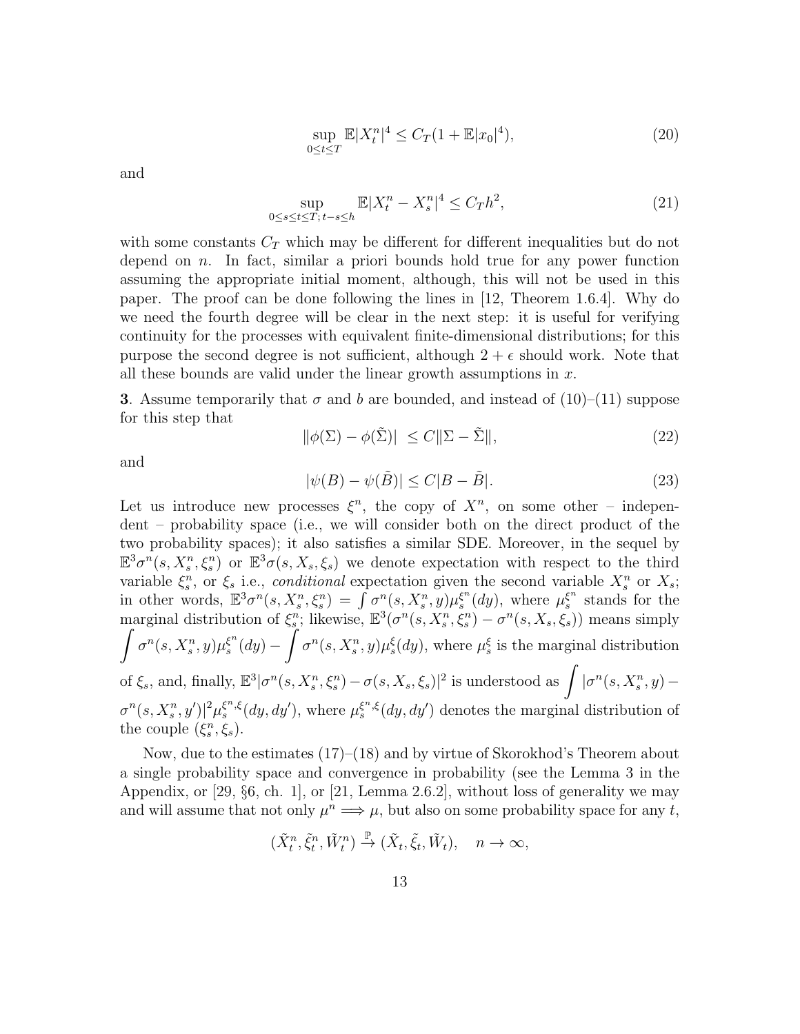$$\sup_{0 \le t \le T} \mathbb{E}|X_t^n|^4 \le C_T(1 + \mathbb{E}|x_0|^4), \tag{20}$$

and

$$\sup_{0 \le s \le t \le T;\, t-s \le h} \mathbb{E}|X_t^n - X_s^n|^4 \le C_T h^2, \tag{21}$$

with some constants $C_T$ which may be different for different inequalities but do not depend on $n$. In fact, similar a priori bounds hold true for any power function assuming the appropriate initial moment, although, this will not be used in this paper. The proof can be done following the lines in [12, Theorem 1.6.4]. Why do we need the fourth degree will be clear in the next step: it is useful for verifying continuity for the processes with equivalent finite-dimensional distributions; for this purpose the second degree is not sufficient, although $2 + \epsilon$ should work. Note that all these bounds are valid under the linear growth assumptions in $x$.

**3**. Assume temporarily that $\sigma$ and $b$ are bounded, and instead of (10)–(11) suppose for this step that

$$\|\phi(\Sigma) - \phi(\tilde\Sigma)| \le C\|\Sigma - \tilde\Sigma\|, \tag{22}$$

and

$$|\psi(B) - \psi(\tilde B)| \le C|B - \tilde B|. \tag{23}$$

Let us introduce new processes $\xi^n$, the copy of $X^n$, on some other – independent – probability space (i.e., we will consider both on the direct product of the two probability spaces); it also satisfies a similar SDE. Moreover, in the sequel by $\mathbb{E}^3\sigma^n(s, X_s^n, \xi_s^n)$ or $\mathbb{E}^3\sigma(s, X_s, \xi_s)$ we denote expectation with respect to the third variable $\xi_s^n$, or $\xi_s$ i.e., *conditional* expectation given the second variable $X_s^n$ or $X_s$; in other words, $\mathbb{E}^3\sigma^n(s, X_s^n, \xi_s^n) = \int \sigma^n(s, X_s^n, y)\mu_s^{\xi^n}(dy)$, where $\mu_s^{\xi^n}$ stands for the marginal distribution of $\xi_s^n$; likewise, $\mathbb{E}^3(\sigma^n(s, X_s^n, \xi_s^n) - \sigma^n(s, X_s, \xi_s))$ means simply $\displaystyle\int \sigma^n(s, X_s^n, y)\mu_s^{\xi^n}(dy) - \int \sigma^n(s, X_s^n, y)\mu_s^{\xi}(dy)$, where $\mu_s^{\xi}$ is the marginal distribution of $\xi_s$, and, finally, $\mathbb{E}^3|\sigma^n(s, X_s^n, \xi_s^n) - \sigma(s, X_s, \xi_s)|^2$ is understood as $\displaystyle\int |\sigma^n(s, X_s^n, y) - \sigma^n(s, X_s^n, y')|^2 \mu_s^{\xi^n,\xi}(dy, dy')$, where $\mu_s^{\xi^n,\xi}(dy, dy')$ denotes the marginal distribution of the couple $(\xi_s^n, \xi_s)$.

Now, due to the estimates (17)–(18) and by virtue of Skorokhod's Theorem about a single probability space and convergence in probability (see the Lemma 3 in the Appendix, or [29, §6, ch. 1], or [21, Lemma 2.6.2], without loss of generality we may and will assume that not only $\mu^n \Longrightarrow \mu$, but also on some probability space for any $t$,

$$(\tilde X_t^n, \tilde\xi_t^n, \tilde W_t^n) \stackrel{\mathbb{P}}{\to} (\tilde X_t, \tilde\xi_t, \tilde W_t), \quad n \to \infty,$$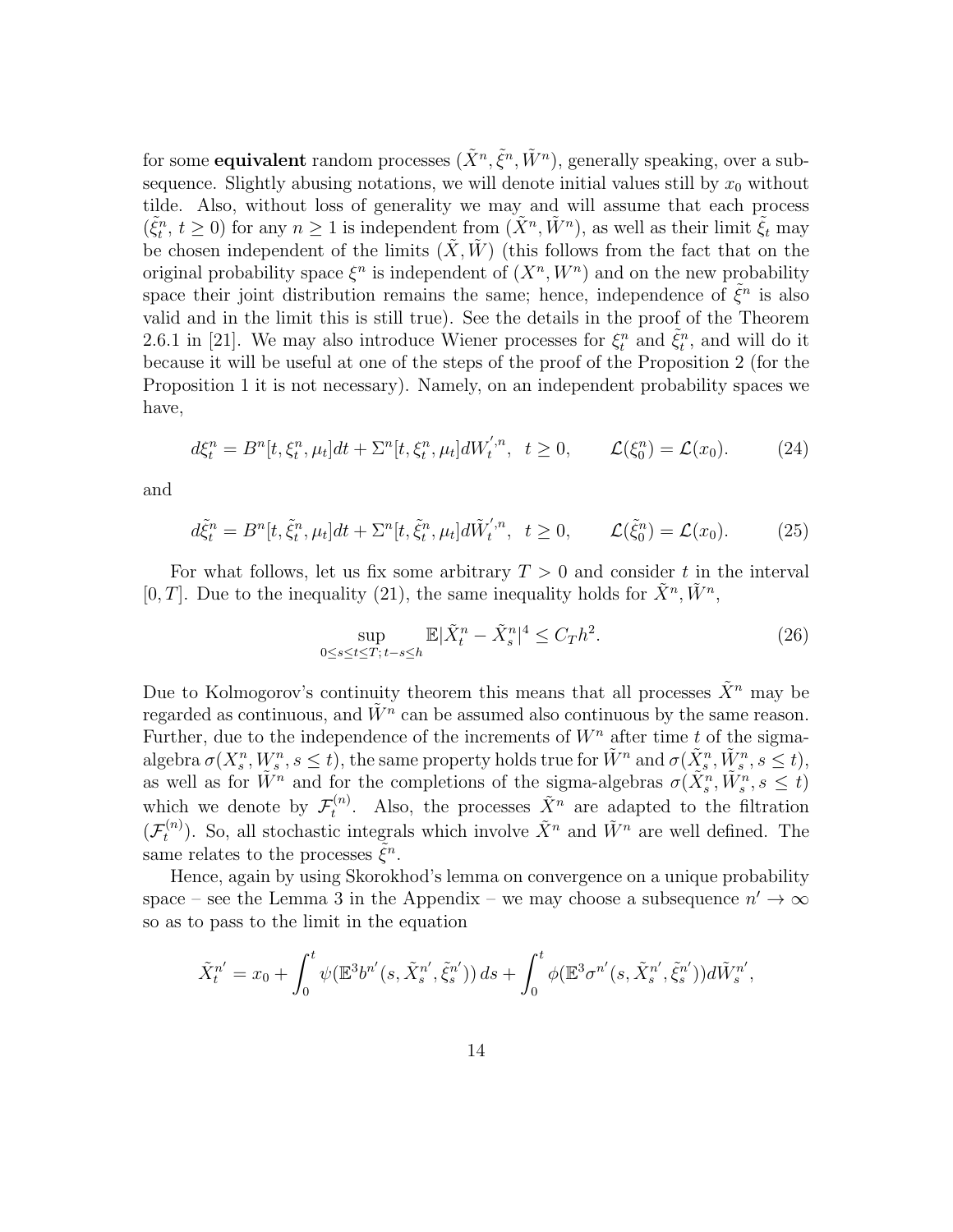for some **equivalent** random processes $(\tilde X^n, \tilde \xi^n, \tilde W^n)$, generally speaking, over a subsequence. Slightly abusing notations, we will denote initial values still by $x_0$ without tilde. Also, without loss of generality we may and will assume that each process $(\tilde\xi^n_t,\, t\ge 0)$ for any $n\ge 1$ is independent from $(\tilde X^n, \tilde W^n)$, as well as their limit $\tilde \xi_t$ may be chosen independent of the limits $(\tilde X, \tilde W)$ (this follows from the fact that on the original probability space $\xi^n$ is independent of $(X^n, W^n)$ and on the new probability space their joint distribution remains the same; hence, independence of $\tilde\xi^n$ is also valid and in the limit this is still true). See the details in the proof of the Theorem 2.6.1 in [21]. We may also introduce Wiener processes for $\xi^n_t$ and $\tilde\xi^n_t$, and will do it because it will be useful at one of the steps of the proof of the Proposition 2 (for the Proposition 1 it is not necessary). Namely, on an independent probability spaces we have,

$$d\xi^n_t = B^n[t,\xi^n_t,\mu_t]dt + \Sigma^n[t,\xi^n_t,\mu_t]dW^{',n}_t, \;\; t\ge 0, \qquad \mathcal{L}(\xi^n_0) = \mathcal{L}(x_0). \tag{24}$$

and

$$d\tilde\xi^n_t = B^n[t,\tilde\xi^n_t,\mu_t]dt + \Sigma^n[t,\tilde\xi^n_t,\mu_t]d\tilde W^{',n}_t, \;\; t\ge 0, \qquad \mathcal{L}(\tilde\xi^n_0) = \mathcal{L}(x_0). \tag{25}$$

For what follows, let us fix some arbitrary $T>0$ and consider $t$ in the interval $[0,T]$. Due to the inequality (21), the same inequality holds for $\tilde X^n, \tilde W^n$,

$$\sup_{0\le s\le t\le T;\, t-s\le h} \mathbb{E}|\tilde X^n_t - \tilde X^n_s|^4 \le C_T h^2. \tag{26}$$

Due to Kolmogorov's continuity theorem this means that all processes $\tilde X^n$ may be regarded as continuous, and $\tilde W^n$ can be assumed also continuous by the same reason. Further, due to the independence of the increments of $W^n$ after time $t$ of the sigma-algebra $\sigma(X^n_s, W^n_s, s\le t)$, the same property holds true for $\tilde W^n$ and $\sigma(\tilde X^n_s, \tilde W^n_s, s\le t)$, as well as for $\tilde W^n$ and for the completions of the sigma-algebras $\sigma(\tilde X^n_s, \tilde W^n_s, s\le t)$ which we denote by $\mathcal{F}^{(n)}_t$. Also, the processes $\tilde X^n$ are adapted to the filtration $(\mathcal{F}^{(n)}_t)$. So, all stochastic integrals which involve $\tilde X^n$ and $\tilde W^n$ are well defined. The same relates to the processes $\tilde \xi^n$.

Hence, again by using Skorokhod's lemma on convergence on a unique probability space – see the Lemma 3 in the Appendix – we may choose a subsequence $n'\to\infty$ so as to pass to the limit in the equation

$$\tilde X^{n'}_t = x_0 + \int_0^t \psi(\mathbb{E}^3 b^{n'}(s,\tilde X^{n'}_s, \tilde\xi^{n'}_s))\,ds + \int_0^t \phi(\mathbb{E}^3\sigma^{n'}(s,\tilde X^{n'}_s,\tilde\xi^{n'}_s))d\tilde W^{n'}_s,$$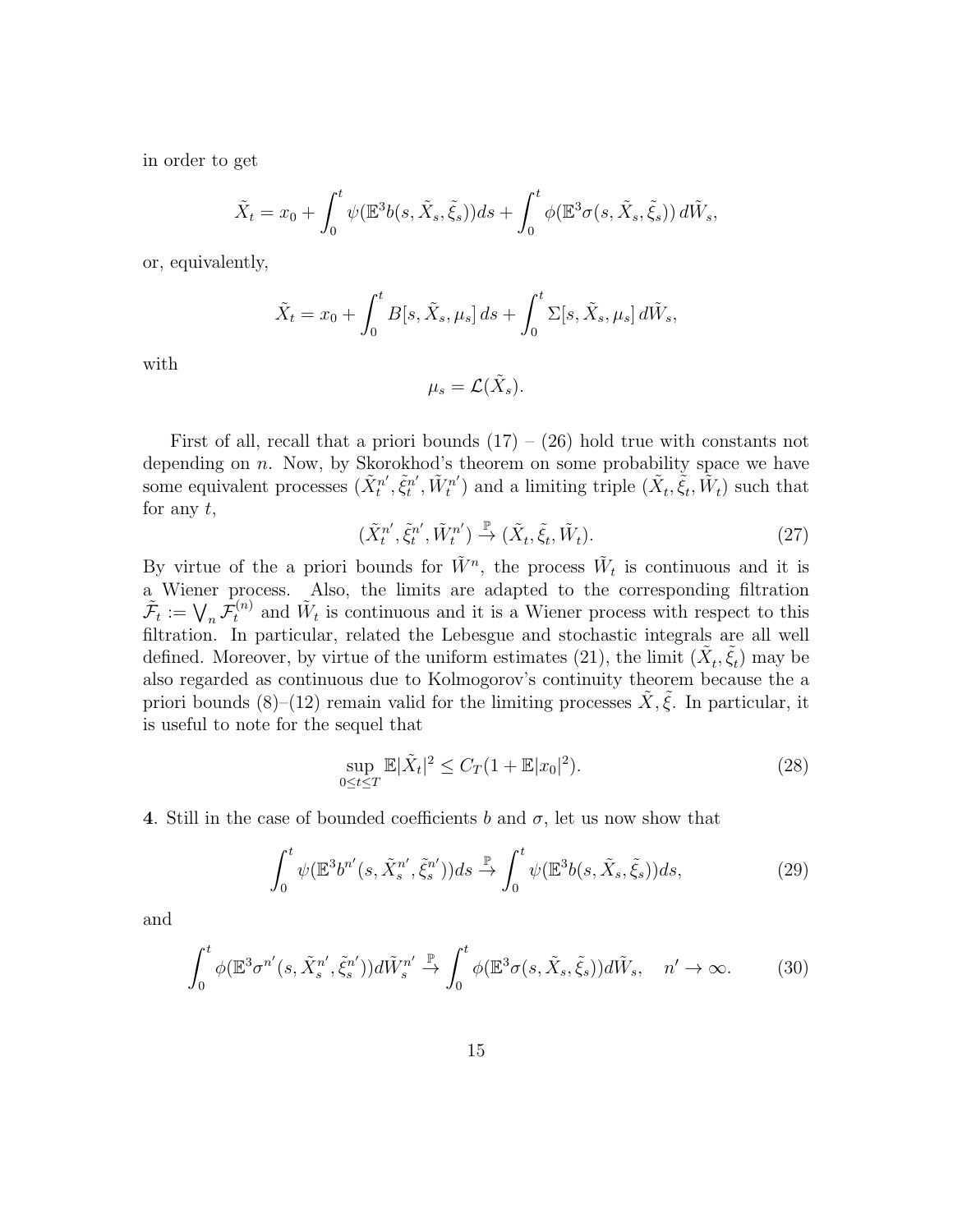in order to get

$$\tilde{X}_t = x_0 + \int_0^t \psi(\mathbb{E}^3 b(s, \tilde{X}_s, \tilde{\xi}_s))ds + \int_0^t \phi(\mathbb{E}^3 \sigma(s, \tilde{X}_s, \tilde{\xi}_s))\, d\tilde{W}_s,$$

or, equivalently,

$$\tilde{X}_t = x_0 + \int_0^t B[s, \tilde{X}_s, \mu_s]\, ds + \int_0^t \Sigma[s, \tilde{X}_s, \mu_s]\, d\tilde{W}_s,$$

with

$$\mu_s = \mathcal{L}(\tilde{X}_s).$$

First of all, recall that a priori bounds (17) – (26) hold true with constants not depending on $n$. Now, by Skorokhod's theorem on some probability space we have some equivalent processes $(\tilde{X}_t^{n'}, \tilde{\xi}_t^{n'}, \tilde{W}_t^{n'})$ and a limiting triple $(\tilde{X}_t, \tilde{\xi}_t, \tilde{W}_t)$ such that for any $t$,

$$(\tilde{X}_t^{n'}, \tilde{\xi}_t^{n'}, \tilde{W}_t^{n'}) \stackrel{\mathbb{P}}{\to} (\tilde{X}_t, \tilde{\xi}_t, \tilde{W}_t). \tag{27}$$

By virtue of the a priori bounds for $\tilde{W}^n$, the process $\tilde{W}_t$ is continuous and it is a Wiener process. Also, the limits are adapted to the corresponding filtration $\tilde{\mathcal{F}}_t := \bigvee_n \mathcal{F}_t^{(n)}$ and $\tilde{W}_t$ is continuous and it is a Wiener process with respect to this filtration. In particular, related the Lebesgue and stochastic integrals are all well defined. Moreover, by virtue of the uniform estimates (21), the limit $(\tilde{X}_t, \tilde{\xi}_t)$ may be also regarded as continuous due to Kolmogorov's continuity theorem because the a priori bounds (8)–(12) remain valid for the limiting processes $\tilde{X}, \tilde{\xi}$. In particular, it is useful to note for the sequel that

$$\sup_{0\le t\le T} \mathbb{E}|\tilde{X}_t|^2 \le C_T(1 + \mathbb{E}|x_0|^2). \tag{28}$$

**4**. Still in the case of bounded coefficients $b$ and $\sigma$, let us now show that

$$\int_0^t \psi(\mathbb{E}^3 b^{n'}(s, \tilde{X}_s^{n'}, \tilde{\xi}_s^{n'}))ds \stackrel{\mathbb{P}}{\to} \int_0^t \psi(\mathbb{E}^3 b(s, \tilde{X}_s, \tilde{\xi}_s))ds, \tag{29}$$

and

$$\int_0^t \phi(\mathbb{E}^3 \sigma^{n'}(s, \tilde{X}_s^{n'}, \tilde{\xi}_s^{n'}))d\tilde{W}_s^{n'} \stackrel{\mathbb{P}}{\to} \int_0^t \phi(\mathbb{E}^3 \sigma(s, \tilde{X}_s, \tilde{\xi}_s))d\tilde{W}_s, \quad n' \to \infty. \tag{30}$$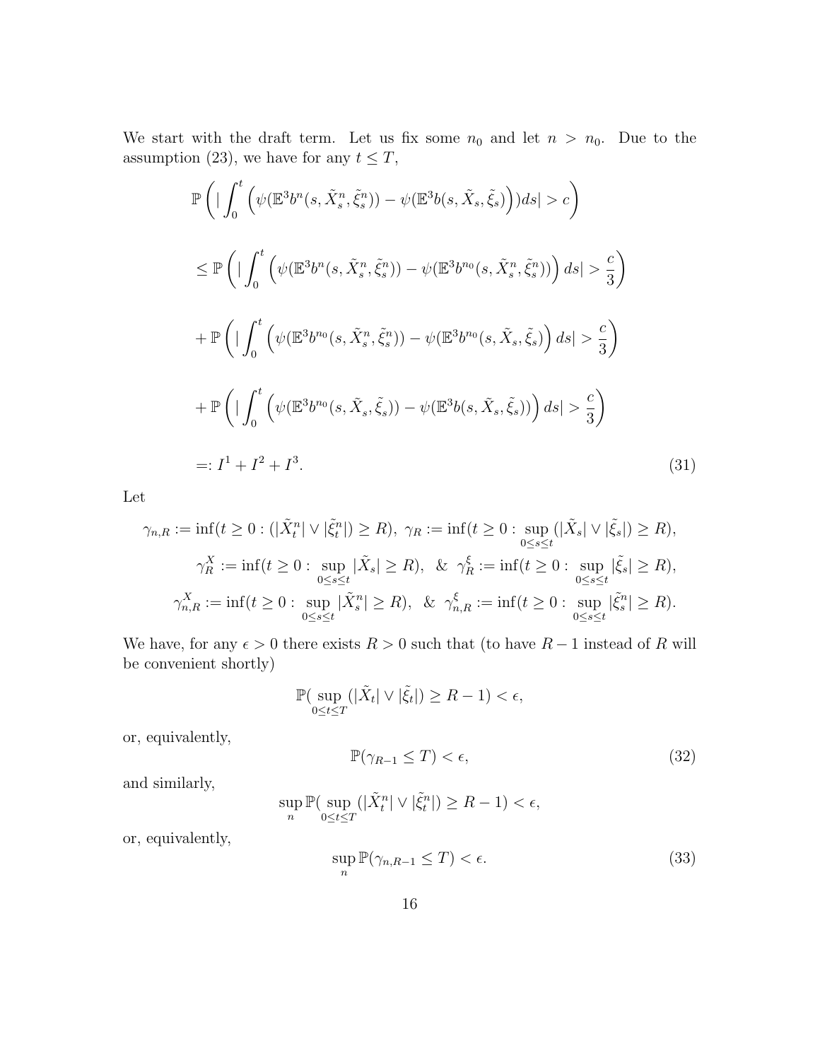We start with the draft term. Let us fix some $n_0$ and let $n > n_0$. Due to the assumption (23), we have for any $t \le T$,

$$
\begin{aligned}
&\mathbb{P}\left( | \int_0^t \left( \psi(\mathbb{E}^3 b^n(s, \tilde{X}^n_s, \tilde{\xi}^n_s)) - \psi(\mathbb{E}^3 b(s, \tilde{X}_s, \tilde{\xi}_s) \right) ) ds| > c \right) \\
&\le \mathbb{P}\left( | \int_0^t \left( \psi(\mathbb{E}^3 b^n(s, \tilde{X}^n_s, \tilde{\xi}^n_s)) - \psi(\mathbb{E}^3 b^{n_0}(s, \tilde{X}^n_s, \tilde{\xi}^n_s)) \right) ds| > \frac{c}{3} \right) \\
&+ \mathbb{P}\left( | \int_0^t \left( \psi(\mathbb{E}^3 b^{n_0}(s, \tilde{X}^n_s, \tilde{\xi}^n_s)) - \psi(\mathbb{E}^3 b^{n_0}(s, \tilde{X}_s, \tilde{\xi}_s) \right) ds| > \frac{c}{3} \right) \\
&+ \mathbb{P}\left( | \int_0^t \left( \psi(\mathbb{E}^3 b^{n_0}(s, \tilde{X}_s, \tilde{\xi}_s)) - \psi(\mathbb{E}^3 b(s, \tilde{X}_s, \tilde{\xi}_s)) \right) ds| > \frac{c}{3} \right) \\
&=: I^1 + I^2 + I^3.
\end{aligned}
\tag{31}
$$

Let

$$
\begin{aligned}
\gamma_{n,R} &:= \inf(t \ge 0 : (|\tilde{X}^n_t| \vee |\tilde{\xi}^n_t|) \ge R), \ \gamma_R := \inf(t \ge 0 : \sup_{0 \le s \le t} (|\tilde{X}_s| \vee |\tilde{\xi}_s|) \ge R), \\
\gamma^X_R &:= \inf(t \ge 0 : \sup_{0 \le s \le t} |\tilde{X}_s| \ge R), \ \ \& \ \ \gamma^\xi_R := \inf(t \ge 0 : \sup_{0 \le s \le t} |\tilde{\xi}_s| \ge R), \\
\gamma^X_{n,R} &:= \inf(t \ge 0 : \sup_{0 \le s \le t} |\tilde{X}^n_s| \ge R), \ \ \& \ \ \gamma^\xi_{n,R} := \inf(t \ge 0 : \sup_{0 \le s \le t} |\tilde{\xi}^n_s| \ge R).
\end{aligned}
$$

We have, for any $\epsilon > 0$ there exists $R > 0$ such that (to have $R-1$ instead of $R$ will be convenient shortly)

$$
\mathbb{P}( \sup_{0 \le t \le T} (|\tilde{X}_t| \vee |\tilde{\xi}_t|) \ge R - 1) < \epsilon,
$$

or, equivalently,

$$
\mathbb{P}(\gamma_{R-1} \le T) < \epsilon, \tag{32}
$$

and similarly,

$$
\sup_n \mathbb{P}( \sup_{0 \le t \le T} (|\tilde{X}^n_t| \vee |\tilde{\xi}^n_t|) \ge R - 1) < \epsilon,
$$

or, equivalently,

$$
\sup_n \mathbb{P}(\gamma_{n,R-1} \le T) < \epsilon. \tag{33}
$$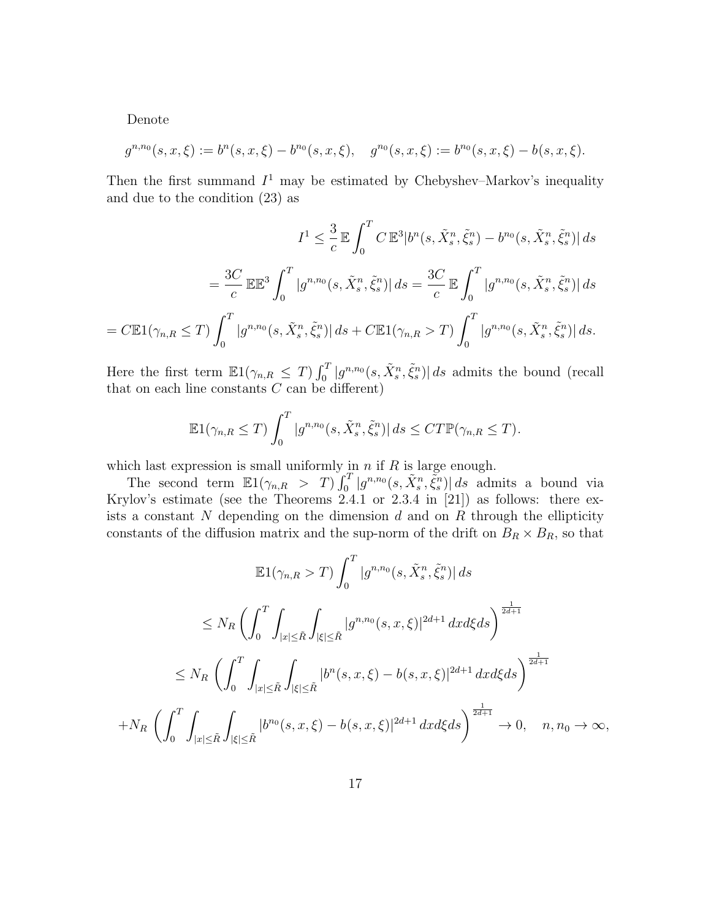Denote

$$g^{n,n_0}(s,x,\xi) := b^n(s,x,\xi) - b^{n_0}(s,x,\xi), \quad g^{n_0}(s,x,\xi) := b^{n_0}(s,x,\xi) - b(s,x,\xi).$$

Then the first summand $I^1$ may be estimated by Chebyshev–Markov's inequality and due to the condition (23) as

$$I^1 \le \frac{3}{c}\,\mathbb{E}\int_0^T C\,\mathbb{E}^3|b^n(s,\tilde X^n_s,\tilde\xi^n_s) - b^{n_0}(s,\tilde X^n_s,\tilde\xi^n_s)|\,ds$$

$$= \frac{3C}{c}\,\mathbb{E}\mathbb{E}^3\int_0^T |g^{n,n_0}(s,\tilde X^n_s,\tilde\xi^n_s)|\,ds = \frac{3C}{c}\,\mathbb{E}\int_0^T |g^{n,n_0}(s,\tilde X^n_s,\tilde\xi^n_s)|\,ds$$

$$= C\mathbb{E}1(\gamma_{n,R}\le T)\int_0^T |g^{n,n_0}(s,\tilde X^n_s,\tilde\xi^n_s)|\,ds + C\mathbb{E}1(\gamma_{n,R}> T)\int_0^T |g^{n,n_0}(s,\tilde X^n_s,\tilde\xi^n_s)|\,ds.$$

Here the first term $\mathbb{E}1(\gamma_{n,R}\le T)\int_0^T |g^{n,n_0}(s,\tilde X^n_s,\tilde\xi^n_s)|\,ds$ admits the bound (recall that on each line constants $C$ can be different)

$$\mathbb{E}1(\gamma_{n,R}\le T)\int_0^T |g^{n,n_0}(s,\tilde X^n_s,\tilde\xi^n_s)|\,ds \le CT\mathbb{P}(\gamma_{n,R}\le T).$$

which last expression is small uniformly in $n$ if $R$ is large enough.

The second term $\mathbb{E}1(\gamma_{n,R} > T)\int_0^T |g^{n,n_0}(s,\tilde X^n_s,\tilde\xi^n_s)|\,ds$ admits a bound via Krylov's estimate (see the Theorems 2.4.1 or 2.3.4 in [21]) as follows: there exists a constant $N$ depending on the dimension $d$ and on $R$ through the ellipticity constants of the diffusion matrix and the sup-norm of the drift on $B_R\times B_R$, so that

$$\mathbb{E}1(\gamma_{n,R} > T)\int_0^T |g^{n,n_0}(s,\tilde X^n_s,\tilde\xi^n_s)|\,ds$$

$$\le N_R\left(\int_0^T\int_{|x|\le\tilde R}\int_{|\xi|\le\tilde R}|g^{n,n_0}(s,x,\xi)|^{2d+1}\,dxd\xi ds\right)^{\frac{1}{2d+1}}$$

$$\le N_R\left(\int_0^T\int_{|x|\le\tilde R}\int_{|\xi|\le\tilde R}|b^{n}(s,x,\xi)-b(s,x,\xi)|^{2d+1}\,dxd\xi ds\right)^{\frac{1}{2d+1}}$$

$$+N_R\left(\int_0^T\int_{|x|\le\tilde R}\int_{|\xi|\le\tilde R}|b^{n_0}(s,x,\xi)-b(s,x,\xi)|^{2d+1}\,dxd\xi ds\right)^{\frac{1}{2d+1}} \to 0, \quad n,n_0\to\infty,$$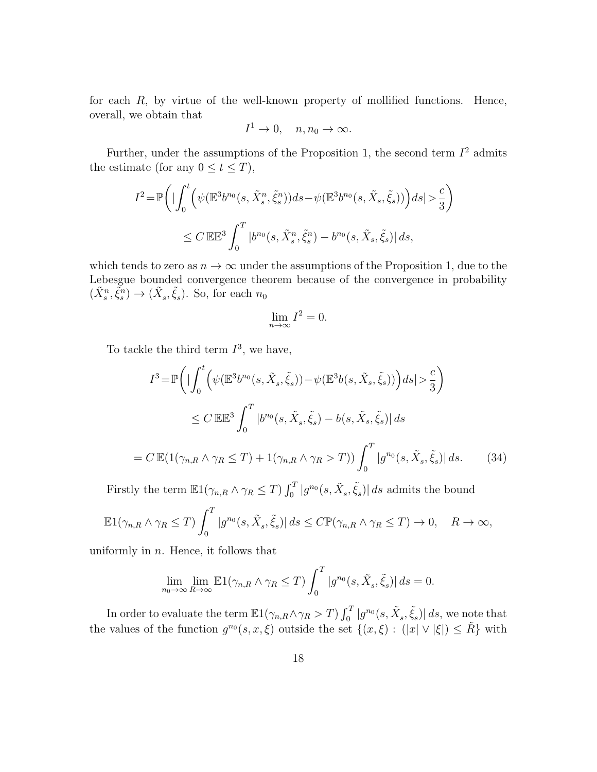for each $R$, by virtue of the well-known property of mollified functions. Hence, overall, we obtain that

$$I^1 \to 0, \quad n, n_0 \to \infty.$$

Further, under the assumptions of the Proposition 1, the second term $I^2$ admits the estimate (for any $0 \le t \le T$),

$$I^2 = \mathbb{P}\bigg( |\int_0^t \Big(\psi(\mathbb{E}^3 b^{n_0}(s, \tilde{X}^n_s, \tilde{\xi}^n_s))ds - \psi(\mathbb{E}^3 b^{n_0}(s, \tilde{X}_s, \tilde{\xi}_s))\Big) ds| > \frac{c}{3} \bigg)$$

$$\le C\, \mathbb{E}\mathbb{E}^3 \int_0^T |b^{n_0}(s, \tilde{X}^n_s, \tilde{\xi}^n_s) - b^{n_0}(s, \tilde{X}_s, \tilde{\xi}_s)|\, ds,$$

which tends to zero as $n \to \infty$ under the assumptions of the Proposition 1, due to the Lebesgue bounded convergence theorem because of the convergence in probability $(\tilde{X}^n_s, \tilde{\xi}^n_s) \to (\tilde{X}_s, \tilde{\xi}_s)$. So, for each $n_0$

$$\lim_{n\to\infty} I^2 = 0.$$

To tackle the third term $I^3$, we have,

$$I^3 = \mathbb{P}\bigg( |\int_0^t \Big(\psi(\mathbb{E}^3 b^{n_0}(s, \tilde{X}_s, \tilde{\xi}_s)) - \psi(\mathbb{E}^3 b(s, \tilde{X}_s, \tilde{\xi}_s))\Big) ds| > \frac{c}{3} \bigg)$$

$$\le C\, \mathbb{E}\mathbb{E}^3 \int_0^T |b^{n_0}(s, \tilde{X}_s, \tilde{\xi}_s) - b(s, \tilde{X}_s, \tilde{\xi}_s)|\, ds$$

$$= C\, \mathbb{E}(1(\gamma_{n,R} \wedge \gamma_R \le T) + 1(\gamma_{n,R} \wedge \gamma_R > T)) \int_0^T |g^{n_0}(s, \tilde{X}_s, \tilde{\xi}_s)|\, ds. \tag{34}$$

Firstly the term $\mathbb{E}1(\gamma_{n,R} \wedge \gamma_R \le T) \int_0^T |g^{n_0}(s, \tilde{X}_s, \tilde{\xi}_s)|\, ds$ admits the bound

$$\mathbb{E}1(\gamma_{n,R} \wedge \gamma_R \le T) \int_0^T |g^{n_0}(s, \tilde{X}_s, \tilde{\xi}_s)|\, ds \le C\mathbb{P}(\gamma_{n,R} \wedge \gamma_R \le T) \to 0, \quad R \to \infty,$$

uniformly in $n$. Hence, it follows that

$$\lim_{n_0\to\infty} \lim_{R\to\infty} \mathbb{E}1(\gamma_{n,R} \wedge \gamma_R \le T) \int_0^T |g^{n_0}(s, \tilde{X}_s, \tilde{\xi}_s)|\, ds = 0.$$

In order to evaluate the term $\mathbb{E}1(\gamma_{n,R} \wedge \gamma_R > T) \int_0^T |g^{n_0}(s, \tilde{X}_s, \tilde{\xi}_s)|\, ds$, we note that the values of the function $g^{n_0}(s, x, \xi)$ outside the set $\{(x, \xi) : (|x| \vee |\xi|) \le \tilde{R}\}$ with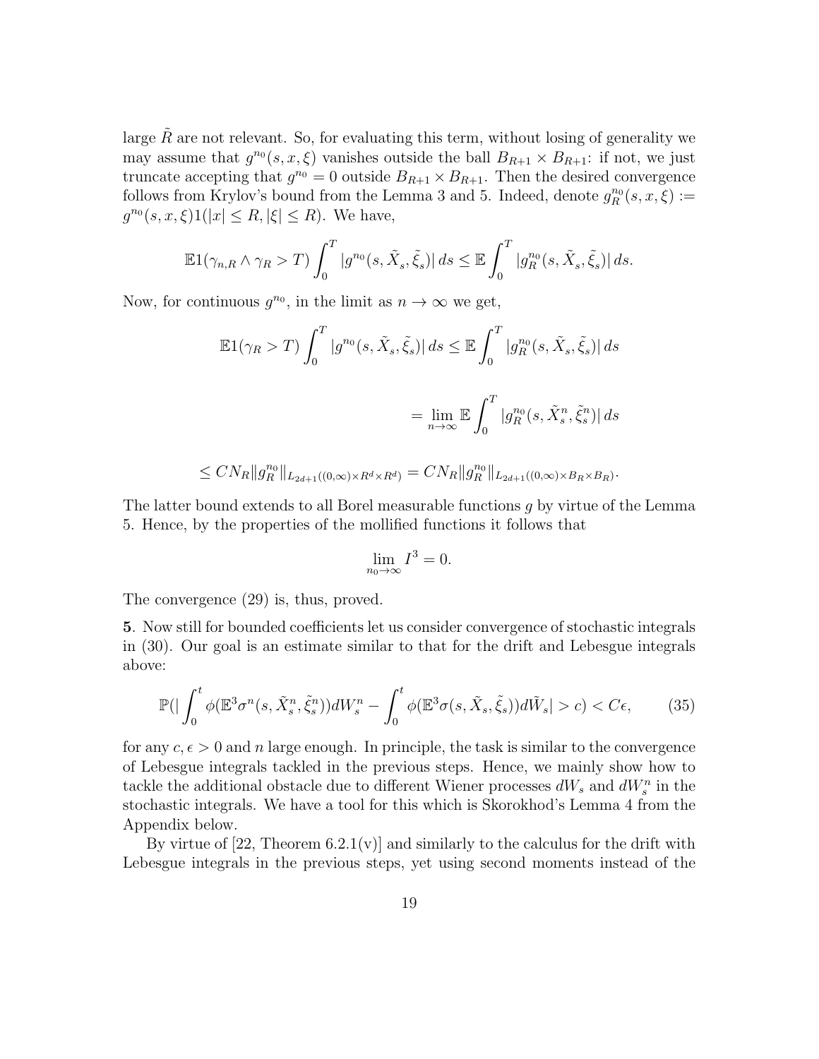large $\tilde R$ are not relevant. So, for evaluating this term, without losing of generality we may assume that $g^{n_0}(s,x,\xi)$ vanishes outside the ball $B_{R+1}\times B_{R+1}$: if not, we just truncate accepting that $g^{n_0}=0$ outside $B_{R+1}\times B_{R+1}$. Then the desired convergence follows from Krylov's bound from the Lemma 3 and 5. Indeed, denote $g^{n_0}_R(s,x,\xi) := g^{n_0}(s,x,\xi)1(|x|\le R, |\xi|\le R)$. We have,

$$
\mathbb{E}1(\gamma_{n,R}\wedge\gamma_R > T)\int_0^T |g^{n_0}(s,\tilde X_s,\tilde\xi_s)|\,ds \le \mathbb{E}\int_0^T |g^{n_0}_R(s,\tilde X_s,\tilde\xi_s)|\,ds.
$$

Now, for continuous $g^{n_0}$, in the limit as $n\to\infty$ we get,

$$
\mathbb{E}1(\gamma_R > T)\int_0^T |g^{n_0}(s,\tilde X_s,\tilde\xi_s)|\,ds \le \mathbb{E}\int_0^T |g^{n_0}_R(s,\tilde X_s,\tilde\xi_s)|\,ds
$$

$$
= \lim_{n\to\infty}\mathbb{E}\int_0^T |g^{n_0}_R(s,\tilde X^n_s,\tilde\xi^n_s)|\,ds
$$

$$
\le CN_R\|g^{n_0}_R\|_{L_{2d+1}((0,\infty)\times R^d\times R^d)} = CN_R\|g^{n_0}_R\|_{L_{2d+1}((0,\infty)\times B_R\times B_R)}.
$$

The latter bound extends to all Borel measurable functions $g$ by virtue of the Lemma 5. Hence, by the properties of the mollified functions it follows that

$$
\lim_{n_0\to\infty} I^3 = 0.
$$

The convergence (29) is, thus, proved.

**5**. Now still for bounded coefficients let us consider convergence of stochastic integrals in (30). Our goal is an estimate similar to that for the drift and Lebesgue integrals above:

$$
\mathbb{P}(|\int_0^t \phi(\mathbb{E}^3\sigma^n(s,\tilde X^n_s,\tilde\xi^n_s))dW^n_s - \int_0^t \phi(\mathbb{E}^3\sigma(s,\tilde X_s,\tilde\xi_s))d\tilde W_s| > c) < C\epsilon, \tag{35}
$$

for any $c,\epsilon>0$ and $n$ large enough. In principle, the task is similar to the convergence of Lebesgue integrals tackled in the previous steps. Hence, we mainly show how to tackle the additional obstacle due to different Wiener processes $dW_s$ and $dW^n_s$ in the stochastic integrals. We have a tool for this which is Skorokhod's Lemma 4 from the Appendix below.

By virtue of [22, Theorem 6.2.1(v)] and similarly to the calculus for the drift with Lebesgue integrals in the previous steps, yet using second moments instead of the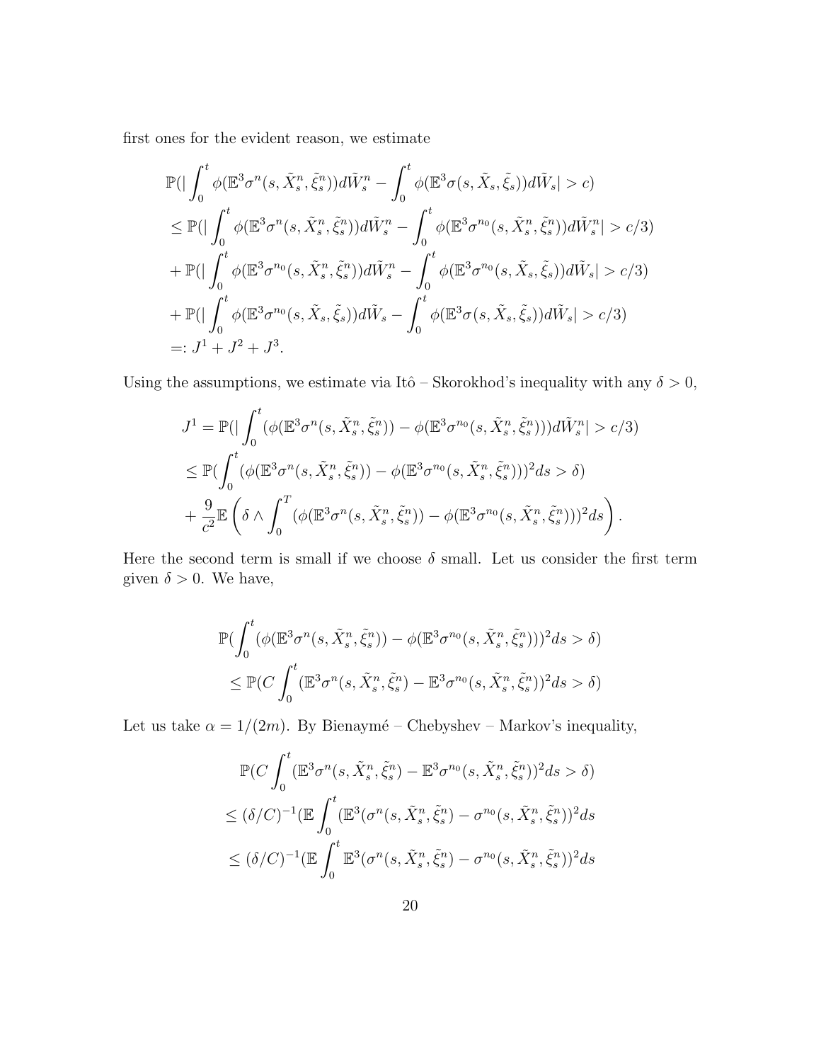first ones for the evident reason, we estimate

$$
\begin{aligned}
&\mathbb{P}(|\int_0^t \phi(\mathbb{E}^3\sigma^n(s,\tilde X^n_s,\tilde\xi^n_s))d\tilde W^n_s - \int_0^t \phi(\mathbb{E}^3\sigma(s,\tilde X_s,\tilde\xi_s))d\tilde W_s| > c) \\
&\le \mathbb{P}(|\int_0^t \phi(\mathbb{E}^3\sigma^n(s,\tilde X^n_s,\tilde\xi^n_s))d\tilde W^n_s - \int_0^t \phi(\mathbb{E}^3\sigma^{n_0}(s,\tilde X^n_s,\tilde\xi^n_s))d\tilde W^n_s| > c/3) \\
&+ \mathbb{P}(|\int_0^t \phi(\mathbb{E}^3\sigma^{n_0}(s,\tilde X^n_s,\tilde\xi^n_s))d\tilde W^n_s - \int_0^t \phi(\mathbb{E}^3\sigma^{n_0}(s,\tilde X_s,\tilde\xi_s))d\tilde W_s| > c/3) \\
&+ \mathbb{P}(|\int_0^t \phi(\mathbb{E}^3\sigma^{n_0}(s,\tilde X_s,\tilde\xi_s))d\tilde W_s - \int_0^t \phi(\mathbb{E}^3\sigma(s,\tilde X_s,\tilde\xi_s))d\tilde W_s| > c/3) \\
&=: J^1 + J^2 + J^3.
\end{aligned}
$$

Using the assumptions, we estimate via Itô – Skorokhod's inequality with any $\delta > 0$,

$$
\begin{aligned}
J^1 &= \mathbb{P}(|\int_0^t (\phi(\mathbb{E}^3\sigma^n(s,\tilde X^n_s,\tilde\xi^n_s)) - \phi(\mathbb{E}^3\sigma^{n_0}(s,\tilde X^n_s,\tilde\xi^n_s)))d\tilde W^n_s| > c/3) \\
&\le \mathbb{P}(\int_0^t (\phi(\mathbb{E}^3\sigma^n(s,\tilde X^n_s,\tilde\xi^n_s)) - \phi(\mathbb{E}^3\sigma^{n_0}(s,\tilde X^n_s,\tilde\xi^n_s)))^2 ds > \delta) \\
&+ \frac{9}{c^2}\mathbb{E}\left(\delta \wedge \int_0^T (\phi(\mathbb{E}^3\sigma^n(s,\tilde X^n_s,\tilde\xi^n_s)) - \phi(\mathbb{E}^3\sigma^{n_0}(s,\tilde X^n_s,\tilde\xi^n_s)))^2 ds\right).
\end{aligned}
$$

Here the second term is small if we choose $\delta$ small. Let us consider the first term given $\delta > 0$. We have,

$$
\begin{aligned}
&\mathbb{P}(\int_0^t (\phi(\mathbb{E}^3\sigma^n(s,\tilde X^n_s,\tilde\xi^n_s)) - \phi(\mathbb{E}^3\sigma^{n_0}(s,\tilde X^n_s,\tilde\xi^n_s)))^2 ds > \delta) \\
&\le \mathbb{P}(C\int_0^t (\mathbb{E}^3\sigma^n(s,\tilde X^n_s,\tilde\xi^n_s) - \mathbb{E}^3\sigma^{n_0}(s,\tilde X^n_s,\tilde\xi^n_s))^2 ds > \delta)
\end{aligned}
$$

Let us take $\alpha = 1/(2m)$. By Bienaymé – Chebyshev – Markov's inequality,

$$
\begin{aligned}
&\mathbb{P}(C\int_0^t (\mathbb{E}^3\sigma^n(s,\tilde X^n_s,\tilde\xi^n_s) - \mathbb{E}^3\sigma^{n_0}(s,\tilde X^n_s,\tilde\xi^n_s))^2 ds > \delta) \\
&\le (\delta/C)^{-1}(\mathbb{E}\int_0^t (\mathbb{E}^3(\sigma^n(s,\tilde X^n_s,\tilde\xi^n_s) - \sigma^{n_0}(s,\tilde X^n_s,\tilde\xi^n_s))^2 ds \\
&\le (\delta/C)^{-1}(\mathbb{E}\int_0^t \mathbb{E}^3(\sigma^n(s,\tilde X^n_s,\tilde\xi^n_s) - \sigma^{n_0}(s,\tilde X^n_s,\tilde\xi^n_s))^2 ds
\end{aligned}
$$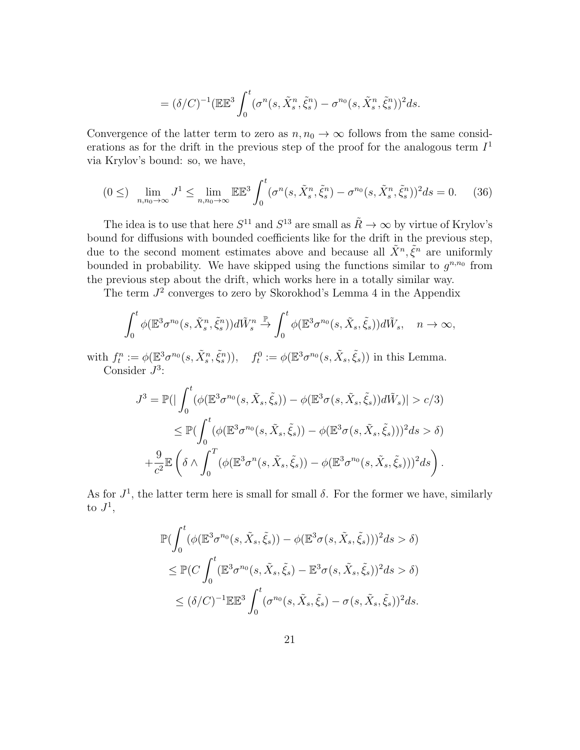$$
= (\delta/C)^{-1}(\mathbb{E}\mathbb{E}^3 \int_0^t (\sigma^n(s, \tilde X^n_s, \tilde\xi^n_s) - \sigma^{n_0}(s, \tilde X^n_s, \tilde\xi^n_s))^2 ds.
$$

Convergence of the latter term to zero as $n, n_0 \to \infty$ follows from the same considerations as for the drift in the previous step of the proof for the analogous term $I^1$ via Krylov's bound: so, we have,

$$
(0 \le) \lim_{n,n_0\to\infty} J^1 \le \lim_{n,n_0\to\infty} \mathbb{E}\mathbb{E}^3 \int_0^t (\sigma^n(s, \tilde X^n_s, \tilde\xi^n_s) - \sigma^{n_0}(s, \tilde X^n_s, \tilde\xi^n_s))^2 ds = 0. \tag{36}
$$

The idea is to use that here $S^{11}$ and $S^{13}$ are small as $\tilde R \to \infty$ by virtue of Krylov's bound for diffusions with bounded coefficients like for the drift in the previous step, due to the second moment estimates above and because all $\tilde X^n, \tilde\xi^n$ are uniformly bounded in probability. We have skipped using the functions similar to $g^{n,n_0}$ from the previous step about the drift, which works here in a totally similar way.

The term $J^2$ converges to zero by Skorokhod's Lemma 4 in the Appendix

$$
\int_0^t \phi(\mathbb{E}^3\sigma^{n_0}(s, \tilde X^n_s, \tilde\xi^n_s)) d\tilde W^n_s \stackrel{\mathbb{P}}{\to} \int_0^t \phi(\mathbb{E}^3\sigma^{n_0}(s, \tilde X_s, \tilde\xi_s)) d\tilde W_s, \quad n \to \infty,
$$

with $f^n_t := \phi(\mathbb{E}^3\sigma^{n_0}(s, \tilde X^n_s, \tilde\xi^n_s)), \quad f^0_t := \phi(\mathbb{E}^3\sigma^{n_0}(s, \tilde X_s, \tilde\xi_s))$ in this Lemma.

Consider $J^3$:

$$
J^3 = \mathbb{P}(|\int_0^t (\phi(\mathbb{E}^3\sigma^{n_0}(s, \tilde X_s, \tilde\xi_s)) - \phi(\mathbb{E}^3\sigma(s, \tilde X_s, \tilde\xi_s)) d\tilde W_s)| > c/3)
$$

$$
\le \mathbb{P}(\int_0^t (\phi(\mathbb{E}^3\sigma^{n_0}(s, \tilde X_s, \tilde\xi_s)) - \phi(\mathbb{E}^3\sigma(s, \tilde X_s, \tilde\xi_s)))^2 ds > \delta)
$$

$$
+ \frac{9}{c^2}\mathbb{E}\left(\delta \wedge \int_0^T (\phi(\mathbb{E}^3\sigma^{n}(s, \tilde X_s, \tilde\xi_s)) - \phi(\mathbb{E}^3\sigma^{n_0}(s, \tilde X_s, \tilde\xi_s)))^2 ds\right).
$$

As for $J^1$, the latter term here is small for small $\delta$. For the former we have, similarly to $J^1$,

$$
\mathbb{P}(\int_0^t (\phi(\mathbb{E}^3\sigma^{n_0}(s, \tilde X_s, \tilde\xi_s)) - \phi(\mathbb{E}^3\sigma(s, \tilde X_s, \tilde\xi_s)))^2 ds > \delta)
$$

$$
\le \mathbb{P}(C\int_0^t (\mathbb{E}^3\sigma^{n_0}(s, \tilde X_s, \tilde\xi_s) - \mathbb{E}^3\sigma(s, \tilde X_s, \tilde\xi_s))^2 ds > \delta)
$$

$$
\le (\delta/C)^{-1}\mathbb{E}\mathbb{E}^3 \int_0^t (\sigma^{n_0}(s, \tilde X_s, \tilde\xi_s) - \sigma(s, \tilde X_s, \tilde\xi_s))^2 ds.
$$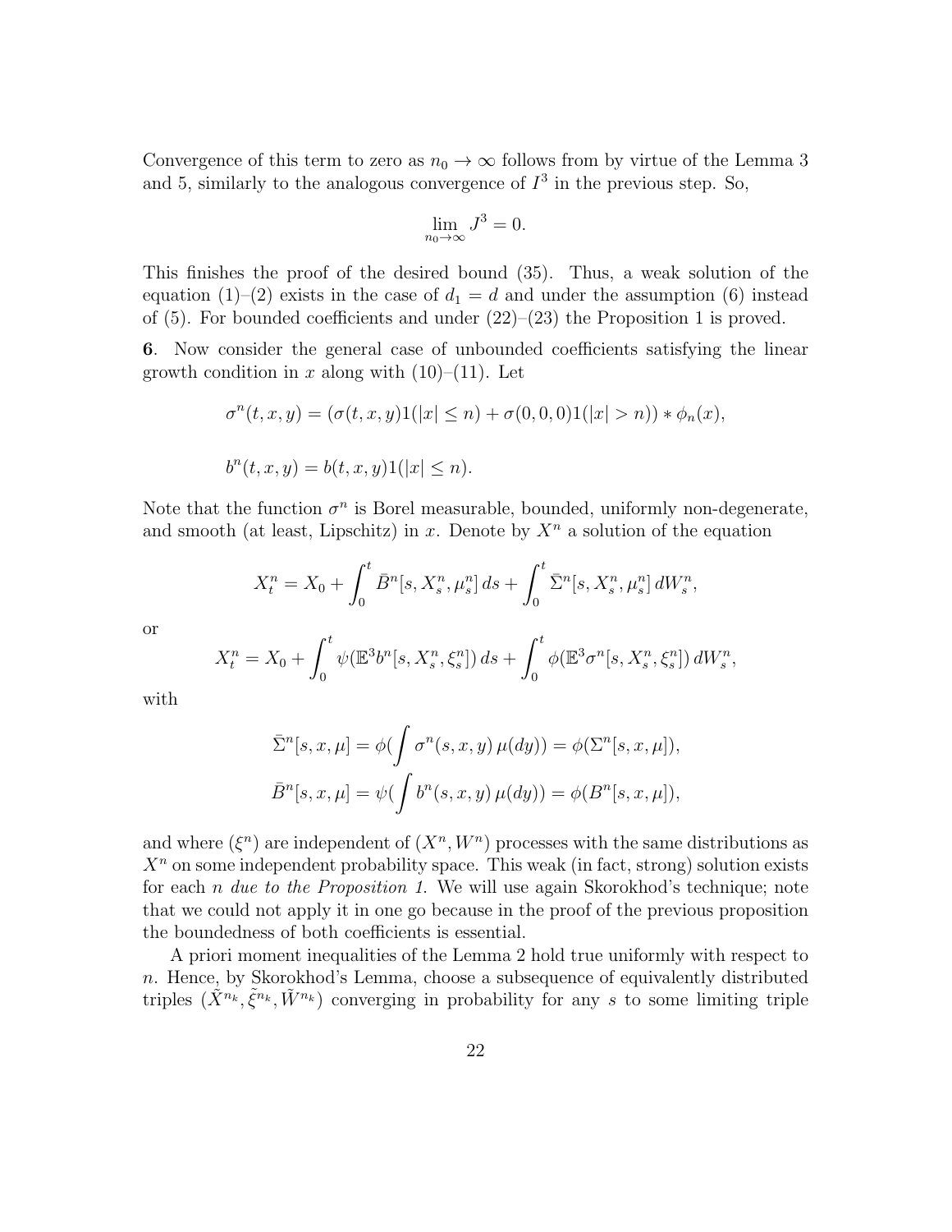Convergence of this term to zero as $n_0 \to \infty$ follows from by virtue of the Lemma 3 and 5, similarly to the analogous convergence of $I^3$ in the previous step. So,

$$\lim_{n_0\to\infty} J^3 = 0.$$

This finishes the proof of the desired bound (35). Thus, a weak solution of the equation (1)–(2) exists in the case of $d_1 = d$ and under the assumption (6) instead of (5). For bounded coefficients and under (22)–(23) the Proposition 1 is proved.

**6**. Now consider the general case of unbounded coefficients satisfying the linear growth condition in $x$ along with (10)–(11). Let

$$\sigma^n(t,x,y) = (\sigma(t,x,y)1(|x| \le n) + \sigma(0,0,0)1(|x| > n)) * \phi_n(x),$$

$$b^n(t,x,y) = b(t,x,y)1(|x| \le n).$$

Note that the function $\sigma^n$ is Borel measurable, bounded, uniformly non-degenerate, and smooth (at least, Lipschitz) in $x$. Denote by $X^n$ a solution of the equation

$$X^n_t = X_0 + \int_0^t \bar{B}^n[s, X^n_s, \mu^n_s]\, ds + \int_0^t \bar{\Sigma}^n[s, X^n_s, \mu^n_s]\, dW^n_s,$$

or

$$X^n_t = X_0 + \int_0^t \psi(\mathbb{E}^3 b^n[s, X^n_s, \xi^n_s])\, ds + \int_0^t \phi(\mathbb{E}^3 \sigma^n[s, X^n_s, \xi^n_s])\, dW^n_s,$$

with

$$\bar{\Sigma}^n[s,x,\mu] = \phi(\int \sigma^n(s,x,y)\,\mu(dy)) = \phi(\Sigma^n[s,x,\mu]),$$
$$\bar{B}^n[s,x,\mu] = \psi(\int b^n(s,x,y)\,\mu(dy)) = \phi(B^n[s,x,\mu]),$$

and where $(\xi^n)$ are independent of $(X^n, W^n)$ processes with the same distributions as $X^n$ on some independent probability space. This weak (in fact, strong) solution exists for each $n$ *due to the Proposition 1.* We will use again Skorokhod's technique; note that we could not apply it in one go because in the proof of the previous proposition the boundedness of both coefficients is essential.

A priori moment inequalities of the Lemma 2 hold true uniformly with respect to $n$. Hence, by Skorokhod's Lemma, choose a subsequence of equivalently distributed triples $(\tilde{X}^{n_k}, \tilde{\xi}^{n_k}, \tilde{W}^{n_k})$ converging in probability for any $s$ to some limiting triple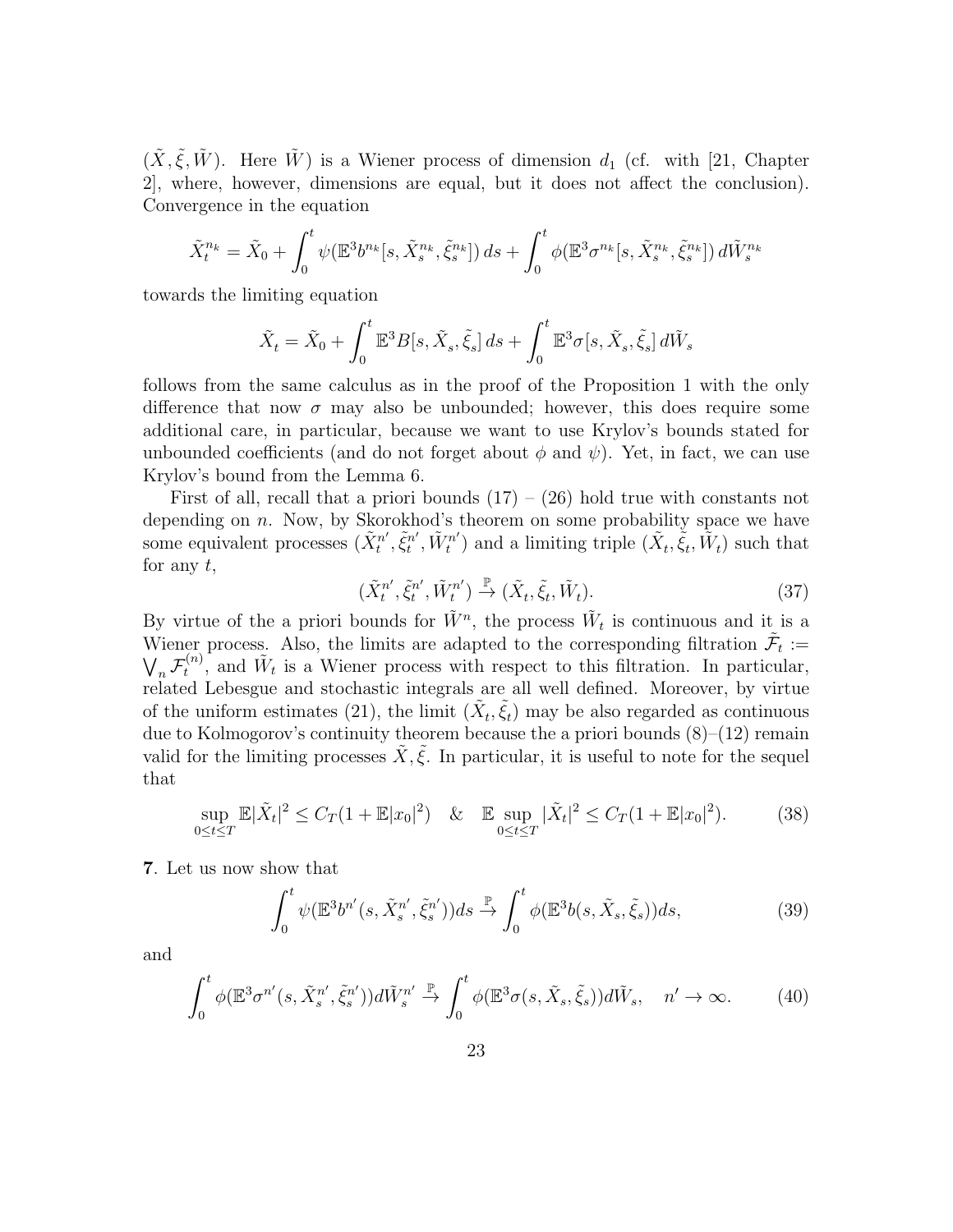$(\tilde X, \tilde\xi, \tilde W)$. Here $\tilde W)$ is a Wiener process of dimension $d_1$ (cf. with [21, Chapter 2], where, however, dimensions are equal, but it does not affect the conclusion). Convergence in the equation

$$\tilde X^{n_k}_t = \tilde X_0 + \int_0^t \psi(\mathbb{E}^3 b^{n_k}[s, \tilde X^{n_k}_s, \tilde \xi^{n_k}_s])\, ds + \int_0^t \phi(\mathbb{E}^3 \sigma^{n_k}[s, \tilde X^{n_k}_s, \tilde \xi^{n_k}_s])\, d\tilde W^{n_k}_s$$

towards the limiting equation

$$\tilde X_t = \tilde X_0 + \int_0^t \mathbb{E}^3 B[s, \tilde X_s, \tilde \xi_s]\, ds + \int_0^t \mathbb{E}^3 \sigma[s, \tilde X_s, \tilde \xi_s]\, d\tilde W_s$$

follows from the same calculus as in the proof of the Proposition 1 with the only difference that now $\sigma$ may also be unbounded; however, this does require some additional care, in particular, because we want to use Krylov's bounds stated for unbounded coefficients (and do not forget about $\phi$ and $\psi$). Yet, in fact, we can use Krylov's bound from the Lemma 6.

First of all, recall that a priori bounds (17) – (26) hold true with constants not depending on $n$. Now, by Skorokhod's theorem on some probability space we have some equivalent processes $(\tilde X^{n'}_t, \tilde \xi^{n'}_t, \tilde W^{n'}_t)$ and a limiting triple $(\tilde X_t, \tilde \xi_t, \tilde W_t)$ such that for any $t$,

$$(\tilde X^{n'}_t, \tilde \xi^{n'}_t, \tilde W^{n'}_t) \stackrel{\mathbb{P}}{\to} (\tilde X_t, \tilde \xi_t, \tilde W_t). \tag{37}$$

By virtue of the a priori bounds for $\tilde W^n$, the process $\tilde W_t$ is continuous and it is a Wiener process. Also, the limits are adapted to the corresponding filtration $\tilde{\mathcal{F}}_t := \bigvee_n \mathcal{F}^{(n)}_t$, and $\tilde W_t$ is a Wiener process with respect to this filtration. In particular, related Lebesgue and stochastic integrals are all well defined. Moreover, by virtue of the uniform estimates (21), the limit $(\tilde X_t, \tilde \xi_t)$ may be also regarded as continuous due to Kolmogorov's continuity theorem because the a priori bounds (8)–(12) remain valid for the limiting processes $\tilde X, \tilde \xi$. In particular, it is useful to note for the sequel that

$$\sup_{0\le t\le T} \mathbb{E}|\tilde X_t|^2 \le C_T(1+\mathbb{E}|x_0|^2) \quad \& \quad \mathbb{E} \sup_{0\le t\le T} |\tilde X_t|^2 \le C_T(1+\mathbb{E}|x_0|^2). \tag{38}$$

**7**. Let us now show that

$$\int_0^t \psi(\mathbb{E}^3 b^{n'}(s, \tilde X^{n'}_s, \tilde \xi^{n'}_s)) ds \stackrel{\mathbb{P}}{\to} \int_0^t \phi(\mathbb{E}^3 b(s, \tilde X_s, \tilde \xi_s)) ds, \tag{39}$$

and

$$\int_0^t \phi(\mathbb{E}^3 \sigma^{n'}(s, \tilde X^{n'}_s, \tilde \xi^{n'}_s)) d\tilde W^{n'}_s \stackrel{\mathbb{P}}{\to} \int_0^t \phi(\mathbb{E}^3 \sigma(s, \tilde X_s, \tilde \xi_s)) d\tilde W_s, \quad n' \to \infty. \tag{40}$$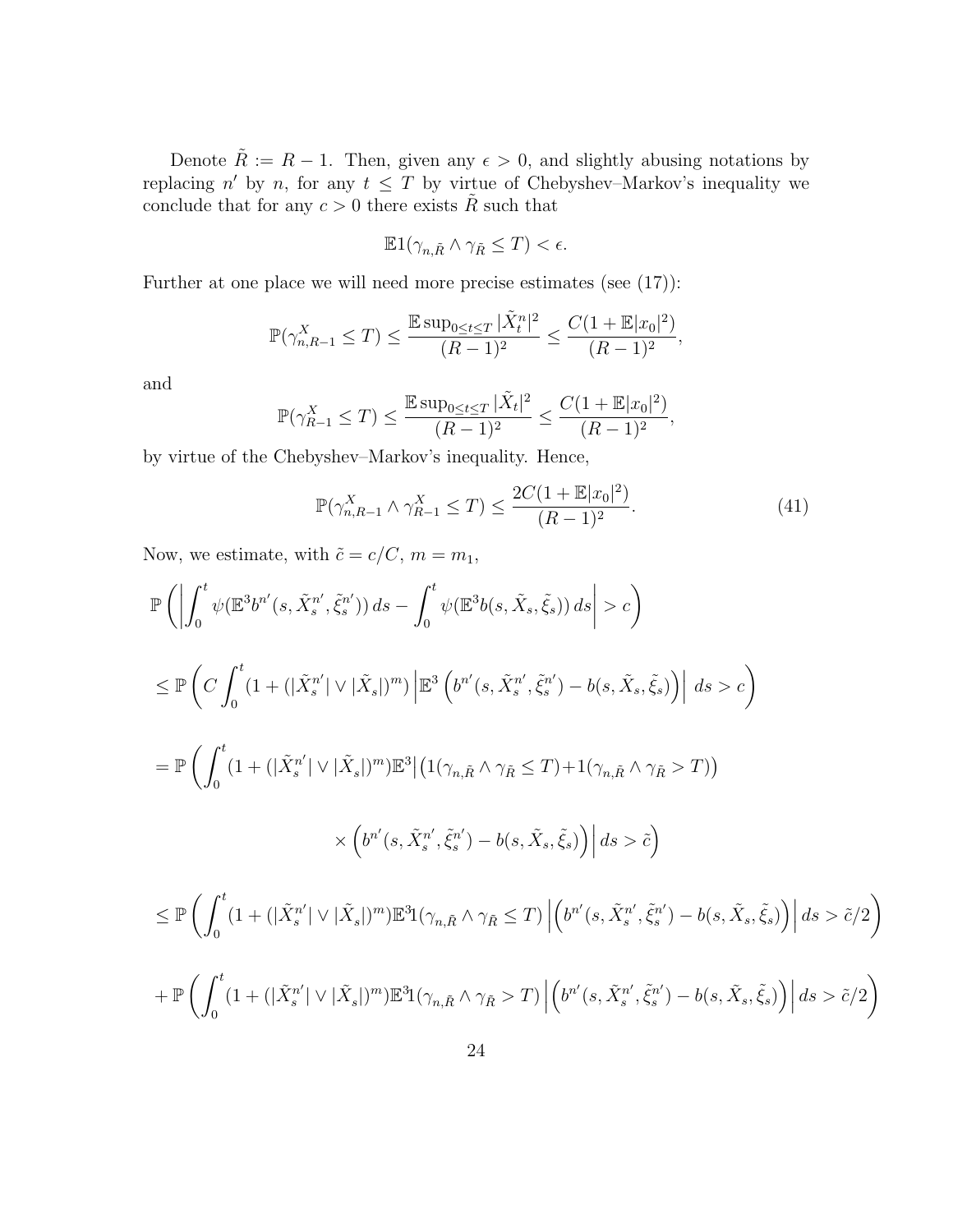Denote $\tilde{R} := R - 1$. Then, given any $\epsilon > 0$, and slightly abusing notations by replacing $n'$ by $n$, for any $t \le T$ by virtue of Chebyshev–Markov's inequality we conclude that for any $c > 0$ there exists $\tilde{R}$ such that

$$\mathbb{E}1(\gamma_{n,\tilde{R}} \wedge \gamma_{\tilde{R}} \le T) < \epsilon.$$

Further at one place we will need more precise estimates (see (17)):

$$\mathbb{P}(\gamma^X_{n,R-1} \le T) \le \frac{\mathbb{E}\sup_{0\le t\le T} |\tilde{X}^n_t|^2}{(R-1)^2} \le \frac{C(1+\mathbb{E}|x_0|^2)}{(R-1)^2},$$

and

$$\mathbb{P}(\gamma^X_{R-1} \le T) \le \frac{\mathbb{E}\sup_{0\le t\le T} |\tilde{X}_t|^2}{(R-1)^2} \le \frac{C(1+\mathbb{E}|x_0|^2)}{(R-1)^2},$$

by virtue of the Chebyshev–Markov's inequality. Hence,

$$\mathbb{P}(\gamma^X_{n,R-1} \wedge \gamma^X_{R-1} \le T) \le \frac{2C(1+\mathbb{E}|x_0|^2)}{(R-1)^2}. \tag{41}$$

Now, we estimate, with $\tilde{c} = c/C$, $m = m_1$,

$$\mathbb{P}\left(\left|\int_0^t \psi(\mathbb{E}^3 b^{n'}(s,\tilde{X}^{n'}_s,\tilde{\xi}^{n'}_s))\,ds - \int_0^t \psi(\mathbb{E}^3 b(s,\tilde{X}_s,\tilde{\xi}_s))\,ds\right| > c\right)$$

$$\le \mathbb{P}\left(C\int_0^t (1+(|\tilde{X}^{n'}_s| \vee |\tilde{X}_s|)^m)\left|\mathbb{E}^3\left(b^{n'}(s,\tilde{X}^{n'}_s,\tilde{\xi}^{n'}_s) - b(s,\tilde{X}_s,\tilde{\xi}_s)\right)\right|\,ds > c\right)$$

$$= \mathbb{P}\Bigg(\int_0^t (1+(|\tilde{X}^{n'}_s| \vee |\tilde{X}_s|)^m)\mathbb{E}^3\Big|\big(1(\gamma_{n,\tilde{R}} \wedge \gamma_{\tilde{R}} \le T) + 1(\gamma_{n,\tilde{R}} \wedge \gamma_{\tilde{R}} > T)\big)$$

$$\times \left(b^{n'}(s,\tilde{X}^{n'}_s,\tilde{\xi}^{n'}_s) - b(s,\tilde{X}_s,\tilde{\xi}_s)\right)\Big|\,ds > \tilde{c}\Bigg)$$

$$\le \mathbb{P}\left(\int_0^t (1+(|\tilde{X}^{n'}_s| \vee |\tilde{X}_s|)^m)\mathbb{E}^3 1(\gamma_{n,\tilde{R}} \wedge \gamma_{\tilde{R}} \le T)\left|\left(b^{n'}(s,\tilde{X}^{n'}_s,\tilde{\xi}^{n'}_s) - b(s,\tilde{X}_s,\tilde{\xi}_s)\right)\right|\,ds > \tilde{c}/2\right)$$

$$+ \mathbb{P}\left(\int_0^t (1+(|\tilde{X}^{n'}_s| \vee |\tilde{X}_s|)^m)\mathbb{E}^3 1(\gamma_{n,\tilde{R}} \wedge \gamma_{\tilde{R}} > T)\left|\left(b^{n'}(s,\tilde{X}^{n'}_s,\tilde{\xi}^{n'}_s) - b(s,\tilde{X}_s,\tilde{\xi}_s)\right)\right|\,ds > \tilde{c}/2\right)$$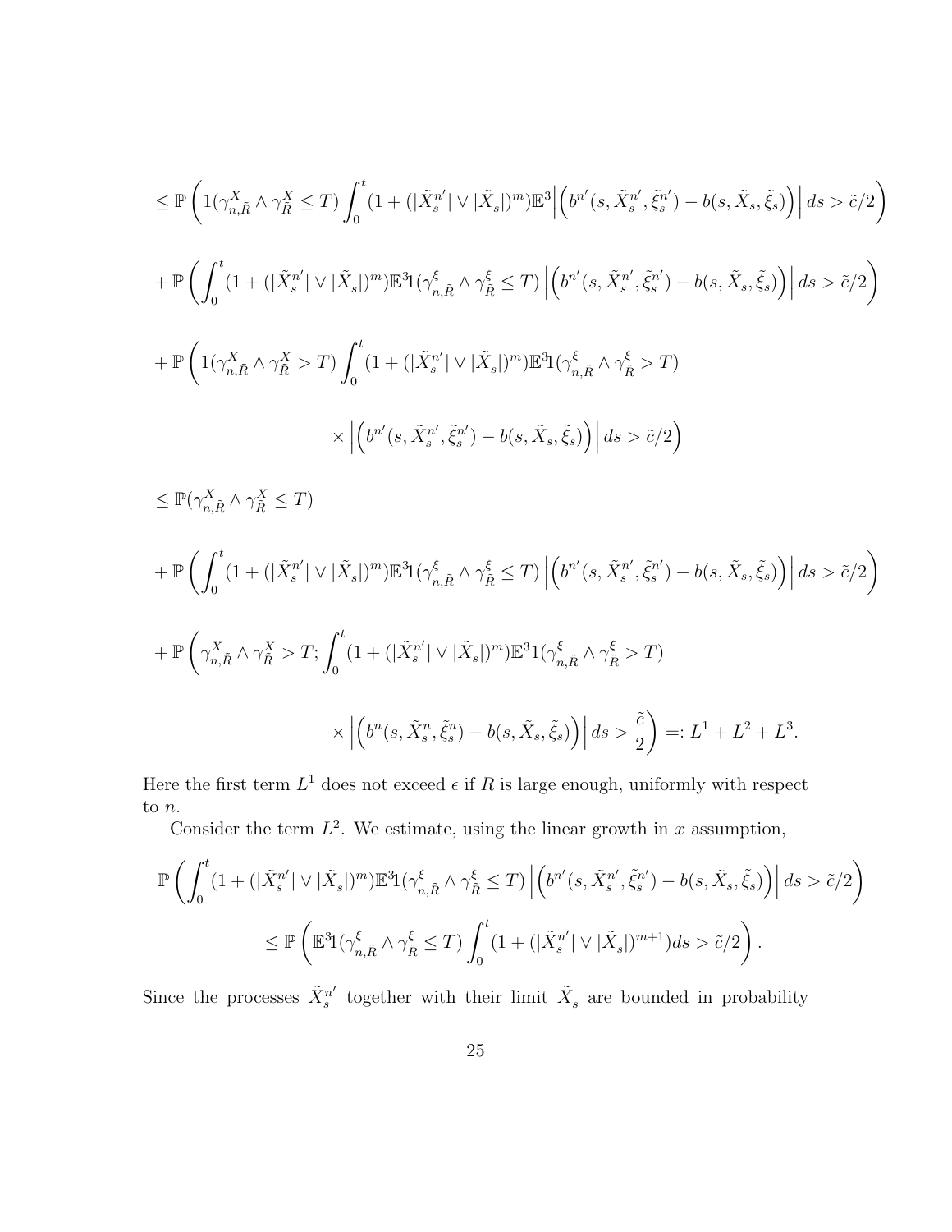$$
\le \mathbb{P}\left(1(\gamma^X_{n,\tilde R}\wedge\gamma^X_{\tilde R}\le T)\int_0^t (1+(|\tilde X^{n'}_s|\vee|\tilde X_s|)^m)\mathbb{E}^3\Big|\Big(b^{n'}(s,\tilde X^{n'}_s,\tilde\xi^{n'}_s)-b(s,\tilde X_s,\tilde\xi_s)\Big)\Big|\,ds>\tilde c/2\right)
$$

$$
+\,\mathbb{P}\left(\int_0^t (1+(|\tilde X^{n'}_s|\vee|\tilde X_s|)^m)\mathbb{E}^3 1(\gamma^\xi_{n,\tilde R}\wedge\gamma^\xi_{\tilde R}\le T)\Big|\Big(b^{n'}(s,\tilde X^{n'}_s,\tilde\xi^{n'}_s)-b(s,\tilde X_s,\tilde\xi_s)\Big)\Big|\,ds>\tilde c/2\right)
$$

$$
+\,\mathbb{P}\left(1(\gamma^X_{n,\tilde R}\wedge\gamma^X_{\tilde R}> T)\int_0^t (1+(|\tilde X^{n'}_s|\vee|\tilde X_s|)^m)\mathbb{E}^3 1(\gamma^\xi_{n,\tilde R}\wedge\gamma^\xi_{\tilde R}> T)\right.
$$

$$
\left.\times\Big|\Big(b^{n'}(s,\tilde X^{n'}_s,\tilde\xi^{n'}_s)-b(s,\tilde X_s,\tilde\xi_s)\Big)\Big|\,ds>\tilde c/2\right)
$$

$$
\le \mathbb{P}(\gamma^X_{n,\tilde R}\wedge\gamma^X_{\tilde R}\le T)
$$

$$
+\,\mathbb{P}\left(\int_0^t (1+(|\tilde X^{n'}_s|\vee|\tilde X_s|)^m)\mathbb{E}^3 1(\gamma^\xi_{n,\tilde R}\wedge\gamma^\xi_{\tilde R}\le T)\Big|\Big(b^{n'}(s,\tilde X^{n'}_s,\tilde\xi^{n'}_s)-b(s,\tilde X_s,\tilde\xi_s)\Big)\Big|\,ds>\tilde c/2\right)
$$

$$
+\,\mathbb{P}\left(\gamma^X_{n,\tilde R}\wedge\gamma^X_{\tilde R}> T;\int_0^t (1+(|\tilde X^{n'}_s|\vee|\tilde X_s|)^m)\mathbb{E}^3 1(\gamma^\xi_{n,\tilde R}\wedge\gamma^\xi_{\tilde R}> T)\right.
$$

$$
\left.\times\Big|\Big(b^{n}(s,\tilde X^{n}_s,\tilde\xi^{n}_s)-b(s,\tilde X_s,\tilde\xi_s)\Big)\Big|\,ds>\frac{\tilde c}{2}\right)=:L^1+L^2+L^3.
$$

Here the first term $L^1$ does not exceed $\epsilon$ if $R$ is large enough, uniformly with respect to $n$.

Consider the term $L^2$. We estimate, using the linear growth in $x$ assumption,

$$
\mathbb{P}\left(\int_0^t (1+(|\tilde X^{n'}_s|\vee|\tilde X_s|)^m)\mathbb{E}^3 1(\gamma^\xi_{n,\tilde R}\wedge\gamma^\xi_{\tilde R}\le T)\Big|\Big(b^{n'}(s,\tilde X^{n'}_s,\tilde\xi^{n'}_s)-b(s,\tilde X_s,\tilde\xi_s)\Big)\Big|\,ds>\tilde c/2\right)
$$

$$
\le \mathbb{P}\left(\mathbb{E}^3 1(\gamma^\xi_{n,\tilde R}\wedge\gamma^\xi_{\tilde R}\le T)\int_0^t (1+(|\tilde X^{n'}_s|\vee|\tilde X_s|)^{m+1})ds>\tilde c/2\right).
$$

Since the processes $\tilde X^{n'}_s$ together with their limit $\tilde X_s$ are bounded in probability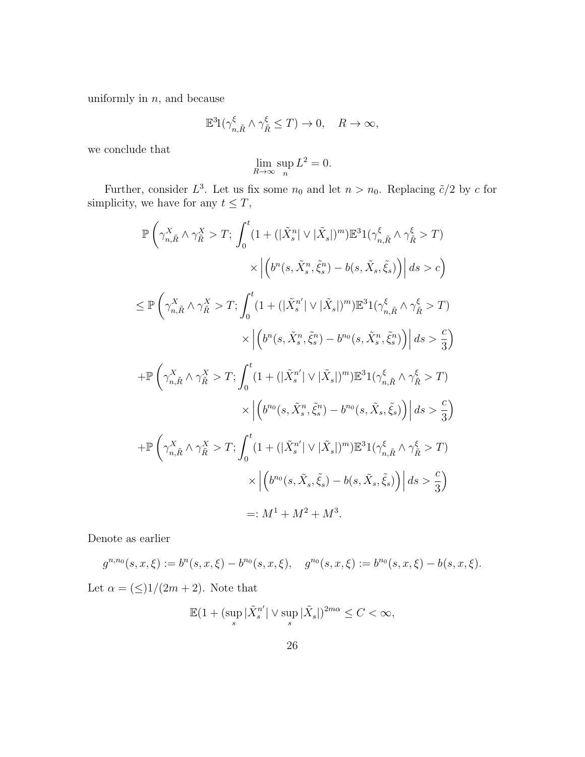uniformly in $n$, and because

$$\mathbb{E}^3 1(\gamma^{\xi}_{n,\tilde{R}} \wedge \gamma^{\xi}_{\tilde{R}} \le T) \to 0, \quad R \to \infty,$$

we conclude that

$$\lim_{R\to\infty} \sup_n L^2 = 0.$$

Further, consider $L^3$. Let us fix some $n_0$ and let $n > n_0$. Replacing $\tilde{c}/2$ by $c$ for simplicity, we have for any $t \le T$,

$$\mathbb{P}\left(\gamma^X_{n,\tilde{R}} \wedge \gamma^X_{\tilde{R}} > T; \int_0^t (1 + (|\tilde{X}^n_s| \vee |\tilde{X}_s|)^m)\mathbb{E}^3 1(\gamma^{\xi}_{n,\tilde{R}} \wedge \gamma^{\xi}_{\tilde{R}} > T) \times \left|\left(b^n(s, \tilde{X}^n_s, \tilde{\xi}^n_s) - b(s, \tilde{X}_s, \tilde{\xi}_s)\right)\right| ds > c\right)$$

$$\le \mathbb{P}\left(\gamma^X_{n,\tilde{R}} \wedge \gamma^X_{\tilde{R}} > T; \int_0^t (1 + (|\tilde{X}^{n'}_s| \vee |\tilde{X}_s|)^m)\mathbb{E}^3 1(\gamma^{\xi}_{n,\tilde{R}} \wedge \gamma^{\xi}_{\tilde{R}} > T) \times \left|\left(b^n(s, \tilde{X}^n_s, \tilde{\xi}^n_s) - b^{n_0}(s, \tilde{X}^n_s, \tilde{\xi}^n_s)\right)\right| ds > \frac{c}{3}\right)$$

$$+\mathbb{P}\left(\gamma^X_{n,\tilde{R}} \wedge \gamma^X_{\tilde{R}} > T; \int_0^t (1 + (|\tilde{X}^{n'}_s| \vee |\tilde{X}_s|)^m)\mathbb{E}^3 1(\gamma^{\xi}_{n,\tilde{R}} \wedge \gamma^{\xi}_{\tilde{R}} > T) \times \left|\left(b^{n_0}(s, \tilde{X}^n_s, \tilde{\xi}^n_s) - b^{n_0}(s, \tilde{X}_s, \tilde{\xi}_s)\right)\right| ds > \frac{c}{3}\right)$$

$$+\mathbb{P}\left(\gamma^X_{n,\tilde{R}} \wedge \gamma^X_{\tilde{R}} > T; \int_0^t (1 + (|\tilde{X}^{n'}_s| \vee |\tilde{X}_s|)^m)\mathbb{E}^3 1(\gamma^{\xi}_{n,\tilde{R}} \wedge \gamma^{\xi}_{\tilde{R}} > T) \times \left|\left(b^{n_0}(s, \tilde{X}_s, \tilde{\xi}_s) - b(s, \tilde{X}_s, \tilde{\xi}_s)\right)\right| ds > \frac{c}{3}\right)$$

$$=: M^1 + M^2 + M^3.$$

Denote as earlier

$$g^{n,n_0}(s,x,\xi) := b^n(s,x,\xi) - b^{n_0}(s,x,\xi), \quad g^{n_0}(s,x,\xi) := b^{n_0}(s,x,\xi) - b(s,x,\xi).$$

Let $\alpha = (\le) 1/(2m+2)$. Note that

$$\mathbb{E}(1 + (\sup_s |\tilde{X}^{n'}_s| \vee \sup_s |\tilde{X}_s|)^{2m\alpha} \le C < \infty,$$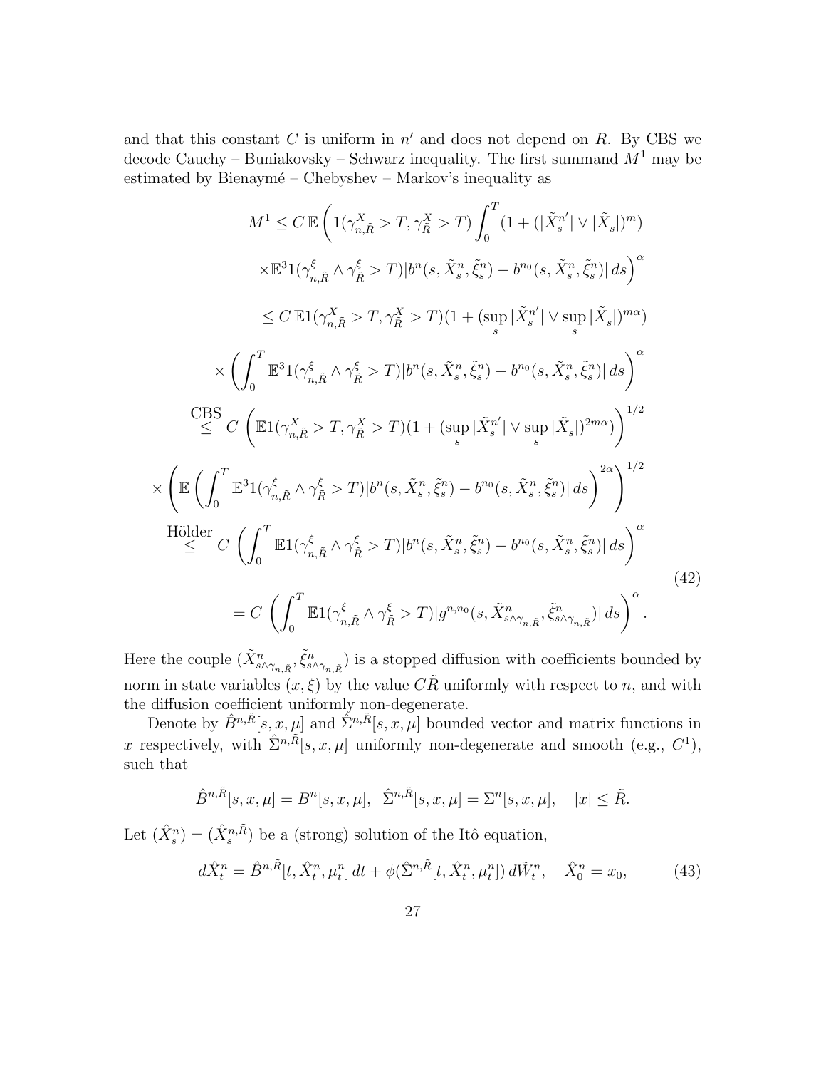and that this constant $C$ is uniform in $n'$ and does not depend on $R$. By CBS we decode Cauchy – Buniakovsky – Schwarz inequality. The first summand $M^1$ may be estimated by Bienaymé – Chebyshev – Markov's inequality as

$$
\begin{aligned}
M^1 &\le C\,\mathbb{E}\left(1(\gamma^X_{n,\tilde R} > T, \gamma^X_{\tilde R} > T)\int_0^T (1 + (|\tilde X^{n'}_s| \vee |\tilde X_s|)^m)\right. \\
&\qquad \left.\times \mathbb{E}^3 1(\gamma^\xi_{n,\tilde R} \wedge \gamma^\xi_{\tilde R} > T)|b^n(s, \tilde X^n_s, \tilde \xi^n_s) - b^{n_0}(s, \tilde X^n_s, \tilde \xi^n_s)|\,ds\right)^\alpha \\
&\le C\,\mathbb{E}1(\gamma^X_{n,\tilde R} > T, \gamma^X_{\tilde R} > T)(1 + (\sup_s |\tilde X^{n'}_s| \vee \sup_s |\tilde X_s|)^{m\alpha}) \\
&\quad \times \left(\int_0^T \mathbb{E}^3 1(\gamma^\xi_{n,\tilde R} \wedge \gamma^\xi_{\tilde R} > T)|b^n(s, \tilde X^n_s, \tilde \xi^n_s) - b^{n_0}(s, \tilde X^n_s, \tilde \xi^n_s)|\,ds\right)^\alpha \\
&\stackrel{\text{CBS}}{\le} C\left(\mathbb{E}1(\gamma^X_{n,\tilde R} > T, \gamma^X_{\tilde R} > T)(1 + (\sup_s |\tilde X^{n'}_s| \vee \sup_s |\tilde X_s|)^{2m\alpha})\right)^{1/2} \\
&\quad \times \left(\mathbb{E}\left(\int_0^T \mathbb{E}^3 1(\gamma^\xi_{n,\tilde R} \wedge \gamma^\xi_{\tilde R} > T)|b^n(s, \tilde X^n_s, \tilde \xi^n_s) - b^{n_0}(s, \tilde X^n_s, \tilde \xi^n_s)|\,ds\right)^{2\alpha}\right)^{1/2} \\
&\stackrel{\text{Hölder}}{\le} C\left(\int_0^T \mathbb{E}1(\gamma^\xi_{n,\tilde R} \wedge \gamma^\xi_{\tilde R} > T)|b^n(s, \tilde X^n_s, \tilde \xi^n_s) - b^{n_0}(s, \tilde X^n_s, \tilde \xi^n_s)|\,ds\right)^\alpha \\
&= C\left(\int_0^T \mathbb{E}1(\gamma^\xi_{n,\tilde R} \wedge \gamma^\xi_{\tilde R} > T)|g^{n,n_0}(s, \tilde X^n_{s\wedge\gamma_{n,\tilde R}}, \tilde \xi^n_{s\wedge\gamma_{n,\tilde R}})|\,ds\right)^\alpha.
\end{aligned}
\tag{42}
$$

Here the couple $(\tilde X^n_{s\wedge\gamma_{n,\tilde R}}, \tilde \xi^n_{s\wedge\gamma_{n,\tilde R}})$ is a stopped diffusion with coefficients bounded by norm in state variables $(x, \xi)$ by the value $C\tilde R$ uniformly with respect to $n$, and with the diffusion coefficient uniformly non-degenerate.

Denote by $\hat B^{n,\tilde R}[s, x, \mu]$ and $\hat \Sigma^{n,\tilde R}[s, x, \mu]$ bounded vector and matrix functions in $x$ respectively, with $\hat \Sigma^{n,\tilde R}[s, x, \mu]$ uniformly non-degenerate and smooth (e.g., $C^1$), such that

$$
\hat B^{n,\tilde R}[s, x, \mu] = B^n[s, x, \mu], \quad \hat \Sigma^{n,\tilde R}[s, x, \mu] = \Sigma^n[s, x, \mu], \quad |x| \le \tilde R.
$$

Let $(\hat X^n_s) = (\hat X^{n,\tilde R}_s)$ be a (strong) solution of the Itô equation,

$$
d\hat X^n_t = \hat B^{n,\tilde R}[t, \hat X^n_t, \mu^n_t]\,dt + \phi(\hat \Sigma^{n,\tilde R}[t, \hat X^n_t, \mu^n_t])\,d\tilde W^n_t, \quad \hat X^n_0 = x_0, \tag{43}
$$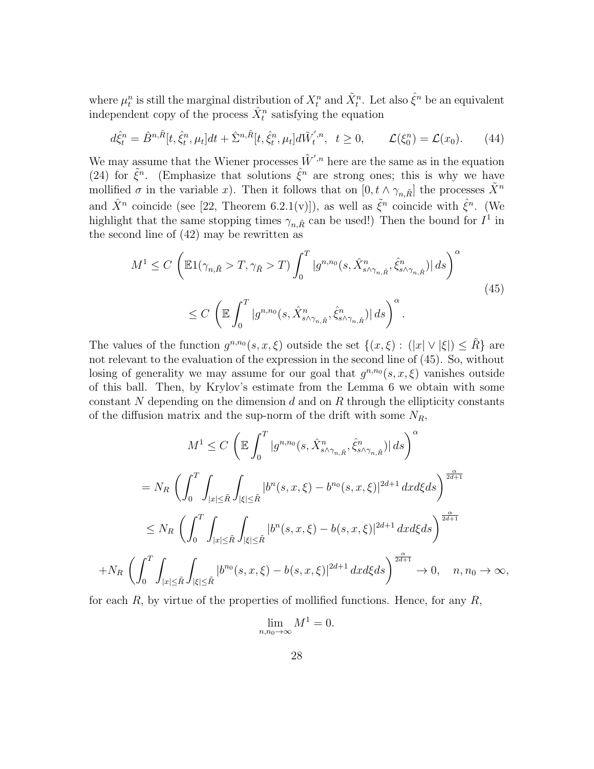where $\mu_t^n$ is still the marginal distribution of $X_t^n$ and $\tilde{X}_t^n$. Let also $\hat{\xi}^n$ be an equivalent independent copy of the process $\hat{X}_t^n$ satisfying the equation

$$d\hat{\xi}_t^n = \hat{B}^{n,\tilde{R}}[t, \hat{\xi}_t^n, \mu_t]dt + \hat{\Sigma}^{n,\tilde{R}}[t, \hat{\xi}_t^n, \mu_t]d\tilde{W}_t^{',n}, \quad t \geq 0, \qquad \mathcal{L}(\xi_0^n) = \mathcal{L}(x_0). \tag{44}$$

We may assume that the Wiener processes $\tilde{W}^{',n}$ here are the same as in the equation (24) for $\tilde{\xi}^n$. (Emphasize that solutions $\hat{\xi}^n$ are strong ones; this is why we have mollified $\sigma$ in the variable $x$). Then it follows that on $[0, t \wedge \gamma_{n,\tilde{R}}]$ the processes $\tilde{X}^n$ and $\hat{X}^n$ coincide (see [22, Theorem 6.2.1(v)]), as well as $\tilde{\xi}^n$ coincide with $\hat{\xi}^n$. (We highlight that the same stopping times $\gamma_{n,\tilde{R}}$ can be used!) Then the bound for $I^1$ in the second line of (42) may be rewritten as

$$\begin{aligned}
M^1 &\leq C\left(\mathbb{E}1(\gamma_{n,\tilde{R}} > T, \gamma_{\tilde{R}} > T)\int_0^T |g^{n,n_0}(s, \hat{X}^n_{s\wedge\gamma_{n,\tilde{R}}}, \hat{\xi}^n_{s\wedge\gamma_{n,\tilde{R}}})|\, ds\right)^\alpha \\
&\leq C\left(\mathbb{E}\int_0^T |g^{n,n_0}(s, \hat{X}^n_{s\wedge\gamma_{n,\tilde{R}}}, \hat{\xi}^n_{s\wedge\gamma_{n,\tilde{R}}})|\, ds\right)^\alpha.
\end{aligned} \tag{45}$$

The values of the function $g^{n,n_0}(s, x, \xi)$ outside the set $\{(x, \xi) : (|x| \vee |\xi|) \leq \tilde{R}\}$ are not relevant to the evaluation of the expression in the second line of (45). So, without losing of generality we may assume for our goal that $g^{n,n_0}(s, x, \xi)$ vanishes outside of this ball. Then, by Krylov's estimate from the Lemma 6 we obtain with some constant $N$ depending on the dimension $d$ and on $R$ through the ellipticity constants of the diffusion matrix and the sup-norm of the drift with some $N_R$,

$$\begin{aligned}
M^1 &\leq C\left(\mathbb{E}\int_0^T |g^{n,n_0}(s, \hat{X}^n_{s\wedge\gamma_{n,\tilde{R}}}, \hat{\xi}^n_{s\wedge\gamma_{n,\tilde{R}}})|\, ds\right)^\alpha \\
&= N_R\left(\int_0^T \int_{|x|\leq\tilde{R}}\int_{|\xi|\leq\tilde{R}} |b^n(s, x, \xi) - b^{n_0}(s, x, \xi)|^{2d+1}\, dx d\xi ds\right)^{\frac{\alpha}{2d+1}} \\
&\leq N_R\left(\int_0^T \int_{|x|\leq\tilde{R}}\int_{|\xi|\leq\tilde{R}} |b^n(s, x, \xi) - b(s, x, \xi)|^{2d+1}\, dx d\xi ds\right)^{\frac{\alpha}{2d+1}} \\
&+ N_R\left(\int_0^T \int_{|x|\leq\tilde{R}}\int_{|\xi|\leq\tilde{R}} |b^{n_0}(s, x, \xi) - b(s, x, \xi)|^{2d+1}\, dx d\xi ds\right)^{\frac{\alpha}{2d+1}} \to 0, \quad n, n_0 \to \infty,
\end{aligned}$$

for each $R$, by virtue of the properties of mollified functions. Hence, for any $R$,

$$\lim_{n,n_0\to\infty} M^1 = 0.$$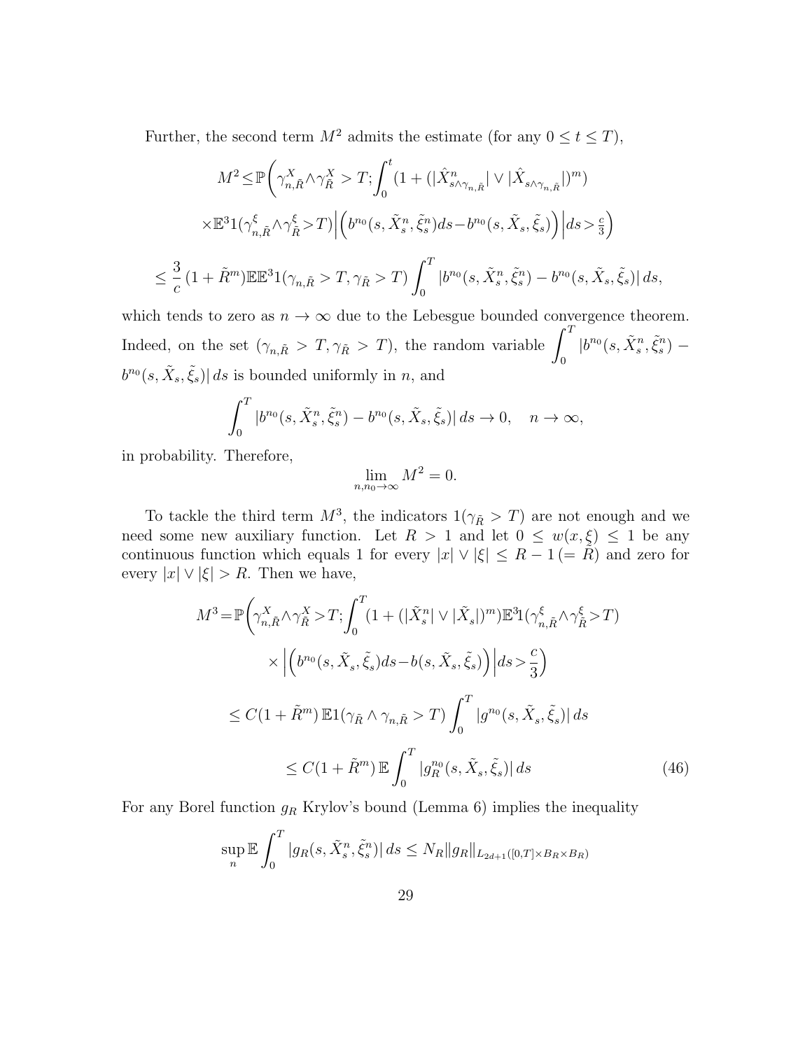Further, the second term $M^2$ admits the estimate (for any $0 \le t \le T$),

$$
\begin{aligned}
M^2 \le & \mathbb{P}\Bigg(\gamma^X_{n,\tilde R}\wedge\gamma^X_{\tilde R} > T; \int_0^t (1 + (|\hat X^n_{s\wedge\gamma_{n,\tilde R}}| \vee |\hat X_{s\wedge\gamma_{n,\tilde R}}|)^m) \\
& \times \mathbb{E}^3 1(\gamma^\xi_{n,\tilde R}\wedge\gamma^\xi_{\tilde R} > T)\Big|\Big(b^{n_0}(s,\tilde X^n_s,\tilde\xi^n_s)ds - b^{n_0}(s,\tilde X_s,\tilde\xi_s)\Big)\Big| ds > \tfrac{c}{3}\Bigg) \\
\le & \frac{3}{c}\,(1+\tilde R^m)\mathbb{E}\mathbb{E}^3 1(\gamma_{n,\tilde R} > T, \gamma_{\tilde R} > T) \int_0^T |b^{n_0}(s,\tilde X^n_s,\tilde\xi^n_s) - b^{n_0}(s,\tilde X_s,\tilde\xi_s)|\, ds,
\end{aligned}
$$

which tends to zero as $n\to\infty$ due to the Lebesgue bounded convergence theorem. Indeed, on the set $(\gamma_{n,\tilde R} > T, \gamma_{\tilde R} > T)$, the random variable $\displaystyle\int_0^T |b^{n_0}(s,\tilde X^n_s,\tilde\xi^n_s) - b^{n_0}(s,\tilde X_s,\tilde\xi_s)|\, ds$ is bounded uniformly in $n$, and

$$
\int_0^T |b^{n_0}(s,\tilde X^n_s,\tilde\xi^n_s) - b^{n_0}(s,\tilde X_s,\tilde\xi_s)|\, ds \to 0, \quad n\to\infty,
$$

in probability. Therefore,

$$
\lim_{n,n_0\to\infty} M^2 = 0.
$$

To tackle the third term $M^3$, the indicators $1(\gamma_{\tilde R} > T)$ are not enough and we need some new auxiliary function. Let $R > 1$ and let $0 \le w(x,\xi) \le 1$ be any continuous function which equals 1 for every $|x|\vee|\xi| \le R-1\,(=\tilde R)$ and zero for every $|x|\vee|\xi| > R$. Then we have,

$$
\begin{aligned}
M^3 = & \mathbb{P}\Bigg(\gamma^X_{n,\tilde R}\wedge\gamma^X_{\tilde R} > T; \int_0^T (1 + (|\tilde X^n_s| \vee |\tilde X_s|)^m)\mathbb{E}^3 1(\gamma^\xi_{n,\tilde R}\wedge\gamma^\xi_{\tilde R} > T) \\
& \times \Big|\Big(b^{n_0}(s,\tilde X_s,\tilde\xi_s)ds - b(s,\tilde X_s,\tilde\xi_s)\Big)\Big| ds > \frac{c}{3}\Bigg) \\
\le & \; C(1+\tilde R^m)\,\mathbb{E}1(\gamma_{\tilde R}\wedge\gamma_{n,\tilde R} > T)\int_0^T |g^{n_0}(s,\tilde X_s,\tilde\xi_s)|\, ds \\
\le & \; C(1+\tilde R^m)\,\mathbb{E}\int_0^T |g^{n_0}_R(s,\tilde X_s,\tilde\xi_s)|\, ds
\end{aligned}
\tag{46}
$$

For any Borel function $g_R$ Krylov's bound (Lemma 6) implies the inequality

$$
\sup_n \mathbb{E}\int_0^T |g_R(s,\tilde X^n_s,\tilde\xi^n_s)|\, ds \le N_R \|g_R\|_{L_{2d+1}([0,T]\times B_R\times B_R)}
$$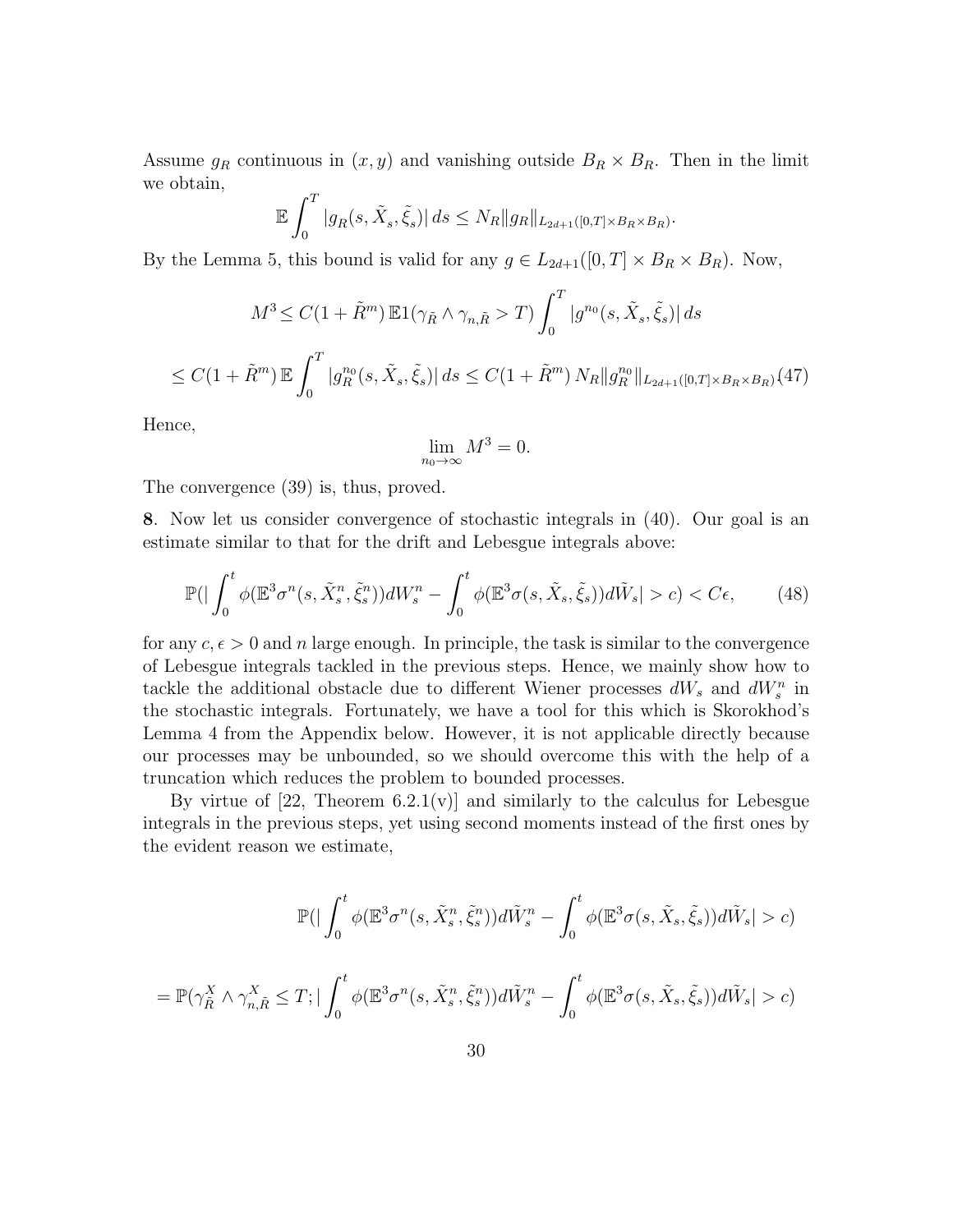Assume $g_R$ continuous in $(x, y)$ and vanishing outside $B_R \times B_R$. Then in the limit we obtain,

$$
\mathbb{E}\int_0^T |g_R(s, \tilde{X}_s, \tilde{\xi}_s)|\, ds \le N_R \|g_R\|_{L_{2d+1}([0,T]\times B_R \times B_R)}.
$$

By the Lemma 5, this bound is valid for any $g \in L_{2d+1}([0, T] \times B_R \times B_R)$. Now,

$$
M^3 \le C(1+\tilde{R}^m)\, \mathbb{E}1(\gamma_{\tilde{R}} \wedge \gamma_{n,\tilde{R}} > T) \int_0^T |g^{n_0}(s, \tilde{X}_s, \tilde{\xi}_s)|\, ds
$$

$$
\le C(1+\tilde{R}^m)\, \mathbb{E}\int_0^T |g_R^{n_0}(s, \tilde{X}_s, \tilde{\xi}_s)|\, ds \le C(1+\tilde{R}^m)\, N_R \|g_R^{n_0}\|_{L_{2d+1}([0,T]\times B_R \times B_R)} \tag{47}
$$

Hence,

$$
\lim_{n_0\to\infty} M^3 = 0.
$$

The convergence (39) is, thus, proved.

**8**. Now let us consider convergence of stochastic integrals in (40). Our goal is an estimate similar to that for the drift and Lebesgue integrals above:

$$
\mathbb{P}(|\int_0^t \phi(\mathbb{E}^3\sigma^n(s, \tilde{X}^n_s, \tilde{\xi}^n_s))dW^n_s - \int_0^t \phi(\mathbb{E}^3\sigma(s, \tilde{X}_s, \tilde{\xi}_s))d\tilde{W}_s| > c) < C\epsilon, \tag{48}
$$

for any $c, \epsilon > 0$ and $n$ large enough. In principle, the task is similar to the convergence of Lebesgue integrals tackled in the previous steps. Hence, we mainly show how to tackle the additional obstacle due to different Wiener processes $dW_s$ and $dW^n_s$ in the stochastic integrals. Fortunately, we have a tool for this which is Skorokhod's Lemma 4 from the Appendix below. However, it is not applicable directly because our processes may be unbounded, so we should overcome this with the help of a truncation which reduces the problem to bounded processes.

By virtue of [22, Theorem 6.2.1(v)] and similarly to the calculus for Lebesgue integrals in the previous steps, yet using second moments instead of the first ones by the evident reason we estimate,

$$
\mathbb{P}(|\int_0^t \phi(\mathbb{E}^3\sigma^n(s, \tilde{X}^n_s, \tilde{\xi}^n_s))d\tilde{W}^n_s - \int_0^t \phi(\mathbb{E}^3\sigma(s, \tilde{X}_s, \tilde{\xi}_s))d\tilde{W}_s| > c)
$$

$$
= \mathbb{P}(\gamma^X_{\tilde{R}} \wedge \gamma^X_{n,\tilde{R}} \le T; |\int_0^t \phi(\mathbb{E}^3\sigma^n(s, \tilde{X}^n_s, \tilde{\xi}^n_s))d\tilde{W}^n_s - \int_0^t \phi(\mathbb{E}^3\sigma(s, \tilde{X}_s, \tilde{\xi}_s))d\tilde{W}_s| > c)
$$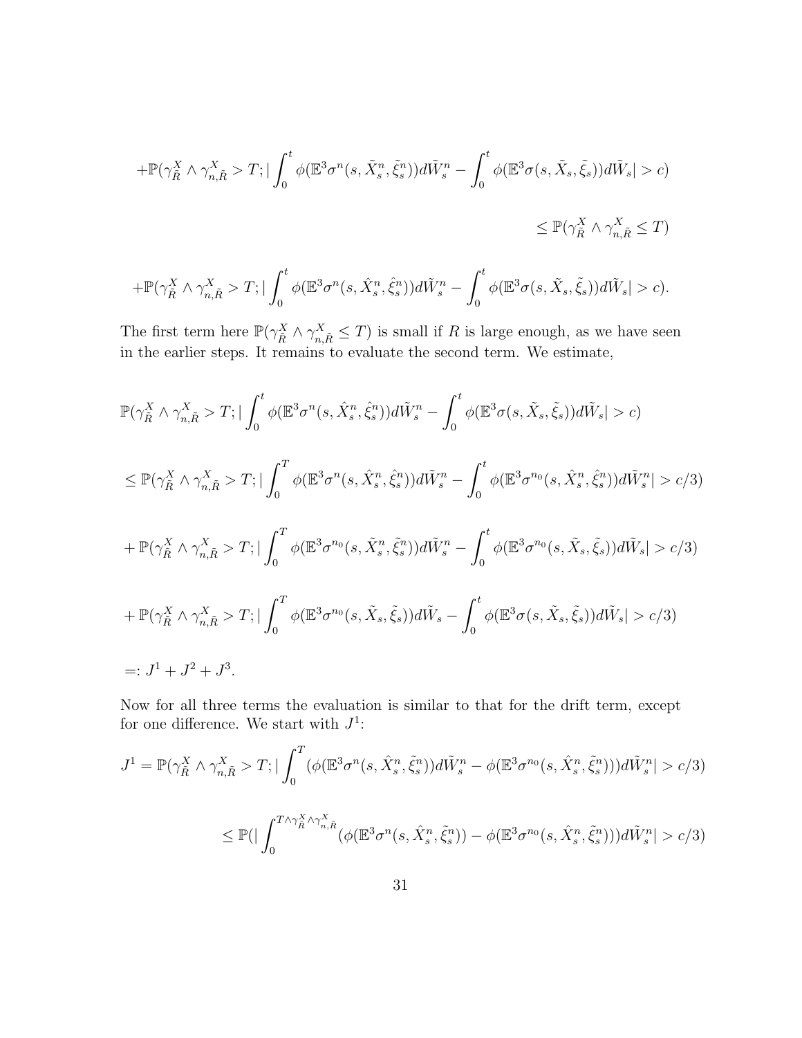$$
+\mathbb{P}(\gamma^X_{\tilde{R}} \wedge \gamma^X_{n,\tilde{R}} > T; |\int_0^t \phi(\mathbb{E}^3\sigma^n(s,\tilde{X}^n_s,\tilde{\xi}^n_s))d\tilde{W}^n_s - \int_0^t \phi(\mathbb{E}^3\sigma(s,\tilde{X}_s,\tilde{\xi}_s))d\tilde{W}_s| > c)
$$

$$
\leq \mathbb{P}(\gamma^X_{\tilde{R}} \wedge \gamma^X_{n,\tilde{R}} \leq T)
$$

$$
+\mathbb{P}(\gamma^X_{\tilde{R}} \wedge \gamma^X_{n,\tilde{R}} > T; |\int_0^t \phi(\mathbb{E}^3\sigma^n(s,\hat{X}^n_s,\hat{\xi}^n_s))d\tilde{W}^n_s - \int_0^t \phi(\mathbb{E}^3\sigma(s,\tilde{X}_s,\tilde{\xi}_s))d\tilde{W}_s| > c).
$$

The first term here $\mathbb{P}(\gamma^X_{\tilde{R}} \wedge \gamma^X_{n,\tilde{R}} \leq T)$ is small if $R$ is large enough, as we have seen in the earlier steps. It remains to evaluate the second term. We estimate,

$$
\mathbb{P}(\gamma^X_{\tilde{R}} \wedge \gamma^X_{n,\tilde{R}} > T; |\int_0^t \phi(\mathbb{E}^3\sigma^n(s,\hat{X}^n_s,\hat{\xi}^n_s))d\tilde{W}^n_s - \int_0^t \phi(\mathbb{E}^3\sigma(s,\tilde{X}_s,\tilde{\xi}_s))d\tilde{W}_s| > c)
$$

$$
\leq \mathbb{P}(\gamma^X_{\tilde{R}} \wedge \gamma^X_{n,\tilde{R}} > T; |\int_0^T \phi(\mathbb{E}^3\sigma^n(s,\hat{X}^n_s,\hat{\xi}^n_s))d\tilde{W}^n_s - \int_0^t \phi(\mathbb{E}^3\sigma^{n_0}(s,\hat{X}^n_s,\hat{\xi}^n_s))d\tilde{W}^n_s| > c/3)
$$

$$
+ \mathbb{P}(\gamma^X_{\tilde{R}} \wedge \gamma^X_{n,\tilde{R}} > T; |\int_0^T \phi(\mathbb{E}^3\sigma^{n_0}(s,\tilde{X}^n_s,\tilde{\xi}^n_s))d\tilde{W}^n_s - \int_0^t \phi(\mathbb{E}^3\sigma^{n_0}(s,\tilde{X}_s,\tilde{\xi}_s))d\tilde{W}_s| > c/3)
$$

$$
+ \mathbb{P}(\gamma^X_{\tilde{R}} \wedge \gamma^X_{n,\tilde{R}} > T; |\int_0^T \phi(\mathbb{E}^3\sigma^{n_0}(s,\tilde{X}_s,\tilde{\xi}_s))d\tilde{W}_s - \int_0^t \phi(\mathbb{E}^3\sigma(s,\tilde{X}_s,\tilde{\xi}_s))d\tilde{W}_s| > c/3)
$$

$$
=: J^1 + J^2 + J^3.
$$

Now for all three terms the evaluation is similar to that for the drift term, except for one difference. We start with $J^1$:

$$
J^1 = \mathbb{P}(\gamma^X_{\tilde{R}} \wedge \gamma^X_{n,\tilde{R}} > T; |\int_0^T (\phi(\mathbb{E}^3\sigma^n(s,\hat{X}^n_s,\tilde{\xi}^n_s))d\tilde{W}^n_s - \phi(\mathbb{E}^3\sigma^{n_0}(s,\hat{X}^n_s,\tilde{\xi}^n_s)))d\tilde{W}^n_s| > c/3)
$$

$$
\leq \mathbb{P}(|\int_0^{T\wedge\gamma^X_{\tilde{R}}\wedge\gamma^X_{n,\tilde{R}}} (\phi(\mathbb{E}^3\sigma^n(s,\hat{X}^n_s,\tilde{\xi}^n_s)) - \phi(\mathbb{E}^3\sigma^{n_0}(s,\hat{X}^n_s,\tilde{\xi}^n_s)))d\tilde{W}^n_s| > c/3)
$$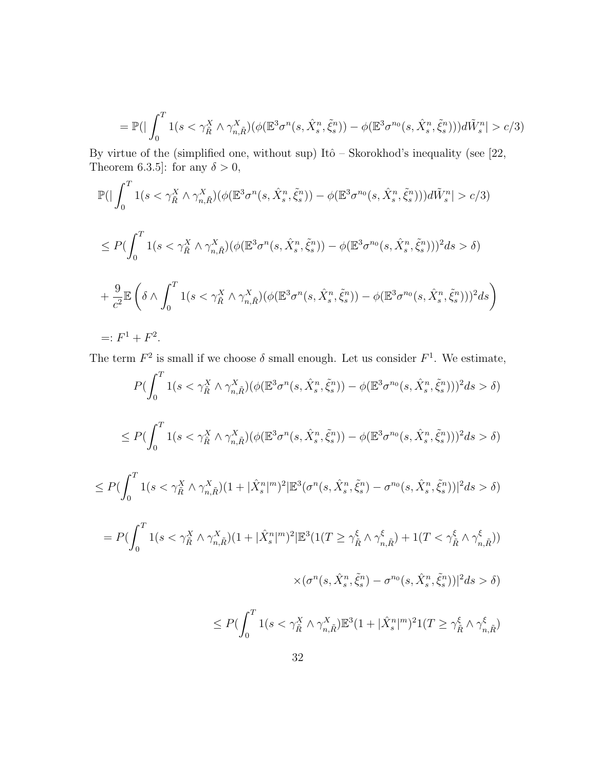$$= \mathbb{P}(|\int_0^T 1(s < \gamma^X_{\tilde{R}} \wedge \gamma^X_{n,\tilde{R}})(\phi(\mathbb{E}^3\sigma^n(s, \hat{X}^n_s, \tilde{\xi}^n_s)) - \phi(\mathbb{E}^3\sigma^{n_0}(s, \hat{X}^n_s, \tilde{\xi}^n_s)))d\tilde{W}^n_s| > c/3)$$

By virtue of the (simplified one, without sup) Itô – Skorokhod's inequality (see [22, Theorem 6.3.5]: for any $\delta > 0$,

$$\mathbb{P}(|\int_0^T 1(s < \gamma^X_{\tilde{R}} \wedge \gamma^X_{n,\tilde{R}})(\phi(\mathbb{E}^3\sigma^n(s, \hat{X}^n_s, \tilde{\xi}^n_s)) - \phi(\mathbb{E}^3\sigma^{n_0}(s, \hat{X}^n_s, \tilde{\xi}^n_s)))d\tilde{W}^n_s| > c/3)$$

$$\leq P(\int_0^T 1(s < \gamma^X_{\tilde{R}} \wedge \gamma^X_{n,\tilde{R}})(\phi(\mathbb{E}^3\sigma^n(s, \hat{X}^n_s, \tilde{\xi}^n_s)) - \phi(\mathbb{E}^3\sigma^{n_0}(s, \hat{X}^n_s, \tilde{\xi}^n_s)))^2 ds > \delta)$$

$$+ \frac{9}{c^2}\mathbb{E}\left(\delta \wedge \int_0^T 1(s < \gamma^X_{\tilde{R}} \wedge \gamma^X_{n,\tilde{R}})(\phi(\mathbb{E}^3\sigma^n(s, \hat{X}^n_s, \tilde{\xi}^n_s)) - \phi(\mathbb{E}^3\sigma^{n_0}(s, \hat{X}^n_s, \tilde{\xi}^n_s)))^2 ds\right)$$

$$=: F^1 + F^2.$$

The term $F^2$ is small if we choose $\delta$ small enough. Let us consider $F^1$. We estimate,

$$P(\int_0^T 1(s < \gamma^X_{\tilde{R}} \wedge \gamma^X_{n,\tilde{R}})(\phi(\mathbb{E}^3\sigma^n(s, \hat{X}^n_s, \tilde{\xi}^n_s)) - \phi(\mathbb{E}^3\sigma^{n_0}(s, \hat{X}^n_s, \tilde{\xi}^n_s)))^2 ds > \delta)$$

$$\leq P(\int_0^T 1(s < \gamma^X_{\tilde{R}} \wedge \gamma^X_{n,\tilde{R}})(\phi(\mathbb{E}^3\sigma^n(s, \hat{X}^n_s, \tilde{\xi}^n_s)) - \phi(\mathbb{E}^3\sigma^{n_0}(s, \hat{X}^n_s, \tilde{\xi}^n_s)))^2 ds > \delta)$$

$$\leq P(\int_0^T 1(s < \gamma^X_{\tilde{R}} \wedge \gamma^X_{n,\tilde{R}})(1 + |\hat{X}^n_s|^m)^2 |\mathbb{E}^3(\sigma^n(s, \hat{X}^n_s, \tilde{\xi}^n_s) - \sigma^{n_0}(s, \hat{X}^n_s, \tilde{\xi}^n_s))|^2 ds > \delta)$$

$$= P(\int_0^T 1(s < \gamma^X_{\tilde{R}} \wedge \gamma^X_{n,\tilde{R}})(1 + |\hat{X}^n_s|^m)^2 |\mathbb{E}^3(1(T \geq \gamma^\xi_{\tilde{R}} \wedge \gamma^\xi_{n,\tilde{R}}) + 1(T < \gamma^\xi_{\tilde{R}} \wedge \gamma^\xi_{n,\tilde{R}}))$$

$$\times(\sigma^n(s, \hat{X}^n_s, \tilde{\xi}^n_s) - \sigma^{n_0}(s, \hat{X}^n_s, \tilde{\xi}^n_s))|^2 ds > \delta)$$

$$\leq P(\int_0^T 1(s < \gamma^X_{\tilde{R}} \wedge \gamma^X_{n,\tilde{R}})\mathbb{E}^3(1 + |\hat{X}^n_s|^m)^2 1(T \geq \gamma^\xi_{\tilde{R}} \wedge \gamma^\xi_{n,\tilde{R}})$$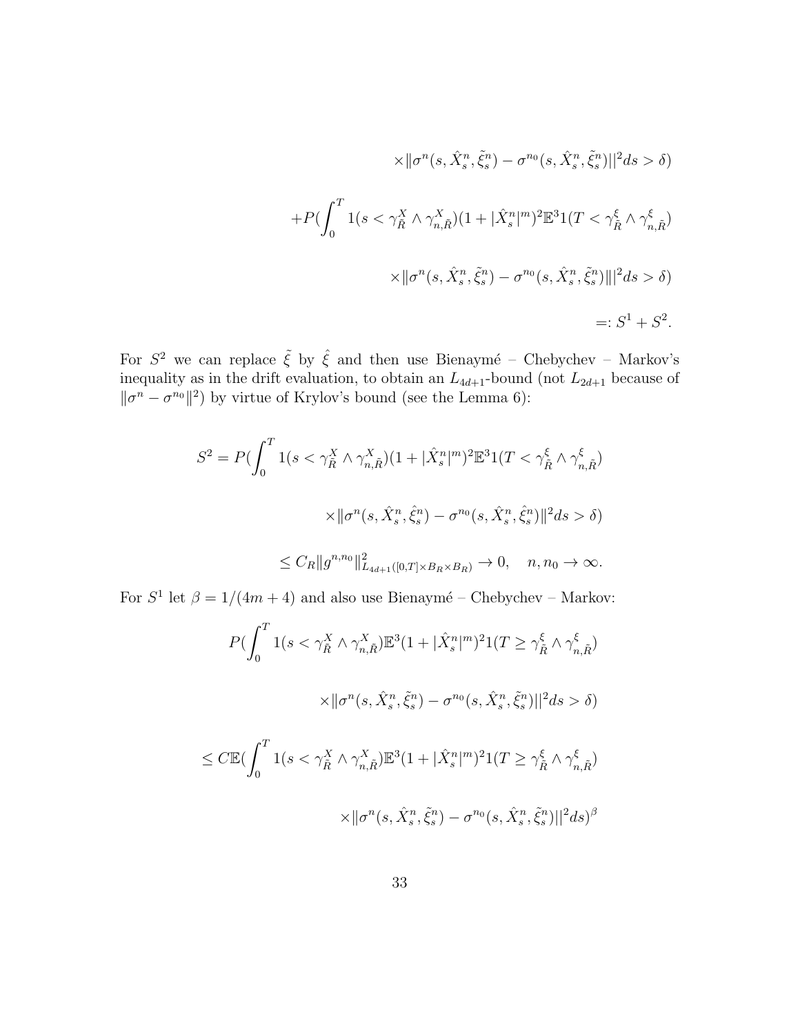$$
\times\|\sigma^n(s,\hat X^n_s,\tilde\xi^n_s)-\sigma^{n_0}(s,\hat X^n_s,\tilde\xi^n_s)||^2 ds>\delta)
$$

$$
+P(\int_0^T 1(s<\gamma^X_{\tilde R}\wedge\gamma^X_{n,\tilde R})(1+|\hat X^n_s|^m)^2\mathbb{E}^3 1(T<\gamma^\xi_{\tilde R}\wedge\gamma^\xi_{n,\tilde R})
$$

$$
\times\|\sigma^n(s,\hat X^n_s,\tilde\xi^n_s)-\sigma^{n_0}(s,\hat X^n_s,\tilde\xi^n_s)\||^2 ds>\delta)
$$

$$
=: S^1+S^2.
$$

For $S^2$ we can replace $\tilde\xi$ by $\hat\xi$ and then use Bienaymé – Chebychev – Markov's inequality as in the drift evaluation, to obtain an $L_{4d+1}$-bound (not $L_{2d+1}$ because of $\|\sigma^n-\sigma^{n_0}\|^2$) by virtue of Krylov's bound (see the Lemma 6):

$$
S^2=P(\int_0^T 1(s<\gamma^X_{\tilde R}\wedge\gamma^X_{n,\tilde R})(1+|\hat X^n_s|^m)^2\mathbb{E}^3 1(T<\gamma^\xi_{\tilde R}\wedge\gamma^\xi_{n,\tilde R})
$$

$$
\times\|\sigma^n(s,\hat X^n_s,\hat\xi^n_s)-\sigma^{n_0}(s,\hat X^n_s,\hat\xi^n_s)\|^2 ds>\delta)
$$

$$
\le C_R\|g^{n,n_0}\|^2_{L_{4d+1}([0,T]\times B_R\times B_R)}\to 0,\quad n,n_0\to\infty.
$$

For $S^1$ let $\beta=1/(4m+4)$ and also use Bienaymé – Chebychev – Markov:

$$
P(\int_0^T 1(s<\gamma^X_{\tilde R}\wedge\gamma^X_{n,\tilde R})\mathbb{E}^3(1+|\hat X^n_s|^m)^2 1(T\ge\gamma^\xi_{\tilde R}\wedge\gamma^\xi_{n,\tilde R})
$$

$$
\times\|\sigma^n(s,\hat X^n_s,\tilde\xi^n_s)-\sigma^{n_0}(s,\hat X^n_s,\tilde\xi^n_s)||^2 ds>\delta)
$$

$$
\le C\mathbb{E}(\int_0^T 1(s<\gamma^X_{\tilde R}\wedge\gamma^X_{n,\tilde R})\mathbb{E}^3(1+|\hat X^n_s|^m)^2 1(T\ge\gamma^\xi_{\tilde R}\wedge\gamma^\xi_{n,\tilde R})
$$

$$
\times\|\sigma^n(s,\hat X^n_s,\tilde\xi^n_s)-\sigma^{n_0}(s,\hat X^n_s,\tilde\xi^n_s)||^2 ds)^\beta
$$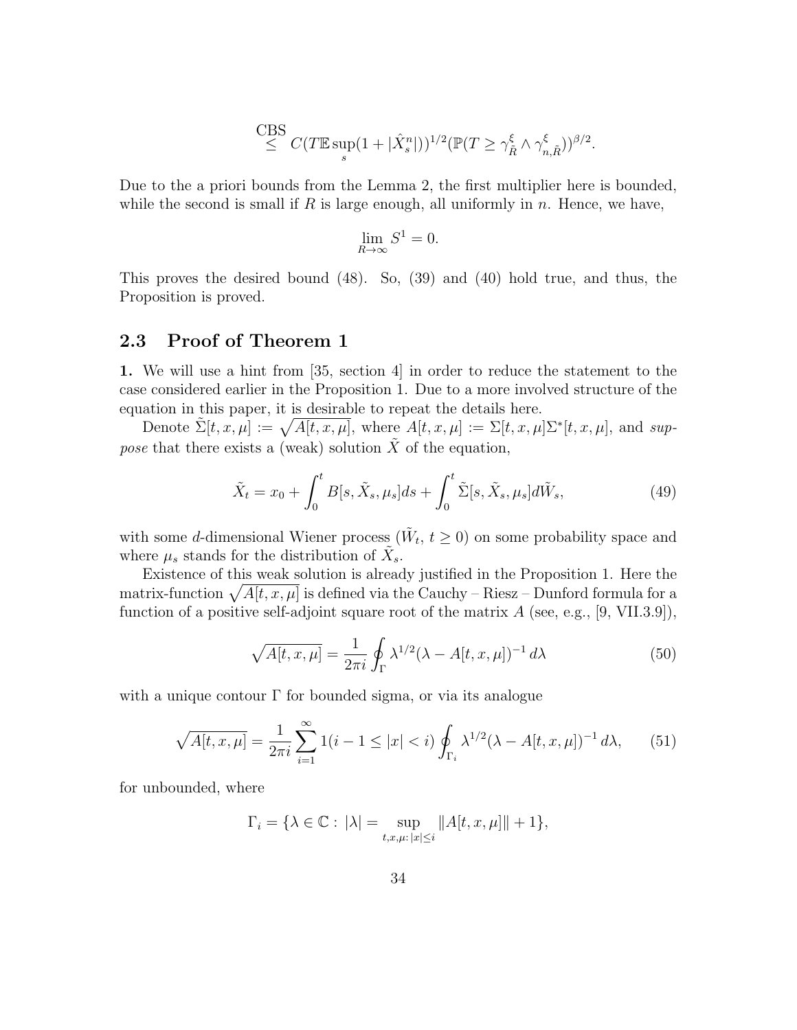$$\stackrel{\text{CBS}}{\le} C(T\mathbb{E}\sup_s(1+|\hat X^n_s|))^{1/2}(\mathbb{P}(T \ge \gamma^\xi_{\tilde R} \wedge \gamma^\xi_{n,\tilde R}))^{\beta/2}.$$

Due to the a priori bounds from the Lemma 2, the first multiplier here is bounded, while the second is small if $R$ is large enough, all uniformly in $n$. Hence, we have,

$$\lim_{R\to\infty} S^1 = 0.$$

This proves the desired bound (48). So, (39) and (40) hold true, and thus, the Proposition is proved.

## 2.3 Proof of Theorem 1

**1.** We will use a hint from [35, section 4] in order to reduce the statement to the case considered earlier in the Proposition 1. Due to a more involved structure of the equation in this paper, it is desirable to repeat the details here.

Denote $\tilde\Sigma[t,x,\mu] := \sqrt{A[t,x,\mu]}$, where $A[t,x,\mu] := \Sigma[t,x,\mu]\Sigma^*[t,x,\mu]$, and *suppose* that there exists a (weak) solution $\tilde X$ of the equation,

$$\tilde X_t = x_0 + \int_0^t B[s,\tilde X_s,\mu_s]ds + \int_0^t \tilde\Sigma[s,\tilde X_s,\mu_s]d\tilde W_s, \tag{49}$$

with some $d$-dimensional Wiener process $(\tilde W_t,\, t\ge 0)$ on some probability space and where $\mu_s$ stands for the distribution of $\tilde X_s$.

Existence of this weak solution is already justified in the Proposition 1. Here the matrix-function $\sqrt{A[t,x,\mu]}$ is defined via the Cauchy – Riesz – Dunford formula for a function of a positive self-adjoint square root of the matrix $A$ (see, e.g., [9, VII.3.9]),

$$\sqrt{A[t,x,\mu]} = \frac{1}{2\pi i}\oint_\Gamma \lambda^{1/2}(\lambda - A[t,x,\mu])^{-1}\,d\lambda \tag{50}$$

with a unique contour $\Gamma$ for bounded sigma, or via its analogue

$$\sqrt{A[t,x,\mu]} = \frac{1}{2\pi i}\sum_{i=1}^\infty 1(i-1\le |x| < i)\oint_{\Gamma_i} \lambda^{1/2}(\lambda - A[t,x,\mu])^{-1}\,d\lambda, \tag{51}$$

for unbounded, where

$$\Gamma_i = \{\lambda\in\mathbb{C}:\, |\lambda| = \sup_{t,x,\mu:\,|x|\le i}\|A[t,x,\mu]\| + 1\},$$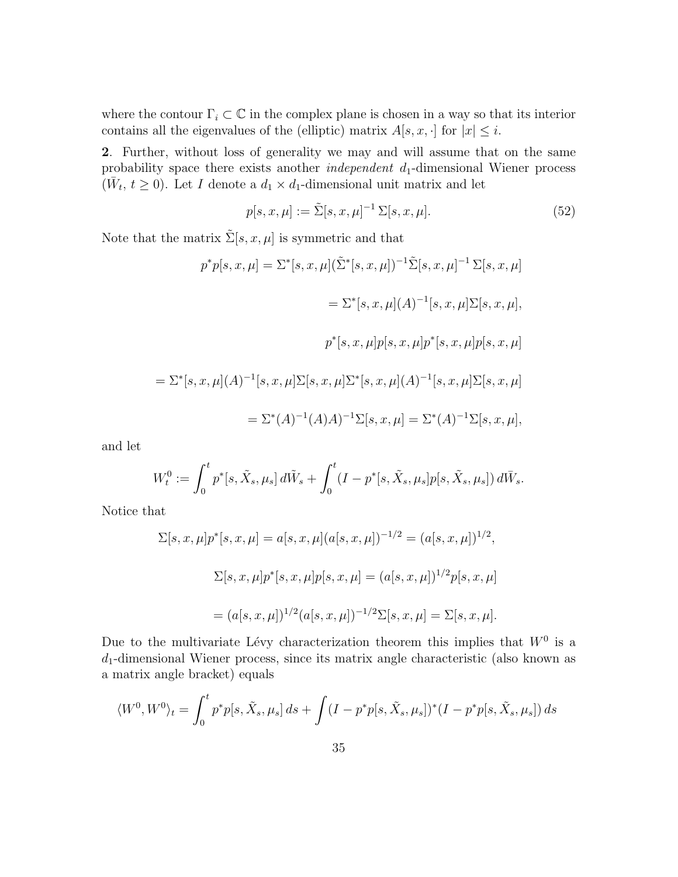where the contour $\Gamma_i \subset \mathbb{C}$ in the complex plane is chosen in a way so that its interior contains all the eigenvalues of the (elliptic) matrix $A[s, x, \cdot]$ for $|x| \leq i$.

**2**. Further, without loss of generality we may and will assume that on the same probability space there exists another *independent* $d_1$-dimensional Wiener process $(\bar{W}_t,\, t \geq 0)$. Let $I$ denote a $d_1 \times d_1$-dimensional unit matrix and let

$$
p[s, x, \mu] := \tilde{\Sigma}[s, x, \mu]^{-1}\, \Sigma[s, x, \mu]. \tag{52}
$$

Note that the matrix $\tilde{\Sigma}[s, x, \mu]$ is symmetric and that

$$
p^* p[s, x, \mu] = \Sigma^*[s, x, \mu](\tilde{\Sigma}^*[s, x, \mu])^{-1} \tilde{\Sigma}[s, x, \mu]^{-1}\, \Sigma[s, x, \mu]
$$

$$
= \Sigma^*[s, x, \mu](A)^{-1}[s, x, \mu]\Sigma[s, x, \mu],
$$

$$
p^*[s, x, \mu]p[s, x, \mu]p^*[s, x, \mu]p[s, x, \mu]
$$

$$
= \Sigma^*[s, x, \mu](A)^{-1}[s, x, \mu]\Sigma[s, x, \mu]\Sigma^*[s, x, \mu](A)^{-1}[s, x, \mu]\Sigma[s, x, \mu]
$$

$$
= \Sigma^*(A)^{-1}(A)A)^{-1}\Sigma[s, x, \mu] = \Sigma^*(A)^{-1}\Sigma[s, x, \mu],
$$

and let

$$
W_t^0 := \int_0^t p^*[s, \tilde{X}_s, \mu_s]\, d\tilde{W}_s + \int_0^t (I - p^*[s, \tilde{X}_s, \mu_s]p[s, \tilde{X}_s, \mu_s])\, d\bar{W}_s.
$$

Notice that

$$
\Sigma[s, x, \mu]p^*[s, x, \mu] = a[s, x, \mu](a[s, x, \mu])^{-1/2} = (a[s, x, \mu])^{1/2},
$$

$$
\Sigma[s, x, \mu]p^*[s, x, \mu]p[s, x, \mu] = (a[s, x, \mu])^{1/2}p[s, x, \mu]
$$

$$
= (a[s, x, \mu])^{1/2}(a[s, x, \mu])^{-1/2}\Sigma[s, x, \mu] = \Sigma[s, x, \mu].
$$

Due to the multivariate Lévy characterization theorem this implies that $W^0$ is a $d_1$-dimensional Wiener process, since its matrix angle characteristic (also known as a matrix angle bracket) equals

$$
\langle W^0, W^0 \rangle_t = \int_0^t p^* p[s, \tilde{X}_s, \mu_s]\, ds + \int (I - p^* p[s, \tilde{X}_s, \mu_s])^* (I - p^* p[s, \tilde{X}_s, \mu_s])\, ds
$$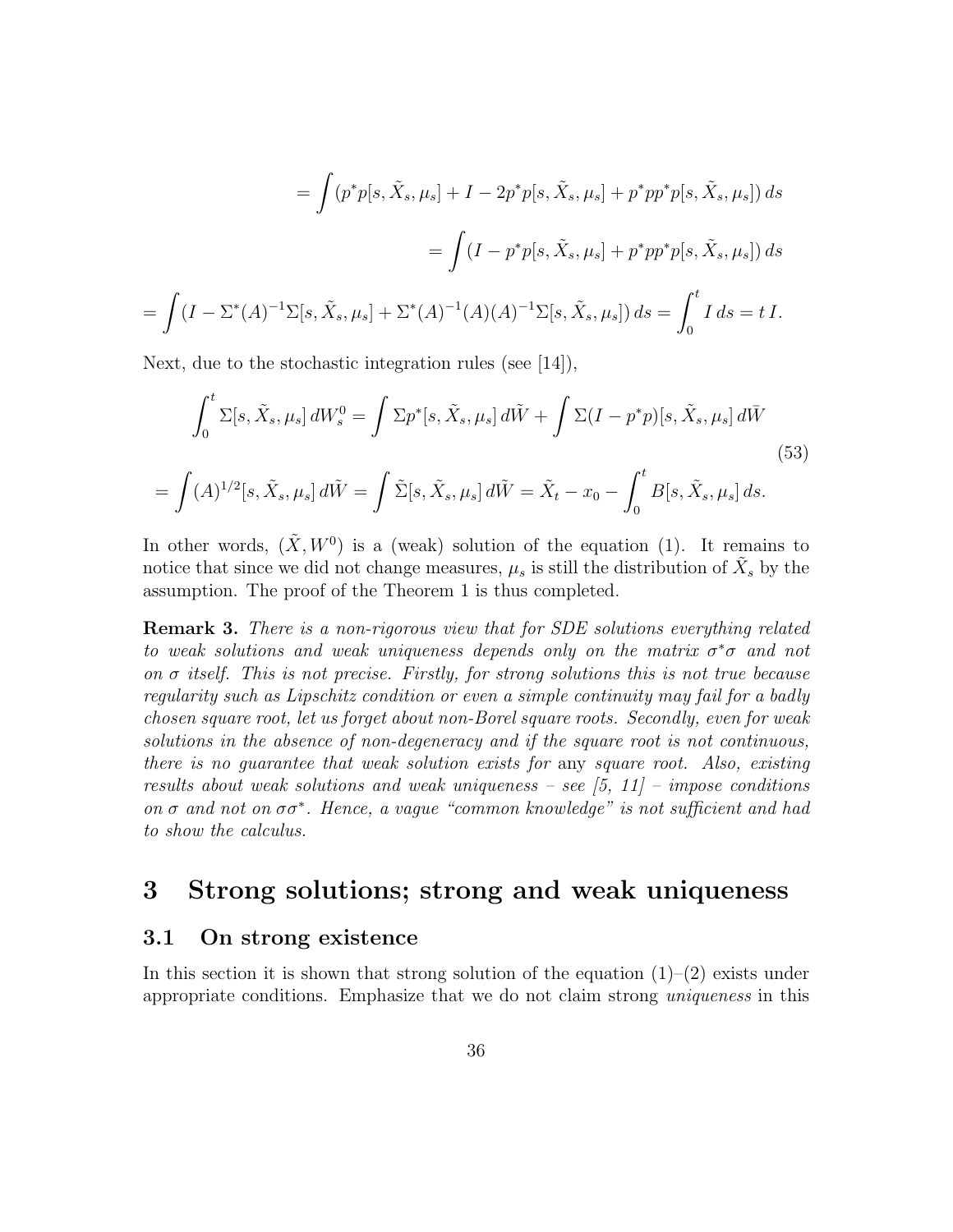$$
= \int (p^* p[s, \tilde X_s, \mu_s] + I - 2p^* p[s, \tilde X_s, \mu_s] + p^* p p^* p[s, \tilde X_s, \mu_s])\, ds
$$

$$
= \int (I - p^* p[s, \tilde X_s, \mu_s] + p^* p p^* p[s, \tilde X_s, \mu_s])\, ds
$$

$$
= \int (I - \Sigma^*(A)^{-1}\Sigma[s, \tilde X_s, \mu_s] + \Sigma^*(A)^{-1}(A)(A)^{-1}\Sigma[s, \tilde X_s, \mu_s])\, ds = \int_0^t I\, ds = t\, I.
$$

Next, due to the stochastic integration rules (see [14]),

$$
\int_0^t \Sigma[s, \tilde X_s, \mu_s]\, dW_s^0 = \int \Sigma p^*[s, \tilde X_s, \mu_s]\, d\tilde W + \int \Sigma(I - p^* p)[s, \tilde X_s, \mu_s]\, d\bar W
$$

$$
= \int (A)^{1/2}[s, \tilde X_s, \mu_s]\, d\tilde W = \int \tilde\Sigma[s, \tilde X_s, \mu_s]\, d\tilde W = \tilde X_t - x_0 - \int_0^t B[s, \tilde X_s, \mu_s]\, ds. \tag{53}
$$

In other words, $(\tilde X, W^0)$ is a (weak) solution of the equation (1). It remains to notice that since we did not change measures, $\mu_s$ is still the distribution of $\tilde X_s$ by the assumption. The proof of the Theorem 1 is thus completed.

**Remark 3.** *There is a non-rigorous view that for SDE solutions everything related to weak solutions and weak uniqueness depends only on the matrix $\sigma^*\sigma$ and not on $\sigma$ itself. This is not precise. Firstly, for strong solutions this is not true because regularity such as Lipschitz condition or even a simple continuity may fail for a badly chosen square root, let us forget about non-Borel square roots. Secondly, even for weak solutions in the absence of non-degeneracy and if the square root is not continuous, there is no guarantee that weak solution exists for* any *square root. Also, existing results about weak solutions and weak uniqueness – see [5, 11] – impose conditions on $\sigma$ and not on $\sigma\sigma^*$. Hence, a vague "common knowledge" is not sufficient and had to show the calculus.*

## 3 Strong solutions; strong and weak uniqueness

### 3.1 On strong existence

In this section it is shown that strong solution of the equation (1)–(2) exists under appropriate conditions. Emphasize that we do not claim strong *uniqueness* in this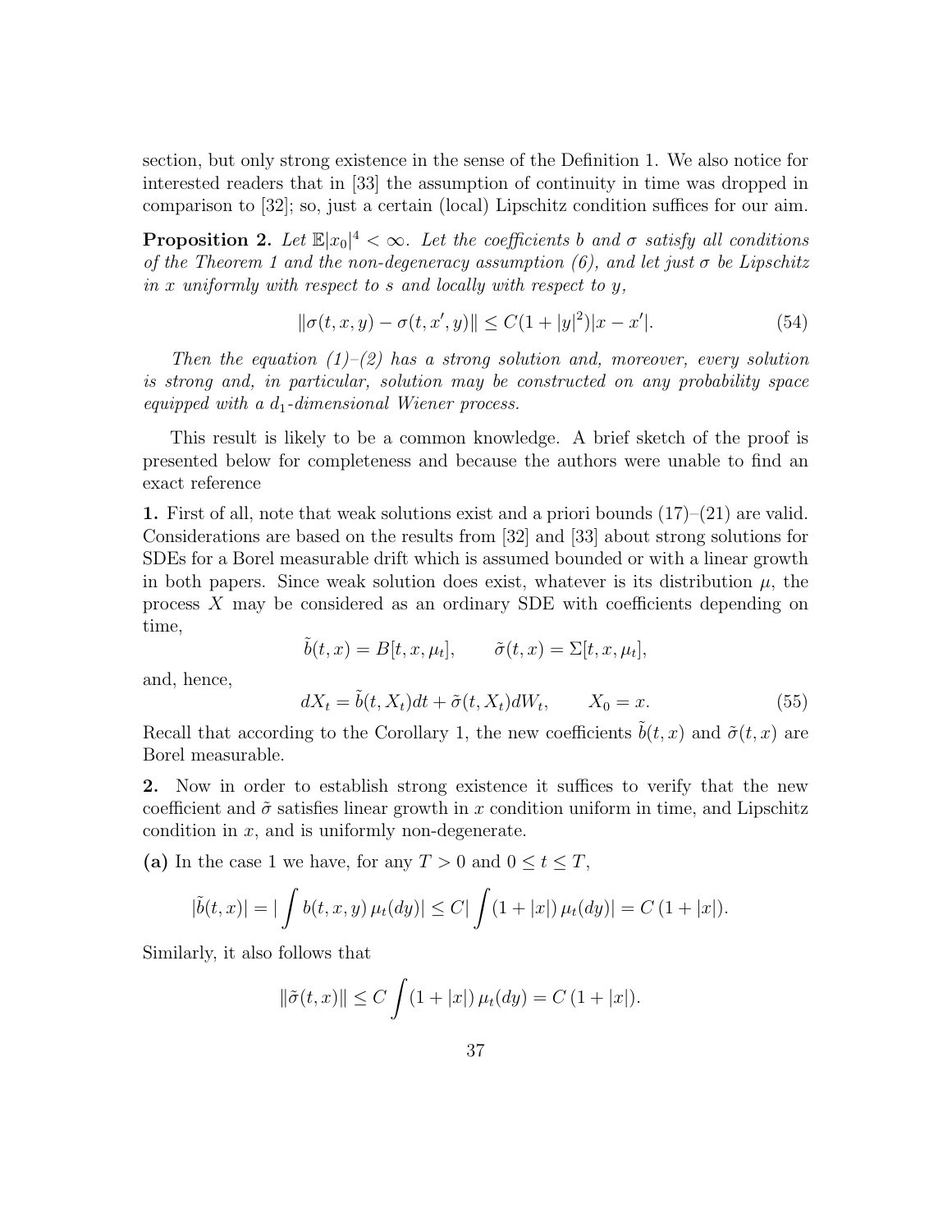section, but only strong existence in the sense of the Definition 1. We also notice for interested readers that in [33] the assumption of continuity in time was dropped in comparison to [32]; so, just a certain (local) Lipschitz condition suffices for our aim.

**Proposition 2.** *Let $\mathbb{E}|x_0|^4 < \infty$. Let the coefficients $b$ and $\sigma$ satisfy all conditions of the Theorem 1 and the non-degeneracy assumption (6), and let just $\sigma$ be Lipschitz in $x$ uniformly with respect to $s$ and locally with respect to $y$,*

$$\|\sigma(t,x,y) - \sigma(t,x',y)\| \le C(1+|y|^2)|x-x'|. \tag{54}$$

*Then the equation (1)–(2) has a strong solution and, moreover, every solution is strong and, in particular, solution may be constructed on any probability space equipped with a $d_1$-dimensional Wiener process.*

This result is likely to be a common knowledge. A brief sketch of the proof is presented below for completeness and because the authors were unable to find an exact reference

**1.** First of all, note that weak solutions exist and a priori bounds (17)–(21) are valid. Considerations are based on the results from [32] and [33] about strong solutions for SDEs for a Borel measurable drift which is assumed bounded or with a linear growth in both papers. Since weak solution does exist, whatever is its distribution $\mu$, the process $X$ may be considered as an ordinary SDE with coefficients depending on time,

$$\tilde{b}(t,x) = B[t,x,\mu_t], \qquad \tilde{\sigma}(t,x) = \Sigma[t,x,\mu_t],$$

and, hence,

$$dX_t = \tilde{b}(t,X_t)dt + \tilde{\sigma}(t,X_t)dW_t, \qquad X_0 = x. \tag{55}$$

Recall that according to the Corollary 1, the new coefficients $\tilde{b}(t,x)$ and $\tilde{\sigma}(t,x)$ are Borel measurable.

**2.** Now in order to establish strong existence it suffices to verify that the new coefficient and $\tilde{\sigma}$ satisfies linear growth in $x$ condition uniform in time, and Lipschitz condition in $x$, and is uniformly non-degenerate.

**(a)** In the case 1 we have, for any $T > 0$ and $0 \le t \le T$,

$$|\tilde{b}(t,x)| = |\int b(t,x,y)\,\mu_t(dy)| \le C|\int (1+|x|)\,\mu_t(dy)| = C\,(1+|x|).$$

Similarly, it also follows that

$$\|\tilde{\sigma}(t,x)\| \le C\int (1+|x|)\,\mu_t(dy) = C\,(1+|x|).$$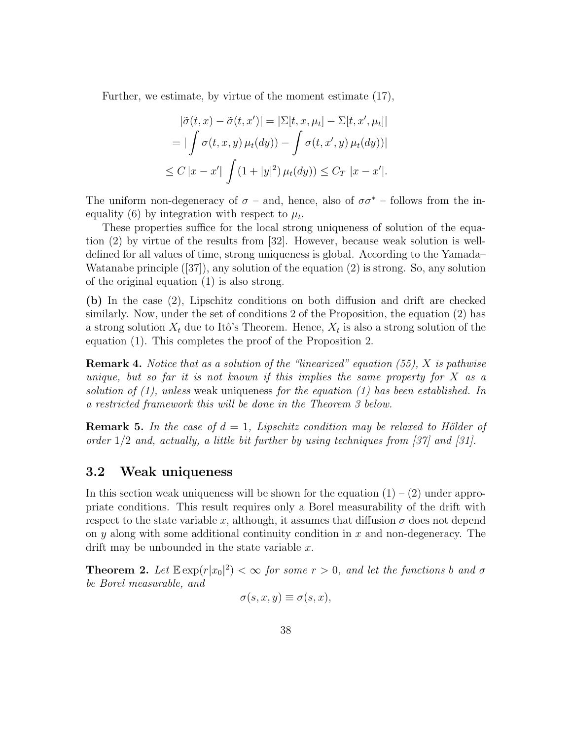Further, we estimate, by virtue of the moment estimate (17),

$$
\begin{aligned}
&|\tilde{\sigma}(t,x) - \tilde{\sigma}(t,x')| = |\Sigma[t,x,\mu_t] - \Sigma[t,x',\mu_t]| \\
&= |\int \sigma(t,x,y)\,\mu_t(dy)) - \int \sigma(t,x',y)\,\mu_t(dy))| \\
&\le C\,|x-x'| \int (1+|y|^2)\,\mu_t(dy)) \le C_T\ |x-x'|.
\end{aligned}
$$

The uniform non-degeneracy of $\sigma$ – and, hence, also of $\sigma\sigma^*$ – follows from the inequality (6) by integration with respect to $\mu_t$.

These properties suffice for the local strong uniqueness of solution of the equation (2) by virtue of the results from [32]. However, because weak solution is well-defined for all values of time, strong uniqueness is global. According to the Yamada–Watanabe principle ([37]), any solution of the equation (2) is strong. So, any solution of the original equation (1) is also strong.

**(b)** In the case (2), Lipschitz conditions on both diffusion and drift are checked similarly. Now, under the set of conditions 2 of the Proposition, the equation (2) has a strong solution $X_t$ due to Itô's Theorem. Hence, $X_t$ is also a strong solution of the equation (1). This completes the proof of the Proposition 2.

**Remark 4.** *Notice that as a solution of the "linearized" equation (55), $X$ is pathwise unique, but so far it is not known if this implies the same property for $X$ as a solution of (1), unless* weak uniqueness *for the equation (1) has been established. In a restricted framework this will be done in the Theorem 3 below.*

**Remark 5.** *In the case of $d=1$, Lipschitz condition may be relaxed to Hölder of order $1/2$ and, actually, a little bit further by using techniques from [37] and [31].*

## 3.2 Weak uniqueness

In this section weak uniqueness will be shown for the equation (1) – (2) under appropriate conditions. This result requires only a Borel measurability of the drift with respect to the state variable $x$, although, it assumes that diffusion $\sigma$ does not depend on $y$ along with some additional continuity condition in $x$ and non-degeneracy. The drift may be unbounded in the state variable $x$.

**Theorem 2.** *Let $\mathbb{E}\exp(r|x_0|^2) < \infty$ for some $r > 0$, and let the functions $b$ and $\sigma$ be Borel measurable, and*

$$
\sigma(s,x,y) \equiv \sigma(s,x),
$$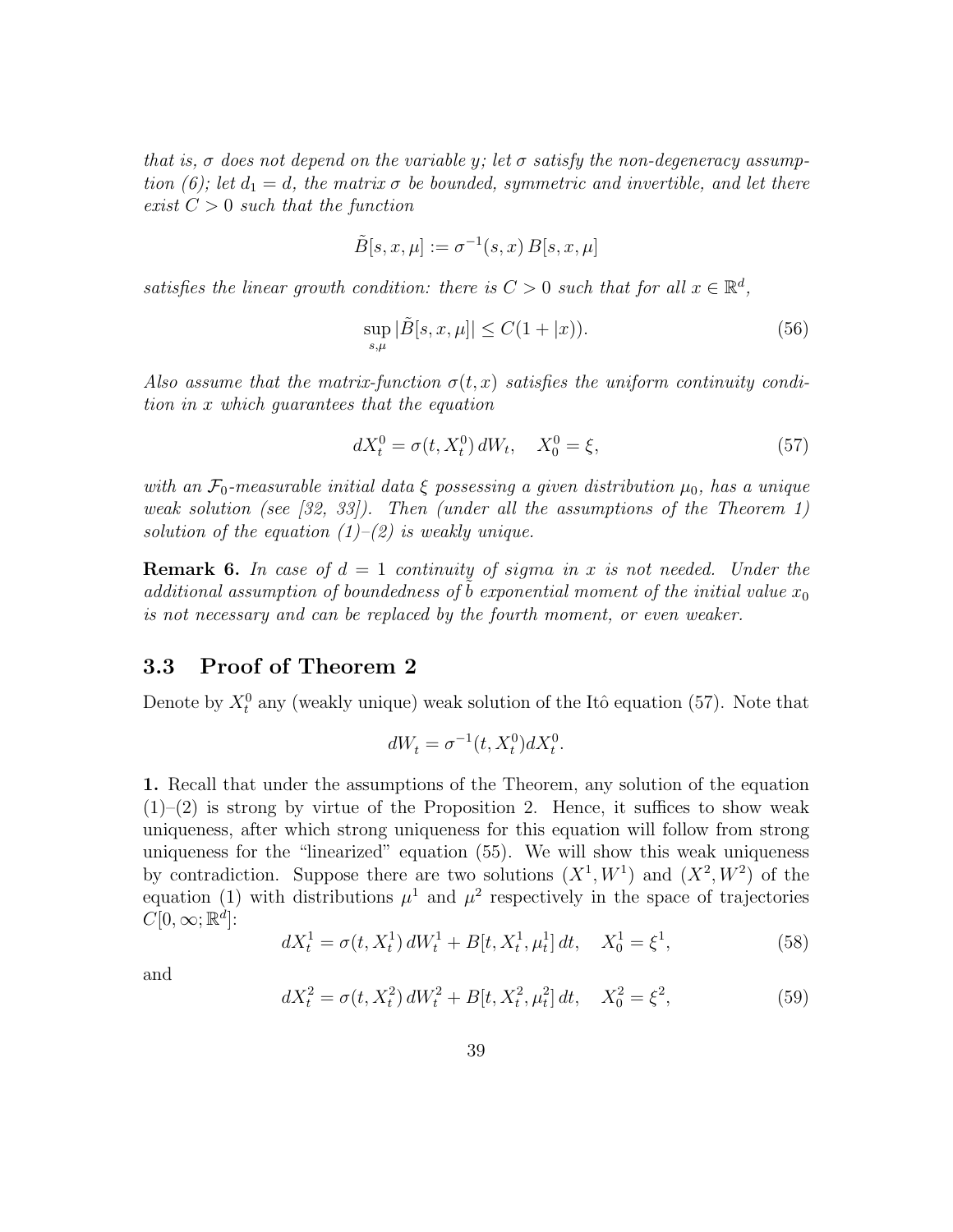*that is, $\sigma$ does not depend on the variable $y$; let $\sigma$ satisfy the non-degeneracy assumption (6); let $d_1 = d$, the matrix $\sigma$ be bounded, symmetric and invertible, and let there exist $C > 0$ such that the function*

$$\tilde{B}[s, x, \mu] := \sigma^{-1}(s, x)\, B[s, x, \mu]$$

*satisfies the linear growth condition: there is $C > 0$ such that for all $x \in \mathbb{R}^d$,*

$$\sup_{s,\mu} |\tilde{B}[s, x, \mu]| \le C(1 + |x)). \tag{56}$$

*Also assume that the matrix-function $\sigma(t, x)$ satisfies the uniform continuity condition in $x$ which guarantees that the equation*

$$dX^0_t = \sigma(t, X^0_t)\, dW_t, \quad X^0_0 = \xi, \tag{57}$$

*with an $\mathcal{F}_0$-measurable initial data $\xi$ possessing a given distribution $\mu_0$, has a unique weak solution (see [32, 33]). Then (under all the assumptions of the Theorem 1) solution of the equation (1)–(2) is weakly unique.*

**Remark 6.** *In case of $d = 1$ continuity of sigma in $x$ is not needed. Under the additional assumption of boundedness of $b$ exponential moment of the initial value $x_0$ is not necessary and can be replaced by the fourth moment, or even weaker.*

### 3.3 Proof of Theorem 2

Denote by $X^0_t$ any (weakly unique) weak solution of the Itô equation (57). Note that

$$dW_t = \sigma^{-1}(t, X^0_t) dX^0_t.$$

**1.** Recall that under the assumptions of the Theorem, any solution of the equation (1)–(2) is strong by virtue of the Proposition 2. Hence, it suffices to show weak uniqueness, after which strong uniqueness for this equation will follow from strong uniqueness for the "linearized" equation (55). We will show this weak uniqueness by contradiction. Suppose there are two solutions $(X^1, W^1)$ and $(X^2, W^2)$ of the equation (1) with distributions $\mu^1$ and $\mu^2$ respectively in the space of trajectories $C[0, \infty; \mathbb{R}^d]$:

$$dX^1_t = \sigma(t, X^1_t)\, dW^1_t + B[t, X^1_t, \mu^1_t]\, dt, \quad X^1_0 = \xi^1, \tag{58}$$

and

$$dX^2_t = \sigma(t, X^2_t)\, dW^2_t + B[t, X^2_t, \mu^2_t]\, dt, \quad X^2_0 = \xi^2, \tag{59}$$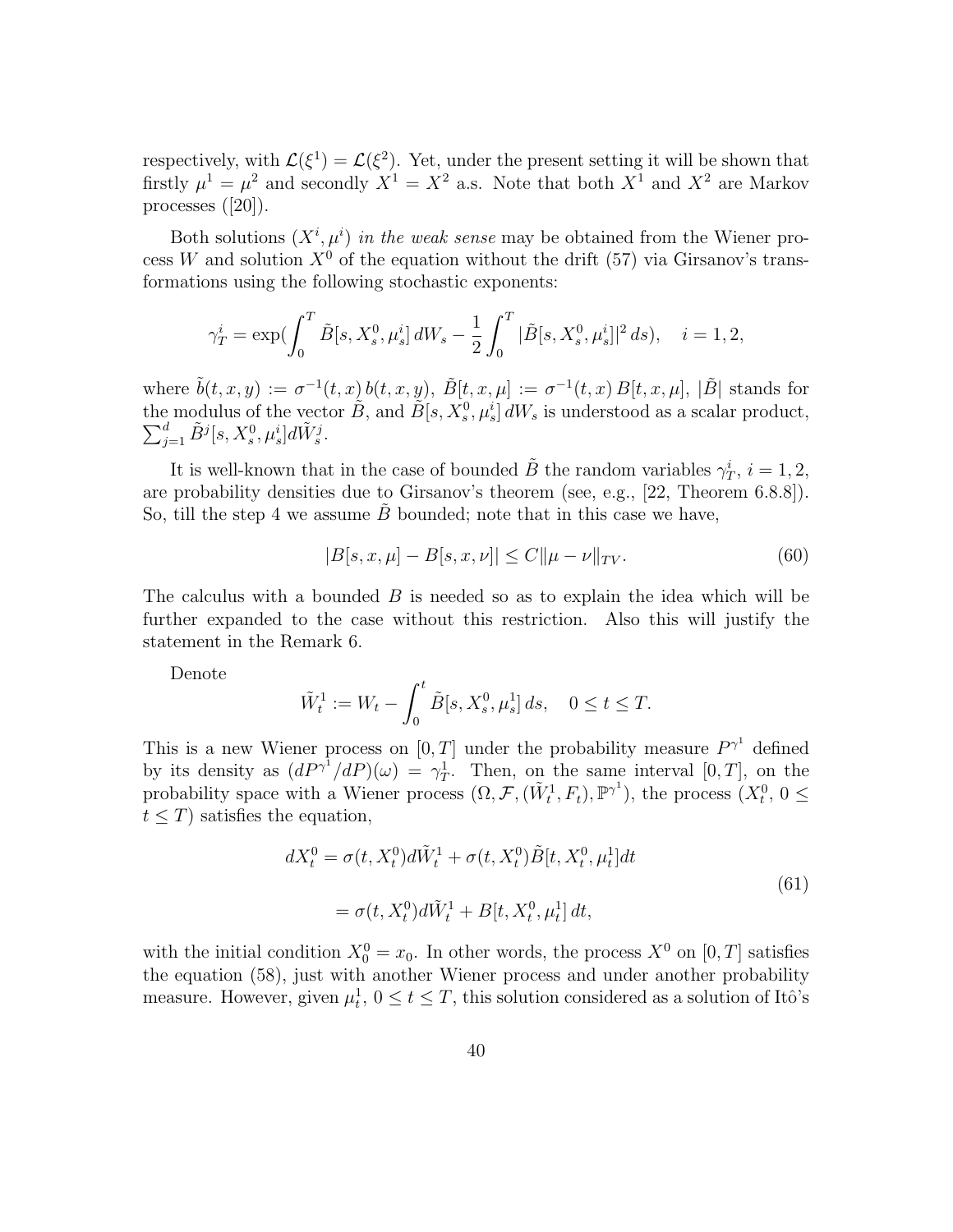respectively, with $\mathcal{L}(\xi^1) = \mathcal{L}(\xi^2)$. Yet, under the present setting it will be shown that firstly $\mu^1 = \mu^2$ and secondly $X^1 = X^2$ a.s. Note that both $X^1$ and $X^2$ are Markov processes ([20]).

Both solutions $(X^i, \mu^i)$ *in the weak sense* may be obtained from the Wiener process $W$ and solution $X^0$ of the equation without the drift (57) via Girsanov's transformations using the following stochastic exponents:

$$\gamma_T^i = \exp(\int_0^T \tilde{B}[s, X_s^0, \mu_s^i]\, dW_s - \frac{1}{2}\int_0^T |\tilde{B}[s, X_s^0, \mu_s^i]|^2\, ds), \quad i = 1, 2,$$

where $\tilde{b}(t,x,y) := \sigma^{-1}(t,x)\, b(t,x,y)$, $\tilde{B}[t,x,\mu] := \sigma^{-1}(t,x)\, B[t,x,\mu]$, $|\tilde{B}|$ stands for the modulus of the vector $\tilde{B}$, and $\tilde{B}[s, X_s^0, \mu_s^i]\, dW_s$ is understood as a scalar product, $\sum_{j=1}^d \tilde{B}^j[s, X_s^0, \mu_s^i] d\tilde{W}_s^j$.

It is well-known that in the case of bounded $\tilde{B}$ the random variables $\gamma_T^i$, $i = 1, 2$, are probability densities due to Girsanov's theorem (see, e.g., [22, Theorem 6.8.8]). So, till the step 4 we assume $\tilde{B}$ bounded; note that in this case we have,

$$|B[s,x,\mu] - B[s,x,\nu]| \le C\|\mu - \nu\|_{TV}. \tag{60}$$

The calculus with a bounded $B$ is needed so as to explain the idea which will be further expanded to the case without this restriction. Also this will justify the statement in the Remark 6.

Denote

$$\tilde{W}_t^1 := W_t - \int_0^t \tilde{B}[s, X_s^0, \mu_s^1]\, ds, \quad 0 \le t \le T.$$

This is a new Wiener process on $[0,T]$ under the probability measure $P^{\gamma^1}$ defined by its density as $(dP^{\gamma^1}/dP)(\omega) = \gamma_T^1$. Then, on the same interval $[0,T]$, on the probability space with a Wiener process $(\Omega, \mathcal{F}, (\tilde{W}_t^1, F_t), \mathbb{P}^{\gamma^1})$, the process $(X_t^0,\, 0 \le t \le T)$ satisfies the equation,

$$\begin{aligned} dX_t^0 &= \sigma(t, X_t^0) d\tilde{W}_t^1 + \sigma(t, X_t^0)\tilde{B}[t, X_t^0, \mu_t^1] dt \\ &= \sigma(t, X_t^0) d\tilde{W}_t^1 + B[t, X_t^0, \mu_t^1]\, dt, \end{aligned} \tag{61}$$

with the initial condition $X_0^0 = x_0$. In other words, the process $X^0$ on $[0,T]$ satisfies the equation (58), just with another Wiener process and under another probability measure. However, given $\mu_t^1$, $0 \le t \le T$, this solution considered as a solution of Itô's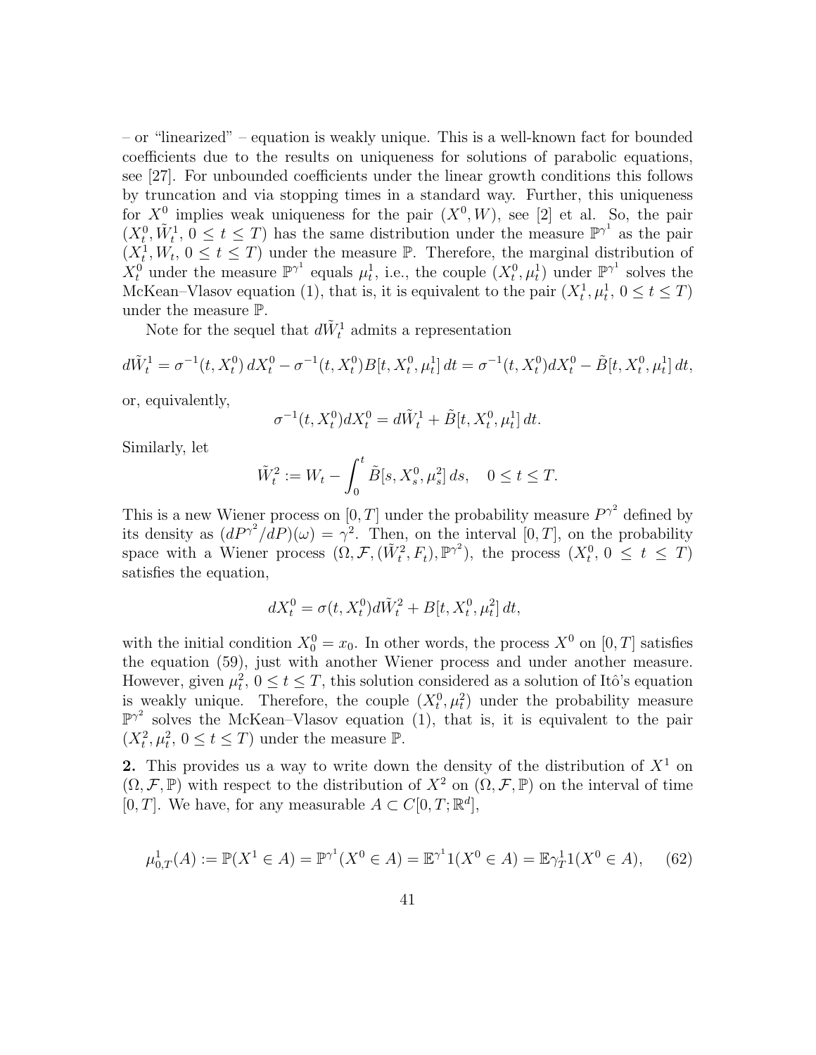– or "linearized" – equation is weakly unique. This is a well-known fact for bounded coefficients due to the results on uniqueness for solutions of parabolic equations, see [27]. For unbounded coefficients under the linear growth conditions this follows by truncation and via stopping times in a standard way. Further, this uniqueness for $X^0$ implies weak uniqueness for the pair $(X^0, W)$, see [2] et al. So, the pair $(X^0_t, \tilde W^1_t,\, 0\le t\le T)$ has the same distribution under the measure $\mathbb{P}^{\gamma^1}$ as the pair $(X^1_t, W_t,\, 0\le t\le T)$ under the measure $\mathbb{P}$. Therefore, the marginal distribution of $X^0_t$ under the measure $\mathbb{P}^{\gamma^1}$ equals $\mu^1_t$, i.e., the couple $(X^0_t, \mu^1_t)$ under $\mathbb{P}^{\gamma^1}$ solves the McKean–Vlasov equation (1), that is, it is equivalent to the pair $(X^1_t, \mu^1_t,\, 0\le t\le T)$ under the measure $\mathbb{P}$.

Note for the sequel that $d\tilde W^1_t$ admits a representation

$$
d\tilde W^1_t = \sigma^{-1}(t, X^0_t)\, dX^0_t - \sigma^{-1}(t, X^0_t) B[t, X^0_t, \mu^1_t]\, dt = \sigma^{-1}(t, X^0_t) dX^0_t - \tilde B[t, X^0_t, \mu^1_t]\, dt,
$$

or, equivalently,

$$
\sigma^{-1}(t, X^0_t) dX^0_t = d\tilde W^1_t + \tilde B[t, X^0_t, \mu^1_t]\, dt.
$$

Similarly, let

$$
\tilde W^2_t := W_t - \int_0^t \tilde B[s, X^0_s, \mu^2_s]\, ds, \quad 0\le t\le T.
$$

This is a new Wiener process on $[0,T]$ under the probability measure $P^{\gamma^2}$ defined by its density as $(dP^{\gamma^2}/dP)(\omega) = \gamma^2$. Then, on the interval $[0,T]$, on the probability space with a Wiener process $(\Omega, \mathcal{F}, (\tilde W^2_t, F_t), \mathbb{P}^{\gamma^2})$, the process $(X^0_t,\, 0\le t\le T)$ satisfies the equation,

$$
dX^0_t = \sigma(t, X^0_t) d\tilde W^2_t + B[t, X^0_t, \mu^2_t]\, dt,
$$

with the initial condition $X^0_0 = x_0$. In other words, the process $X^0$ on $[0,T]$ satisfies the equation (59), just with another Wiener process and under another measure. However, given $\mu^2_t$, $0\le t\le T$, this solution considered as a solution of Itô's equation is weakly unique. Therefore, the couple $(X^0_t, \mu^2_t)$ under the probability measure $\mathbb{P}^{\gamma^2}$ solves the McKean–Vlasov equation (1), that is, it is equivalent to the pair $(X^2_t, \mu^2_t,\, 0\le t\le T)$ under the measure $\mathbb{P}$.

**2.** This provides us a way to write down the density of the distribution of $X^1$ on $(\Omega, \mathcal{F}, \mathbb{P})$ with respect to the distribution of $X^2$ on $(\Omega, \mathcal{F}, \mathbb{P})$ on the interval of time $[0,T]$. We have, for any measurable $A\subset C[0,T;\mathbb{R}^d]$,

$$
\mu^1_{0,T}(A) := \mathbb{P}(X^1\in A) = \mathbb{P}^{\gamma^1}(X^0\in A) = \mathbb{E}^{\gamma^1} 1(X^0\in A) = \mathbb{E}\gamma^1_T 1(X^0\in A), \quad (62)
$$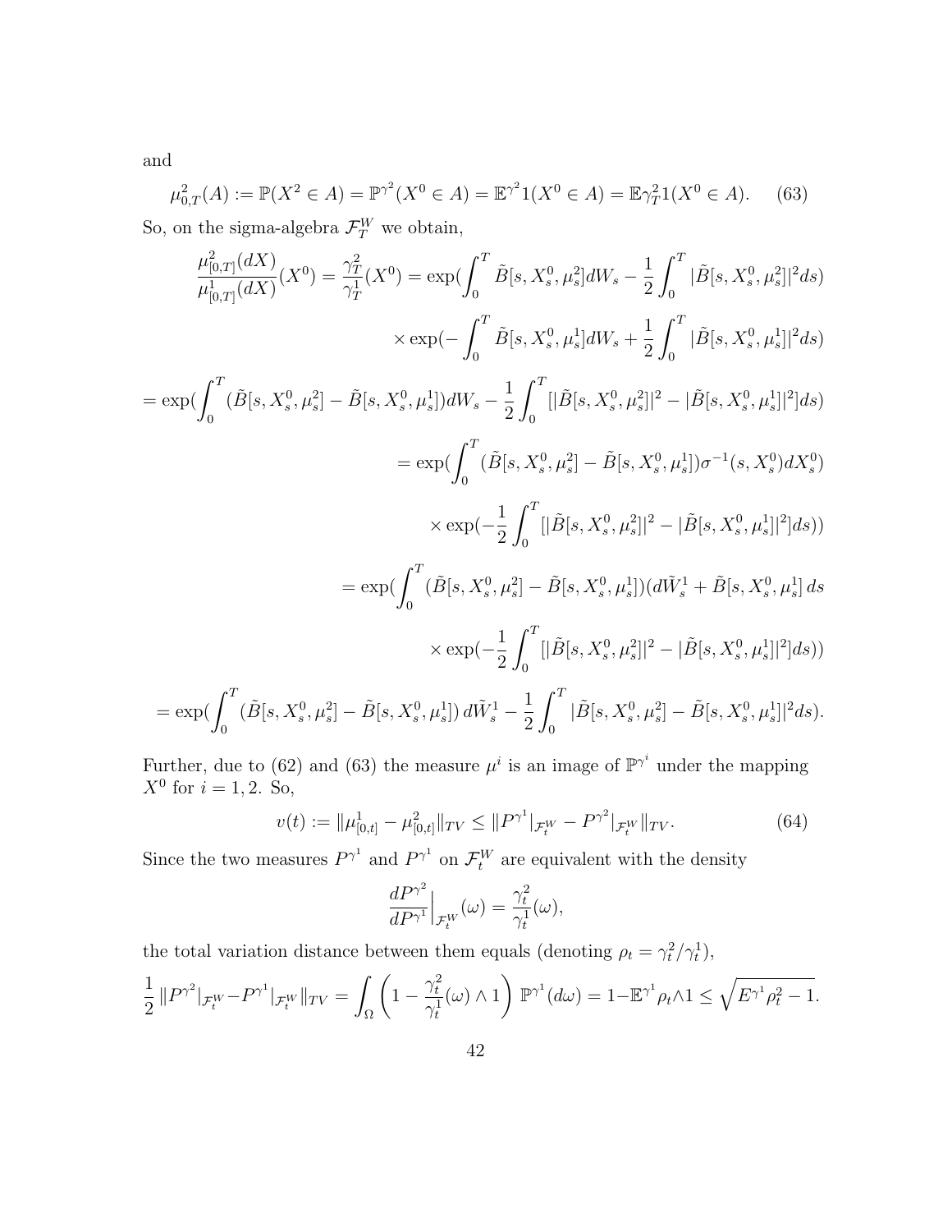and

$$\mu^2_{0,T}(A) := \mathbb{P}(X^2 \in A) = \mathbb{P}^{\gamma^2}(X^0 \in A) = \mathbb{E}^{\gamma^2} 1(X^0 \in A) = \mathbb{E}\gamma^2_T 1(X^0 \in A). \qquad (63)$$

So, on the sigma-algebra $\mathcal{F}^W_T$ we obtain,

$$\frac{\mu^2_{[0,T]}(dX)}{\mu^1_{[0,T]}(dX)}(X^0) = \frac{\gamma^2_T}{\gamma^1_T}(X^0) = \exp(\int_0^T \tilde{B}[s, X^0_s, \mu^2_s] dW_s - \frac{1}{2}\int_0^T |\tilde{B}[s, X^0_s, \mu^2_s]|^2 ds)$$

$$\times \exp(-\int_0^T \tilde{B}[s, X^0_s, \mu^1_s] dW_s + \frac{1}{2}\int_0^T |\tilde{B}[s, X^0_s, \mu^1_s]|^2 ds)$$

$$= \exp(\int_0^T (\tilde{B}[s, X^0_s, \mu^2_s] - \tilde{B}[s, X^0_s, \mu^1_s]) dW_s - \frac{1}{2}\int_0^T [|\tilde{B}[s, X^0_s, \mu^2_s]|^2 - |\tilde{B}[s, X^0_s, \mu^1_s]|^2] ds)$$

$$= \exp(\int_0^T (\tilde{B}[s, X^0_s, \mu^2_s] - \tilde{B}[s, X^0_s, \mu^1_s]) \sigma^{-1}(s, X^0_s) dX^0_s)$$

$$\times \exp(-\frac{1}{2}\int_0^T [|\tilde{B}[s, X^0_s, \mu^2_s]|^2 - |\tilde{B}[s, X^0_s, \mu^1_s]|^2] ds))$$

$$= \exp(\int_0^T (\tilde{B}[s, X^0_s, \mu^2_s] - \tilde{B}[s, X^0_s, \mu^1_s])(d\tilde{W}^1_s + \tilde{B}[s, X^0_s, \mu^1_s]\, ds$$

$$\times \exp(-\frac{1}{2}\int_0^T [|\tilde{B}[s, X^0_s, \mu^2_s]|^2 - |\tilde{B}[s, X^0_s, \mu^1_s]|^2] ds))$$

$$= \exp(\int_0^T (\tilde{B}[s, X^0_s, \mu^2_s] - \tilde{B}[s, X^0_s, \mu^1_s])\, d\tilde{W}^1_s - \frac{1}{2}\int_0^T |\tilde{B}[s, X^0_s, \mu^2_s] - \tilde{B}[s, X^0_s, \mu^1_s]|^2 ds).$$

Further, due to (62) and (63) the measure $\mu^i$ is an image of $\mathbb{P}^{\gamma^i}$ under the mapping $X^0$ for $i = 1, 2$. So,

$$v(t) := \|\mu^1_{[0,t]} - \mu^2_{[0,t]}\|_{TV} \le \|P^{\gamma^1}|_{\mathcal{F}^W_t} - P^{\gamma^2}|_{\mathcal{F}^W_t}\|_{TV}. \qquad (64)$$

Since the two measures $P^{\gamma^1}$ and $P^{\gamma^1}$ on $\mathcal{F}^W_t$ are equivalent with the density

$$\frac{dP^{\gamma^2}}{dP^{\gamma^1}}\Big|_{\mathcal{F}^W_t}(\omega) = \frac{\gamma^2_t}{\gamma^1_t}(\omega),$$

the total variation distance between them equals (denoting $\rho_t = \gamma^2_t/\gamma^1_t$),

$$\frac{1}{2}\|P^{\gamma^2}|_{\mathcal{F}^W_t} - P^{\gamma^1}|_{\mathcal{F}^W_t}\|_{TV} = \int_\Omega \left(1 - \frac{\gamma^2_t}{\gamma^1_t}(\omega) \wedge 1\right) \mathbb{P}^{\gamma^1}(d\omega) = 1 - \mathbb{E}^{\gamma^1}\rho_t \wedge 1 \le \sqrt{E^{\gamma^1}\rho^2_t - 1}.$$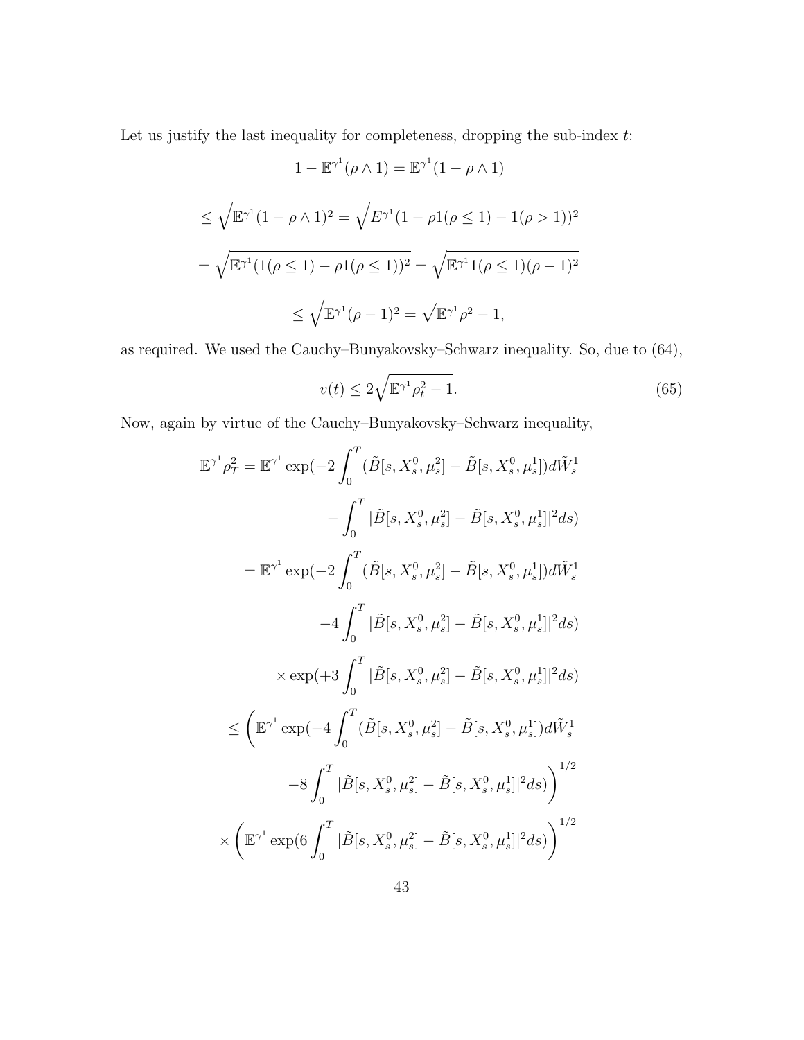Let us justify the last inequality for completeness, dropping the sub-index $t$:

$$1 - \mathbb{E}^{\gamma^1}(\rho \wedge 1) = \mathbb{E}^{\gamma^1}(1 - \rho \wedge 1)$$

$$\leq \sqrt{\mathbb{E}^{\gamma^1}(1 - \rho \wedge 1)^2} = \sqrt{E^{\gamma^1}(1 - \rho 1(\rho \leq 1) - 1(\rho > 1))^2}$$

$$= \sqrt{\mathbb{E}^{\gamma^1}(1(\rho \leq 1) - \rho 1(\rho \leq 1))^2} = \sqrt{\mathbb{E}^{\gamma^1} 1(\rho \leq 1)(\rho - 1)^2}$$

$$\leq \sqrt{\mathbb{E}^{\gamma^1}(\rho - 1)^2} = \sqrt{\mathbb{E}^{\gamma^1}\rho^2 - 1},$$

as required. We used the Cauchy–Bunyakovsky–Schwarz inequality. So, due to (64),

$$v(t) \leq 2\sqrt{\mathbb{E}^{\gamma^1}\rho_t^2 - 1}. \tag{65}$$

Now, again by virtue of the Cauchy–Bunyakovsky–Schwarz inequality,

$$\mathbb{E}^{\gamma^1}\rho_T^2 = \mathbb{E}^{\gamma^1}\exp(-2\int_0^T (\tilde{B}[s, X_s^0, \mu_s^2] - \tilde{B}[s, X_s^0, \mu_s^1])d\tilde{W}_s^1$$

$$- \int_0^T |\tilde{B}[s, X_s^0, \mu_s^2] - \tilde{B}[s, X_s^0, \mu_s^1]|^2 ds)$$

$$= \mathbb{E}^{\gamma^1}\exp(-2\int_0^T (\tilde{B}[s, X_s^0, \mu_s^2] - \tilde{B}[s, X_s^0, \mu_s^1])d\tilde{W}_s^1$$

$$-4\int_0^T |\tilde{B}[s, X_s^0, \mu_s^2] - \tilde{B}[s, X_s^0, \mu_s^1]|^2 ds)$$

$$\times \exp(+3\int_0^T |\tilde{B}[s, X_s^0, \mu_s^2] - \tilde{B}[s, X_s^0, \mu_s^1]|^2 ds)$$

$$\leq \left(\mathbb{E}^{\gamma^1}\exp(-4\int_0^T (\tilde{B}[s, X_s^0, \mu_s^2] - \tilde{B}[s, X_s^0, \mu_s^1])d\tilde{W}_s^1\right.$$

$$\left. -8\int_0^T |\tilde{B}[s, X_s^0, \mu_s^2] - \tilde{B}[s, X_s^0, \mu_s^1]|^2 ds)\right)^{1/2}$$

$$\times \left(\mathbb{E}^{\gamma^1}\exp(6\int_0^T |\tilde{B}[s, X_s^0, \mu_s^2] - \tilde{B}[s, X_s^0, \mu_s^1]|^2 ds)\right)^{1/2}$$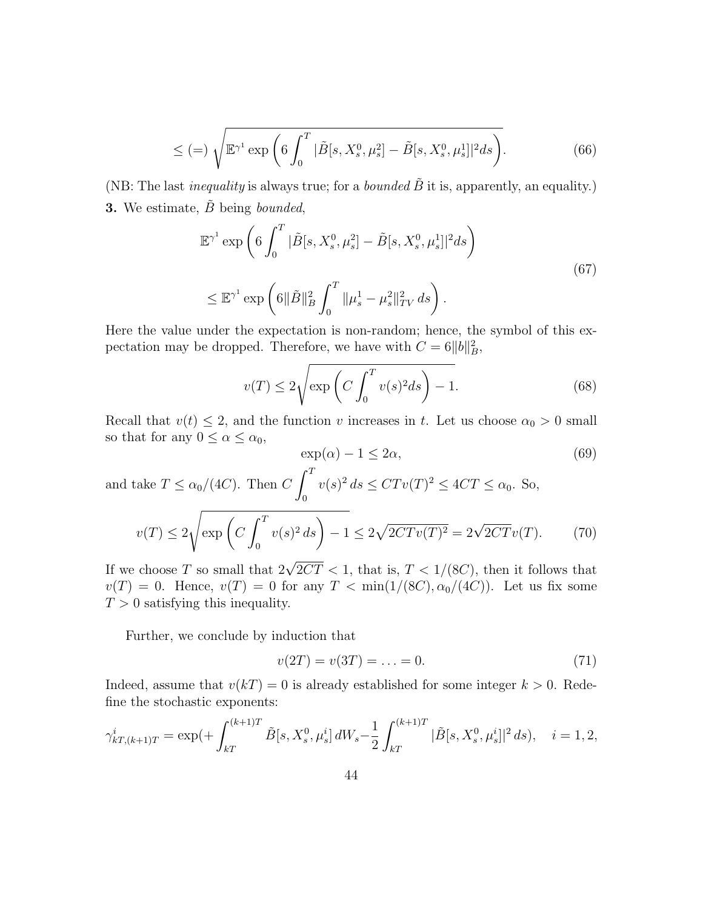$$
\le (=) \sqrt{\mathbb{E}^{\gamma^1} \exp\left(6 \int_0^T |\tilde{B}[s, X_s^0, \mu_s^2] - \tilde{B}[s, X_s^0, \mu_s^1]|^2 ds\right)}. \tag{66}
$$

(NB: The last *inequality* is always true; for a *bounded* $\tilde{B}$ it is, apparently, an equality.)

**3.** We estimate, $\tilde{B}$ being *bounded*,

$$
\begin{aligned}
&\mathbb{E}^{\gamma^1} \exp\left(6 \int_0^T |\tilde{B}[s, X_s^0, \mu_s^2] - \tilde{B}[s, X_s^0, \mu_s^1]|^2 ds\right) \\
&\le \mathbb{E}^{\gamma^1} \exp\left(6 \|\tilde{B}\|_B^2 \int_0^T \|\mu_s^1 - \mu_s^2\|_{TV}^2 \, ds\right).
\end{aligned} \tag{67}
$$

Here the value under the expectation is non-random; hence, the symbol of this expectation may be dropped. Therefore, we have with $C = 6\|b\|_B^2$,

$$
v(T) \le 2\sqrt{\exp\left(C \int_0^T v(s)^2 ds\right) - 1}. \tag{68}
$$

Recall that $v(t) \le 2$, and the function $v$ increases in $t$. Let us choose $\alpha_0 > 0$ small so that for any $0 \le \alpha \le \alpha_0$,

$$
\exp(\alpha) - 1 \le 2\alpha, \tag{69}
$$

and take $T \le \alpha_0/(4C)$. Then $C \displaystyle\int_0^T v(s)^2 \, ds \le CTv(T)^2 \le 4CT \le \alpha_0$. So,

$$
v(T) \le 2\sqrt{\exp\left(C \int_0^T v(s)^2 \, ds\right) - 1} \le 2\sqrt{2CTv(T)^2} = 2\sqrt{2CT} v(T). \tag{70}
$$

If we choose $T$ so small that $2\sqrt{2CT} < 1$, that is, $T < 1/(8C)$, then it follows that $v(T) = 0$. Hence, $v(T) = 0$ for any $T < \min(1/(8C), \alpha_0/(4C))$. Let us fix some $T > 0$ satisfying this inequality.

Further, we conclude by induction that

$$
v(2T) = v(3T) = \ldots = 0. \tag{71}
$$

Indeed, assume that $v(kT) = 0$ is already established for some integer $k > 0$. Redefine the stochastic exponents:

$$
\gamma^i_{kT,(k+1)T} = \exp(+\int_{kT}^{(k+1)T} \tilde{B}[s, X_s^0, \mu_s^i] \, dW_s - \frac{1}{2} \int_{kT}^{(k+1)T} |\tilde{B}[s, X_s^0, \mu_s^i]|^2 \, ds), \quad i = 1, 2,
$$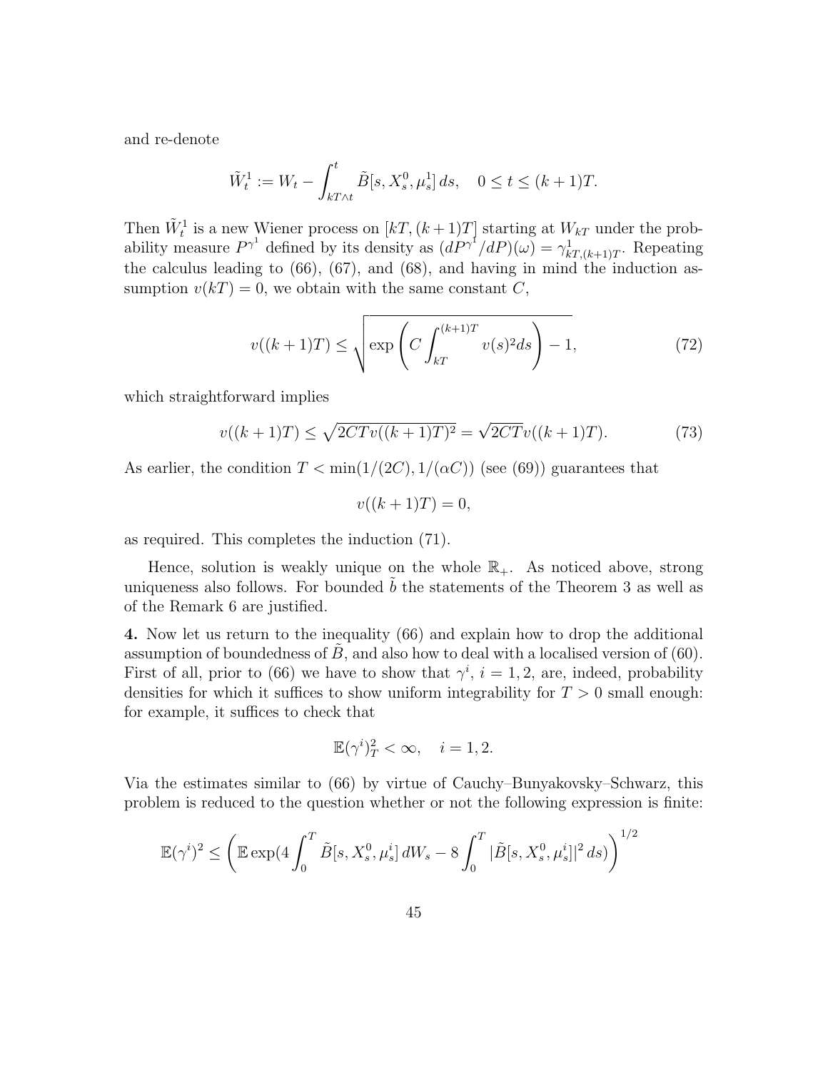and re-denote

$$\tilde{W}_t^1 := W_t - \int_{kT\wedge t}^t \tilde{B}[s, X_s^0, \mu_s^1]\, ds, \quad 0 \le t \le (k+1)T.$$

Then $\tilde{W}_t^1$ is a new Wiener process on $[kT, (k+1)T]$ starting at $W_{kT}$ under the probability measure $P^{\gamma^1}$ defined by its density as $(dP^{\gamma^1}/dP)(\omega) = \gamma^1_{kT,(k+1)T}$. Repeating the calculus leading to (66), (67), and (68), and having in mind the induction assumption $v(kT) = 0$, we obtain with the same constant $C$,

$$v((k+1)T) \le \sqrt{\exp\left(C\int_{kT}^{(k+1)T} v(s)^2 ds\right) - 1}, \tag{72}$$

which straightforward implies

$$v((k+1)T) \le \sqrt{2CTv((k+1)T)^2} = \sqrt{2CT}v((k+1)T). \tag{73}$$

As earlier, the condition $T < \min(1/(2C), 1/(\alpha C))$ (see (69)) guarantees that

$$v((k+1)T) = 0,$$

as required. This completes the induction (71).

Hence, solution is weakly unique on the whole $\mathbb{R}_+$. As noticed above, strong uniqueness also follows. For bounded $\tilde{b}$ the statements of the Theorem 3 as well as of the Remark 6 are justified.

**4.** Now let us return to the inequality (66) and explain how to drop the additional assumption of boundedness of $\tilde{B}$, and also how to deal with a localised version of (60). First of all, prior to (66) we have to show that $\gamma^i$, $i = 1, 2$, are, indeed, probability densities for which it suffices to show uniform integrability for $T > 0$ small enough: for example, it suffices to check that

$$\mathbb{E}(\gamma^i)_T^2 < \infty, \quad i = 1, 2.$$

Via the estimates similar to (66) by virtue of Cauchy–Bunyakovsky–Schwarz, this problem is reduced to the question whether or not the following expression is finite:

$$\mathbb{E}(\gamma^i)^2 \le \left(\mathbb{E}\exp(4\int_0^T \tilde{B}[s, X_s^0, \mu_s^i]\, dW_s - 8\int_0^T |\tilde{B}[s, X_s^0, \mu_s^i]|^2\, ds)\right)^{1/2}$$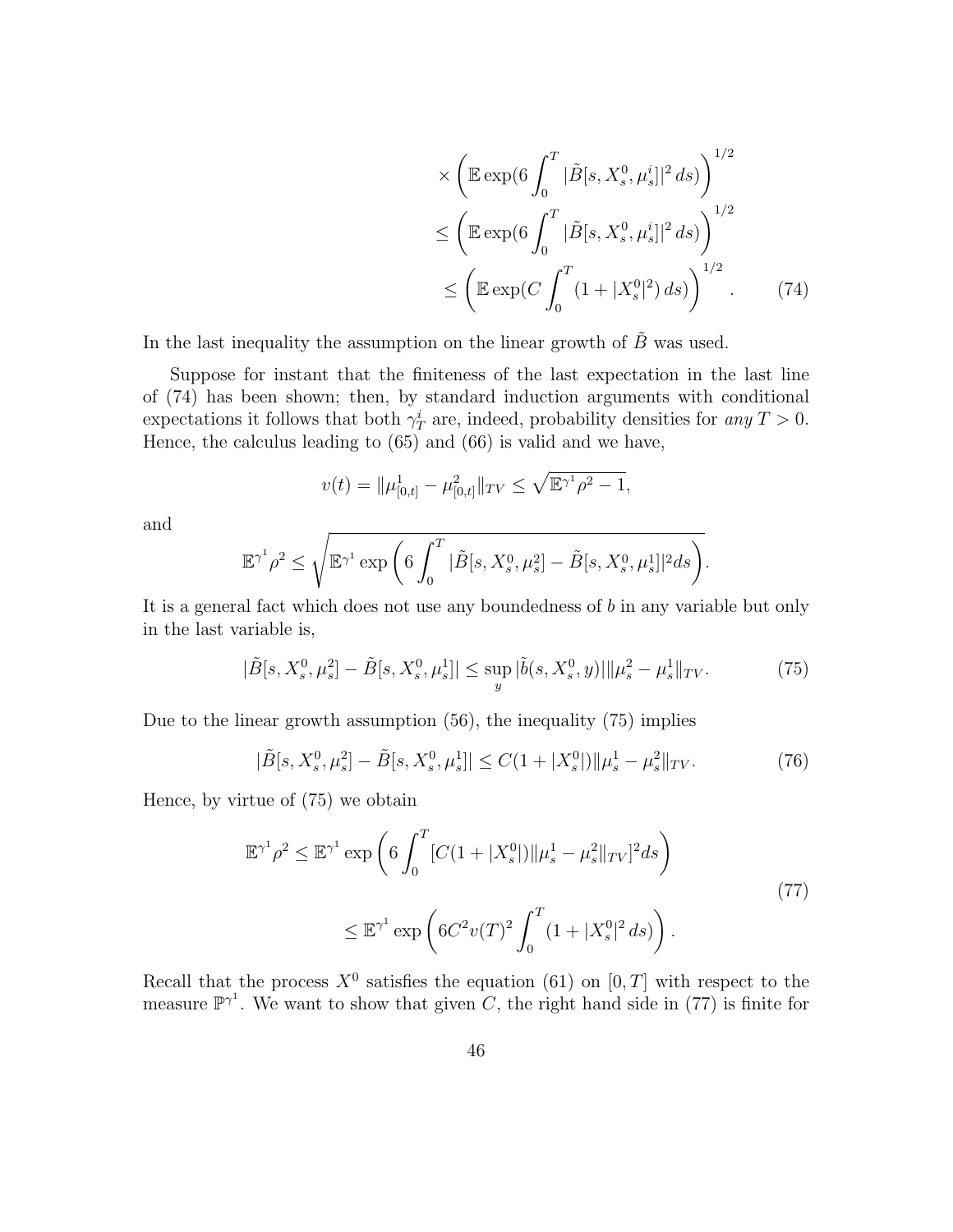$$
\times \left( \mathbb{E} \exp(6 \int_0^T |\tilde{B}[s, X_s^0, \mu_s^i]|^2 \, ds) \right)^{1/2}
$$

$$
\le \left( \mathbb{E} \exp(6 \int_0^T |\tilde{B}[s, X_s^0, \mu_s^i]|^2 \, ds) \right)^{1/2}
$$

$$
\le \left( \mathbb{E} \exp(C \int_0^T (1 + |X_s^0|^2) \, ds) \right)^{1/2}. \tag{74}
$$

In the last inequality the assumption on the linear growth of $\tilde{B}$ was used.

Suppose for instant that the finiteness of the last expectation in the last line of (74) has been shown; then, by standard induction arguments with conditional expectations it follows that both $\gamma_T^i$ are, indeed, probability densities for *any* $T > 0$. Hence, the calculus leading to (65) and (66) is valid and we have,

$$
v(t) = \|\mu^1_{[0,t]} - \mu^2_{[0,t]}\|_{TV} \le \sqrt{\mathbb{E}^{\gamma^1} \rho^2 - 1},
$$

and

$$
\mathbb{E}^{\gamma^1} \rho^2 \le \sqrt{\mathbb{E}^{\gamma^1} \exp\left( 6 \int_0^T |\tilde{B}[s, X_s^0, \mu_s^2] - \tilde{B}[s, X_s^0, \mu_s^1]|^2 ds \right)}.
$$

It is a general fact which does not use any boundedness of $b$ in any variable but only in the last variable is,

$$
|\tilde{B}[s, X_s^0, \mu_s^2] - \tilde{B}[s, X_s^0, \mu_s^1]| \le \sup_y |\tilde{b}(s, X_s^0, y)| \|\mu_s^2 - \mu_s^1\|_{TV}. \tag{75}
$$

Due to the linear growth assumption (56), the inequality (75) implies

$$
|\tilde{B}[s, X_s^0, \mu_s^2] - \tilde{B}[s, X_s^0, \mu_s^1]| \le C(1 + |X_s^0|) \|\mu_s^1 - \mu_s^2\|_{TV}. \tag{76}
$$

Hence, by virtue of (75) we obtain

$$
\begin{aligned}
\mathbb{E}^{\gamma^1} \rho^2 &\le \mathbb{E}^{\gamma^1} \exp\left( 6 \int_0^T [C(1 + |X_s^0|) \|\mu_s^1 - \mu_s^2\|_{TV}]^2 ds \right) \\
&\le \mathbb{E}^{\gamma^1} \exp\left( 6C^2 v(T)^2 \int_0^T (1 + |X_s^0|^2 \, ds) \right).
\end{aligned} \tag{77}
$$

Recall that the process $X^0$ satisfies the equation (61) on $[0, T]$ with respect to the measure $\mathbb{P}^{\gamma^1}$. We want to show that given $C$, the right hand side in (77) is finite for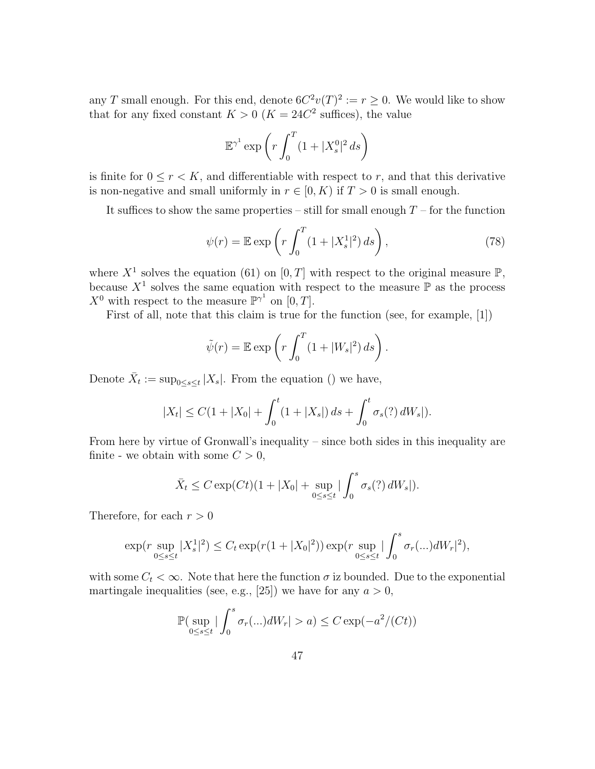any $T$ small enough. For this end, denote $6C^2 v(T)^2 := r \geq 0$. We would like to show that for any fixed constant $K > 0$ ($K = 24C^2$ suffices), the value

$$\mathbb{E}^{\gamma^1} \exp\left( r \int_0^T (1 + |X^0_s|^2 \, ds \right)$$

is finite for $0 \leq r < K$, and differentiable with respect to $r$, and that this derivative is non-negative and small uniformly in $r \in [0, K)$ if $T > 0$ is small enough.

It suffices to show the same properties – still for small enough $T$ – for the function

$$\psi(r) = \mathbb{E} \exp\left( r \int_0^T (1 + |X^1_s|^2) \, ds \right), \tag{78}$$

where $X^1$ solves the equation (61) on $[0, T]$ with respect to the original measure $\mathbb{P}$, because $X^1$ solves the same equation with respect to the measure $\mathbb{P}$ as the process $X^0$ with respect to the measure $\mathbb{P}^{\gamma^1}$ on $[0, T]$.

First of all, note that this claim is true for the function (see, for example, [1])

$$\tilde{\psi}(r) = \mathbb{E} \exp\left( r \int_0^T (1 + |W_s|^2) \, ds \right).$$

Denote $\bar{X}_t := \sup_{0 \leq s \leq t} |X_s|$. From the equation () we have,

$$|X_t| \leq C(1 + |X_0| + \int_0^t (1 + |X_s|) \, ds + \int_0^t \sigma_s(?) \, dW_s|).$$

From here by virtue of Gronwall's inequality – since both sides in this inequality are finite - we obtain with some $C > 0$,

$$\bar{X}_t \leq C \exp(Ct)(1 + |X_0| + \sup_{0 \leq s \leq t} |\int_0^s \sigma_s(?) \, dW_s|).$$

Therefore, for each $r > 0$

$$\exp(r \sup_{0 \leq s \leq t} |X^1_s|^2) \leq C_t \exp(r(1 + |X_0|^2)) \exp(r \sup_{0 \leq s \leq t} |\int_0^s \sigma_r(...) dW_r|^2),$$

with some $C_t < \infty$. Note that here the function $\sigma$ iz bounded. Due to the exponential martingale inequalities (see, e.g., [25]) we have for any $a > 0$,

$$\mathbb{P}(\sup_{0 \leq s \leq t} |\int_0^s \sigma_r(...) dW_r| > a) \leq C \exp(-a^2/(Ct))$$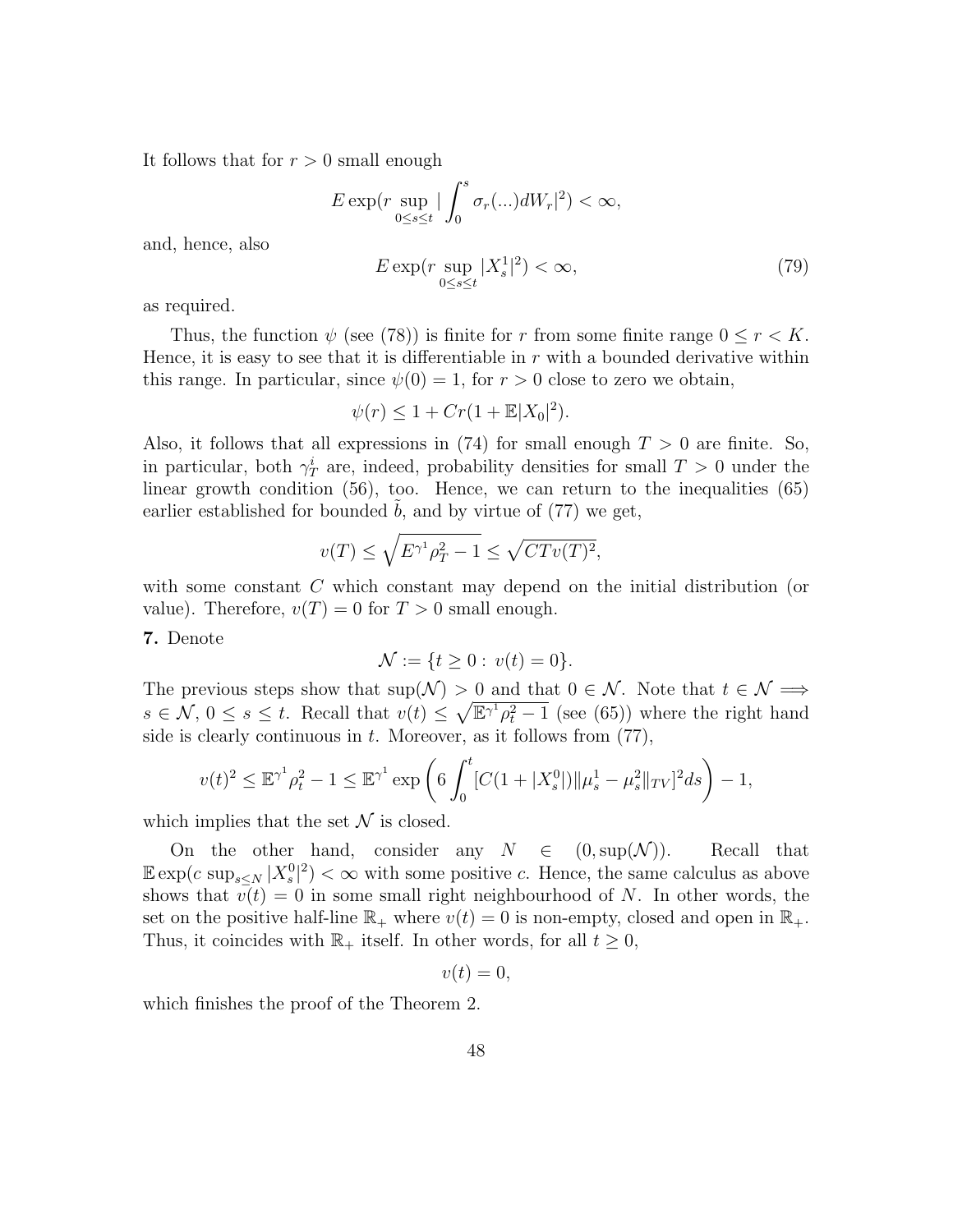It follows that for $r > 0$ small enough

$$
E \exp(r \sup_{0\le s\le t} |\int_0^s \sigma_r(...) dW_r|^2) < \infty,
$$

and, hence, also

$$
E \exp(r \sup_{0\le s\le t} |X^1_s|^2) < \infty, \tag{79}
$$

as required.

Thus, the function $\psi$ (see (78)) is finite for $r$ from some finite range $0 \le r < K$. Hence, it is easy to see that it is differentiable in $r$ with a bounded derivative within this range. In particular, since $\psi(0) = 1$, for $r > 0$ close to zero we obtain,

$$
\psi(r) \le 1 + Cr(1 + \mathbb{E}|X_0|^2).
$$

Also, it follows that all expressions in (74) for small enough $T > 0$ are finite. So, in particular, both $\gamma^i_T$ are, indeed, probability densities for small $T > 0$ under the linear growth condition (56), too. Hence, we can return to the inequalities (65) earlier established for bounded $\tilde b$, and by virtue of (77) we get,

$$
v(T) \le \sqrt{E^{\gamma^1}\rho^2_T - 1} \le \sqrt{CTv(T)^2},
$$

with some constant $C$ which constant may depend on the initial distribution (or value). Therefore, $v(T) = 0$ for $T > 0$ small enough.

**7.** Denote

$$
\mathcal{N} := \{t \ge 0 : \; v(t) = 0\}.
$$

The previous steps show that $\sup(\mathcal{N}) > 0$ and that $0 \in \mathcal{N}$. Note that $t \in \mathcal{N} \implies s \in \mathcal{N}$, $0 \le s \le t$. Recall that $v(t) \le \sqrt{\mathbb{E}^{\gamma^1}\rho^2_t - 1}$ (see (65)) where the right hand side is clearly continuous in $t$. Moreover, as it follows from (77),

$$
v(t)^2 \le \mathbb{E}^{\gamma^1}\rho^2_t - 1 \le \mathbb{E}^{\gamma^1} \exp\left(6\int_0^t [C(1+|X^0_s|)\|\mu^1_s - \mu^2_s\|_{TV}]^2 ds\right) - 1,
$$

which implies that the set $\mathcal{N}$ is closed.

On the other hand, consider any $N \in (0, \sup(\mathcal{N}))$. Recall that $\mathbb{E}\exp(c\sup_{s\le N}|X^0_s|^2) < \infty$ with some positive $c$. Hence, the same calculus as above shows that $v(t) = 0$ in some small right neighbourhood of $N$. In other words, the set on the positive half-line $\mathbb{R}_+$ where $v(t) = 0$ is non-empty, closed and open in $\mathbb{R}_+$. Thus, it coincides with $\mathbb{R}_+$ itself. In other words, for all $t \ge 0$,

$$
v(t) = 0,
$$

which finishes the proof of the Theorem 2.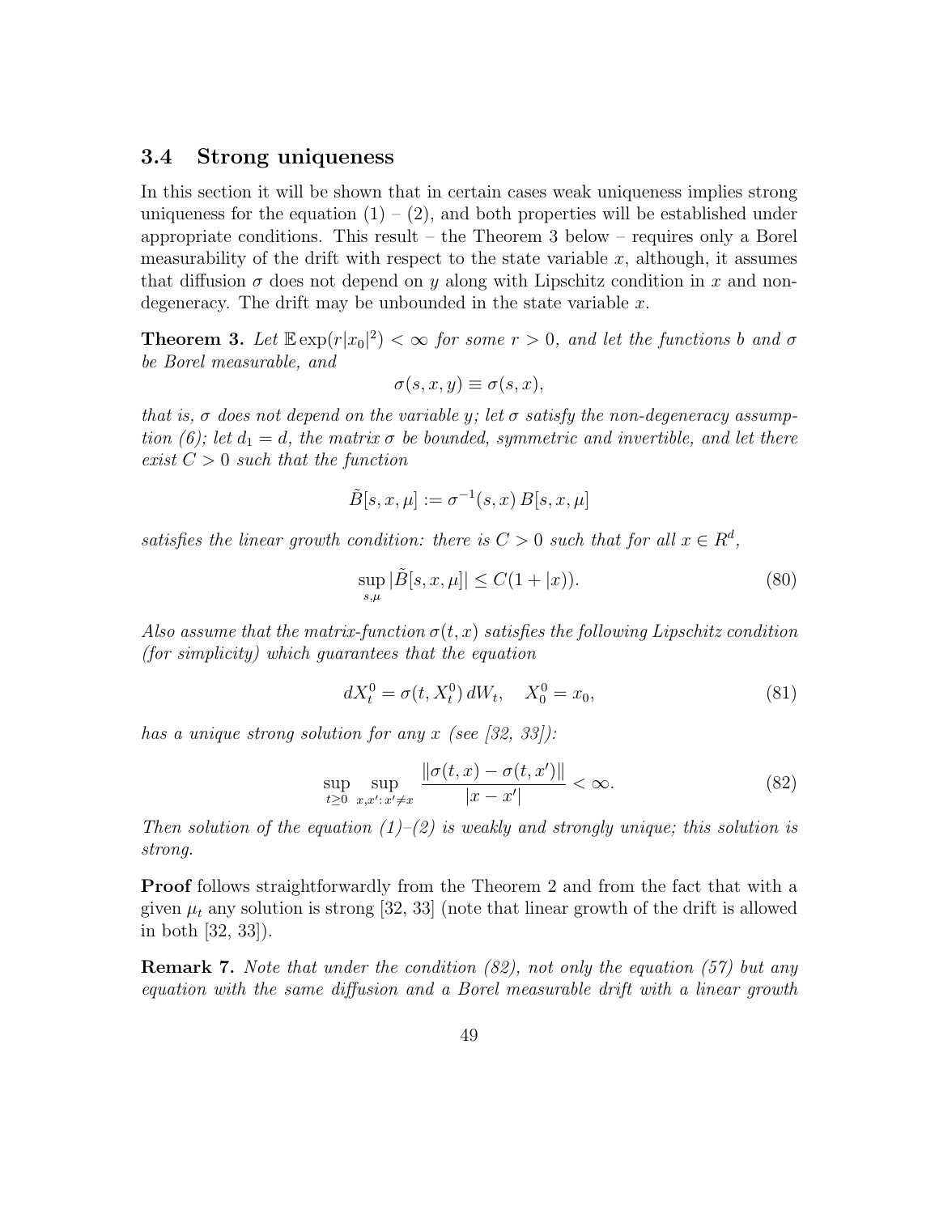### 3.4 Strong uniqueness

In this section it will be shown that in certain cases weak uniqueness implies strong uniqueness for the equation (1) – (2), and both properties will be established under appropriate conditions. This result – the Theorem 3 below – requires only a Borel measurability of the drift with respect to the state variable $x$, although, it assumes that diffusion $\sigma$ does not depend on $y$ along with Lipschitz condition in $x$ and non-degeneracy. The drift may be unbounded in the state variable $x$.

**Theorem 3.** *Let $\mathbb{E}\exp(r|x_0|^2) < \infty$ for some $r > 0$, and let the functions $b$ and $\sigma$ be Borel measurable, and*

$$\sigma(s, x, y) \equiv \sigma(s, x),$$

*that is, $\sigma$ does not depend on the variable $y$; let $\sigma$ satisfy the non-degeneracy assumption (6); let $d_1 = d$, the matrix $\sigma$ be bounded, symmetric and invertible, and let there exist $C > 0$ such that the function*

$$\tilde{B}[s, x, \mu] := \sigma^{-1}(s, x)\, B[s, x, \mu]$$

*satisfies the linear growth condition: there is $C > 0$ such that for all $x \in R^d$,*

$$\sup_{s,\mu} |\tilde{B}[s, x, \mu]| \le C(1 + |x|). \tag{80}$$

*Also assume that the matrix-function $\sigma(t, x)$ satisfies the following Lipschitz condition (for simplicity) which guarantees that the equation*

$$dX^0_t = \sigma(t, X^0_t)\, dW_t, \quad X^0_0 = x_0, \tag{81}$$

*has a unique strong solution for any $x$ (see [32, 33]):*

$$\sup_{t\ge 0}\ \sup_{x,x':\, x'\neq x} \frac{\|\sigma(t, x) - \sigma(t, x')\|}{|x - x'|} < \infty. \tag{82}$$

*Then solution of the equation (1)–(2) is weakly and strongly unique; this solution is strong.*

**Proof** follows straightforwardly from the Theorem 2 and from the fact that with a given $\mu_t$ any solution is strong [32, 33] (note that linear growth of the drift is allowed in both [32, 33]).

**Remark 7.** *Note that under the condition (82), not only the equation (57) but any equation with the same diffusion and a Borel measurable drift with a linear growth*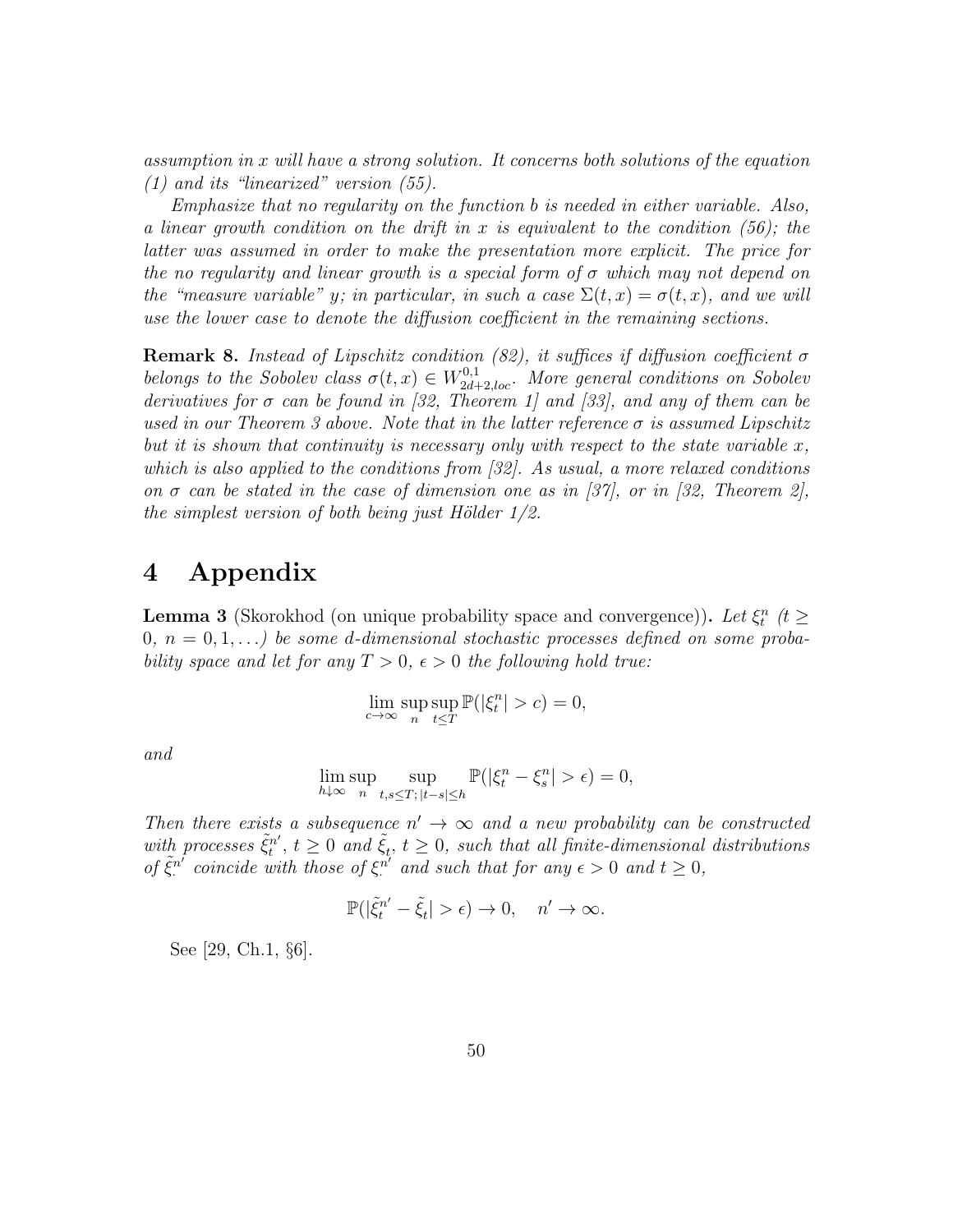*assumption in x will have a strong solution. It concerns both solutions of the equation (1) and its "linearized" version (55).*

*Emphasize that no regularity on the function b is needed in either variable. Also, a linear growth condition on the drift in x is equivalent to the condition (56); the latter was assumed in order to make the presentation more explicit. The price for the no regularity and linear growth is a special form of $\sigma$ which may not depend on the "measure variable" y; in particular, in such a case $\Sigma(t,x) = \sigma(t,x)$, and we will use the lower case to denote the diffusion coefficient in the remaining sections.*

**Remark 8.** *Instead of Lipschitz condition (82), it suffices if diffusion coefficient $\sigma$ belongs to the Sobolev class $\sigma(t,x) \in W^{0,1}_{2d+2,loc}$. More general conditions on Sobolev derivatives for $\sigma$ can be found in [32, Theorem 1] and [33], and any of them can be used in our Theorem 3 above. Note that in the latter reference $\sigma$ is assumed Lipschitz but it is shown that continuity is necessary only with respect to the state variable x, which is also applied to the conditions from [32]. As usual, a more relaxed conditions on $\sigma$ can be stated in the case of dimension one as in [37], or in [32, Theorem 2], the simplest version of both being just Hölder 1/2.*

# 4 Appendix

**Lemma 3** (Skorokhod (on unique probability space and convergence))**.** *Let $\xi^n_t$ ($t \geq 0$, $n = 0, 1, \ldots$) be some d-dimensional stochastic processes defined on some probability space and let for any $T > 0$, $\epsilon > 0$ the following hold true:*

$$\lim_{c \to \infty} \sup_n \sup_{t \leq T} \mathbb{P}(|\xi^n_t| > c) = 0,$$

*and*

$$\lim_{h \downarrow \infty} \sup_n \sup_{t,s \leq T;\, |t-s| \leq h} \mathbb{P}(|\xi^n_t - \xi^n_s| > \epsilon) = 0,$$

*Then there exists a subsequence $n' \to \infty$ and a new probability can be constructed with processes $\tilde{\xi}^{n'}_t$, $t \geq 0$ and $\tilde{\xi}_t$, $t \geq 0$, such that all finite-dimensional distributions of $\tilde{\xi}^{n'}_\cdot$ coincide with those of $\xi^{n'}_\cdot$ and such that for any $\epsilon > 0$ and $t \geq 0$,*

$$\mathbb{P}(|\tilde{\xi}^{n'}_t - \tilde{\xi}_t| > \epsilon) \to 0, \quad n' \to \infty.$$

See [29, Ch.1, §6].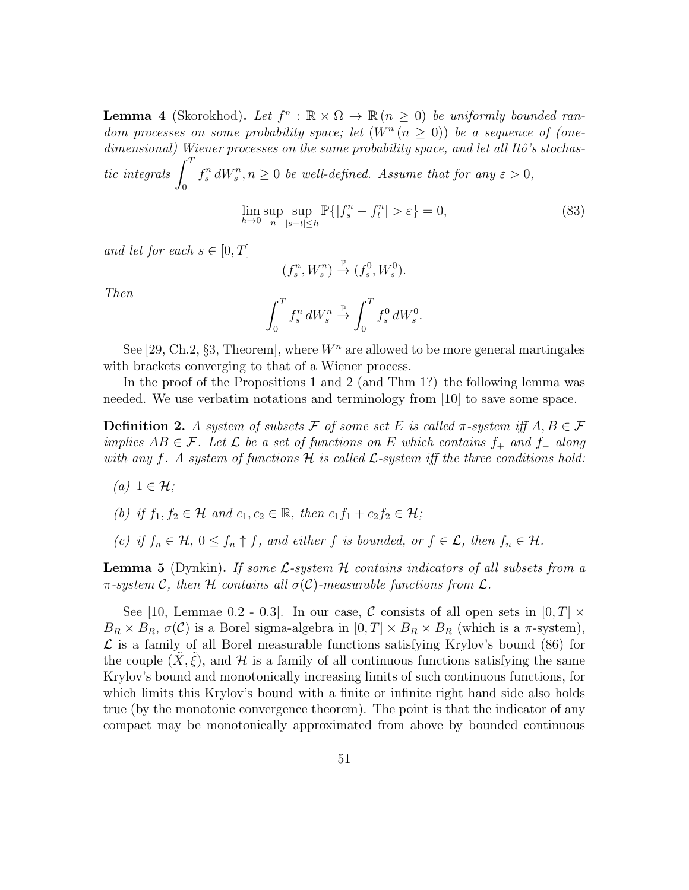**Lemma 4** (Skorokhod)**.** *Let $f^n : \mathbb{R} \times \Omega \to \mathbb{R}\,(n \geq 0)$ be uniformly bounded random processes on some probability space; let $(W^n\,(n \geq 0))$ be a sequence of (one-dimensional) Wiener processes on the same probability space, and let all Itô's stochastic integrals $\displaystyle\int_0^T f^n_s\, dW^n_s, n \geq 0$ be well-defined. Assume that for any $\varepsilon > 0$,*

$$\lim_{h \to 0} \sup_n \sup_{|s-t| \leq h} \mathbb{P}\{|f^n_s - f^n_t| > \varepsilon\} = 0, \tag{83}$$

*and let for each $s \in [0, T]$*

$$(f^n_s, W^n_s) \stackrel{\mathbb{P}}{\to} (f^0_s, W^0_s).$$

*Then*

$$\int_0^T f^n_s\, dW^n_s \stackrel{\mathbb{P}}{\to} \int_0^T f^0_s\, dW^0_s.$$

See [29, Ch.2, §3, Theorem], where $W^n$ are allowed to be more general martingales with brackets converging to that of a Wiener process.

In the proof of the Propositions 1 and 2 (and Thm 1?) the following lemma was needed. We use verbatim notations and terminology from [10] to save some space.

**Definition 2.** *A system of subsets $\mathcal{F}$ of some set $E$ is called $\pi$-system iff $A, B \in \mathcal{F}$ implies $AB \in \mathcal{F}$. Let $\mathcal{L}$ be a set of functions on $E$ which contains $f_+$ and $f_-$ along with any $f$. A system of functions $\mathcal{H}$ is called $\mathcal{L}$-system iff the three conditions hold:*

- *(a) $1 \in \mathcal{H}$;*
- *(b) if $f_1, f_2 \in \mathcal{H}$ and $c_1, c_2 \in \mathbb{R}$, then $c_1 f_1 + c_2 f_2 \in \mathcal{H}$;*
- *(c) if $f_n \in \mathcal{H}$, $0 \leq f_n \uparrow f$, and either $f$ is bounded, or $f \in \mathcal{L}$, then $f_n \in \mathcal{H}$.*

**Lemma 5** (Dynkin)**.** *If some $\mathcal{L}$-system $\mathcal{H}$ contains indicators of all subsets from a $\pi$-system $\mathcal{C}$, then $\mathcal{H}$ contains all $\sigma(\mathcal{C})$-measurable functions from $\mathcal{L}$.*

See [10, Lemmae 0.2 - 0.3]. In our case, $\mathcal{C}$ consists of all open sets in $[0, T] \times B_R \times B_R$, $\sigma(\mathcal{C})$ is a Borel sigma-algebra in $[0, T] \times B_R \times B_R$ (which is a $\pi$-system), $\mathcal{L}$ is a family of all Borel measurable functions satisfying Krylov's bound (86) for the couple $(\tilde{X}, \tilde{\xi})$, and $\mathcal{H}$ is a family of all continuous functions satisfying the same Krylov's bound and monotonically increasing limits of such continuous functions, for which limits this Krylov's bound with a finite or infinite right hand side also holds true (by the monotonic convergence theorem). The point is that the indicator of any compact may be monotonically approximated from above by bounded continuous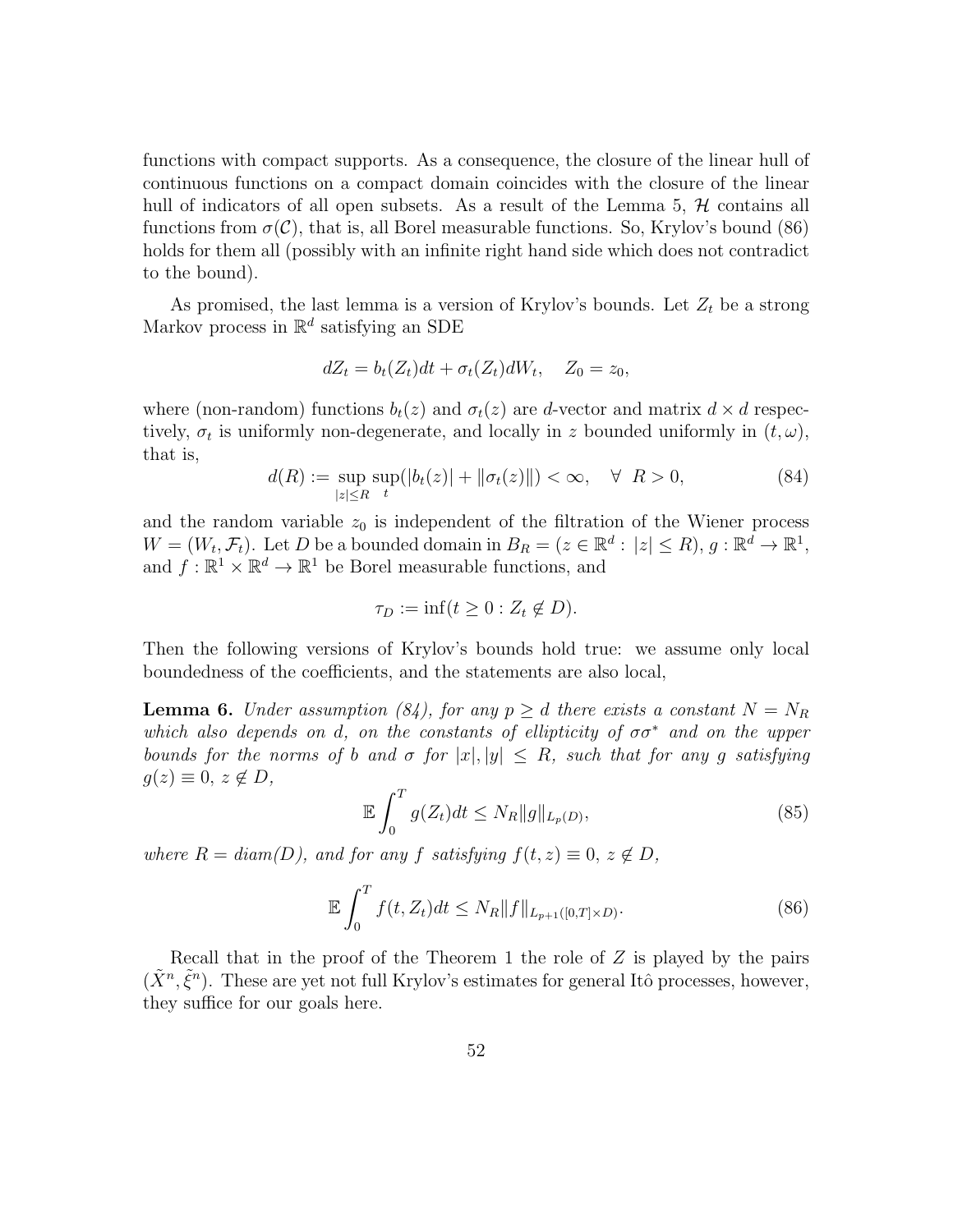functions with compact supports. As a consequence, the closure of the linear hull of continuous functions on a compact domain coincides with the closure of the linear hull of indicators of all open subsets. As a result of the Lemma 5, $\mathcal{H}$ contains all functions from $\sigma(\mathcal{C})$, that is, all Borel measurable functions. So, Krylov's bound (86) holds for them all (possibly with an infinite right hand side which does not contradict to the bound).

As promised, the last lemma is a version of Krylov's bounds. Let $Z_t$ be a strong Markov process in $\mathbb{R}^d$ satisfying an SDE

$$dZ_t = b_t(Z_t)dt + \sigma_t(Z_t)dW_t, \quad Z_0 = z_0,$$

where (non-random) functions $b_t(z)$ and $\sigma_t(z)$ are $d$-vector and matrix $d \times d$ respectively, $\sigma_t$ is uniformly non-degenerate, and locally in $z$ bounded uniformly in $(t, \omega)$, that is,

$$d(R) := \sup_{|z| \le R} \sup_t (|b_t(z)| + \|\sigma_t(z)\|) < \infty, \quad \forall \; R > 0, \tag{84}$$

and the random variable $z_0$ is independent of the filtration of the Wiener process $W = (W_t, \mathcal{F}_t)$. Let $D$ be a bounded domain in $B_R = (z \in \mathbb{R}^d : \, |z| \le R)$, $g : \mathbb{R}^d \to \mathbb{R}^1$, and $f : \mathbb{R}^1 \times \mathbb{R}^d \to \mathbb{R}^1$ be Borel measurable functions, and

$$\tau_D := \inf(t \ge 0 : Z_t \notin D).$$

Then the following versions of Krylov's bounds hold true: we assume only local boundedness of the coefficients, and the statements are also local,

**Lemma 6.** *Under assumption (84), for any $p \ge d$ there exists a constant $N = N_R$ which also depends on $d$, on the constants of ellipticity of $\sigma\sigma^*$ and on the upper bounds for the norms of $b$ and $\sigma$ for $|x|, |y| \le R$, such that for any $g$ satisfying $g(z) \equiv 0$, $z \notin D$,*

$$\mathbb{E} \int_0^T g(Z_t)dt \le N_R \|g\|_{L_p(D)}, \tag{85}$$

*where $R = diam(D)$, and for any $f$ satisfying $f(t,z) \equiv 0$, $z \notin D$,*

$$\mathbb{E} \int_0^T f(t, Z_t)dt \le N_R \|f\|_{L_{p+1}([0,T] \times D)}. \tag{86}$$

Recall that in the proof of the Theorem 1 the role of $Z$ is played by the pairs $(\tilde{X}^n, \tilde{\xi}^n)$. These are yet not full Krylov's estimates for general Itô processes, however, they suffice for our goals here.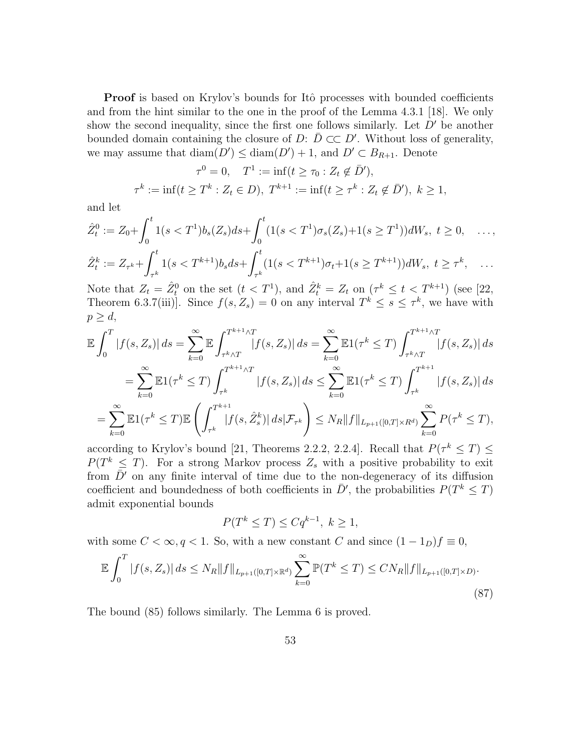**Proof** is based on Krylov's bounds for Itô processes with bounded coefficients and from the hint similar to the one in the proof of the Lemma 4.3.1 [18]. We only show the second inequality, since the first one follows similarly. Let $D'$ be another bounded domain containing the closure of $D$: $\bar D \subset\subset D'$. Without loss of generality, we may assume that $\mathrm{diam}(D') \le \mathrm{diam}(D') + 1$, and $D' \subset B_{R+1}$. Denote

$$
\tau^0 = 0, \quad T^1 := \inf(t \ge \tau_0 : Z_t \not\in \bar D'),
$$

$$
\tau^k := \inf(t \ge T^k : Z_t \in D),\ T^{k+1} := \inf(t \ge \tau^k : Z_t \not\in \bar D'),\ k \ge 1,
$$

and let

$$
\hat Z^0_t := Z_0 + \int_0^t 1(s < T^1) b_s(Z_s) ds + \int_0^t (1(s < T^1)\sigma_s(Z_s) + 1(s \ge T^1)) dW_s,\ t \ge 0, \quad \ldots,
$$

$$
\hat Z^k_t := Z_{\tau^k} + \int_{\tau^k}^t 1(s < T^{k+1}) b_s ds + \int_{\tau^k}^t (1(s < T^{k+1})\sigma_t + 1(s \ge T^{k+1})) dW_s,\ t \ge \tau^k, \quad \ldots
$$

Note that $Z_t = \hat Z^0_t$ on the set $(t < T^1)$, and $\hat Z^k_t = Z_t$ on $(\tau^k \le t < T^{k+1})$ (see [22, Theorem 6.3.7(iii)]. Since $f(s, Z_s) = 0$ on any interval $T^k \le s \le \tau^k$, we have with $p \ge d$,

$$
\mathbb{E} \int_0^T |f(s, Z_s)|\, ds = \sum_{k=0}^\infty \mathbb{E} \int_{\tau^k \wedge T}^{T^{k+1}\wedge T} |f(s, Z_s)|\, ds = \sum_{k=0}^\infty \mathbb{E} 1(\tau^k \le T) \int_{\tau^k \wedge T}^{T^{k+1}\wedge T} |f(s, Z_s)|\, ds
$$

$$
= \sum_{k=0}^\infty \mathbb{E} 1(\tau^k \le T) \int_{\tau^k}^{T^{k+1}\wedge T} |f(s, Z_s)|\, ds \le \sum_{k=0}^\infty \mathbb{E} 1(\tau^k \le T) \int_{\tau^k}^{T^{k+1}} |f(s, Z_s)|\, ds
$$

$$
= \sum_{k=0}^\infty \mathbb{E} 1(\tau^k \le T) \mathbb{E}\left( \int_{\tau^k}^{T^{k+1}} |f(s, \hat Z^k_s)|\, ds | \mathcal{F}_{\tau^k} \right) \le N_R \|f\|_{L_{p+1}([0,T]\times R^d)} \sum_{k=0}^\infty P(\tau^k \le T),
$$

according to Krylov's bound [21, Theorems 2.2.2, 2.2.4]. Recall that $P(\tau^k \le T) \le P(T^k \le T)$. For a strong Markov process $Z_s$ with a positive probability to exit from $\bar D'$ on any finite interval of time due to the non-degeneracy of its diffusion coefficient and boundedness of both coefficients in $\bar D'$, the probabilities $P(T^k \le T)$ admit exponential bounds

$$
P(T^k \le T) \le C q^{k-1},\ k \ge 1,
$$

with some $C < \infty, q < 1$. So, with a new constant $C$ and since $(1 - 1_D) f \equiv 0$,

$$
\mathbb{E} \int_0^T |f(s, Z_s)|\, ds \le N_R \|f\|_{L_{p+1}([0,T]\times \mathbb{R}^d)} \sum_{k=0}^\infty \mathbb{P}(T^k \le T) \le C N_R \|f\|_{L_{p+1}([0,T]\times D)}. \tag{87}
$$

The bound (85) follows similarly. The Lemma 6 is proved.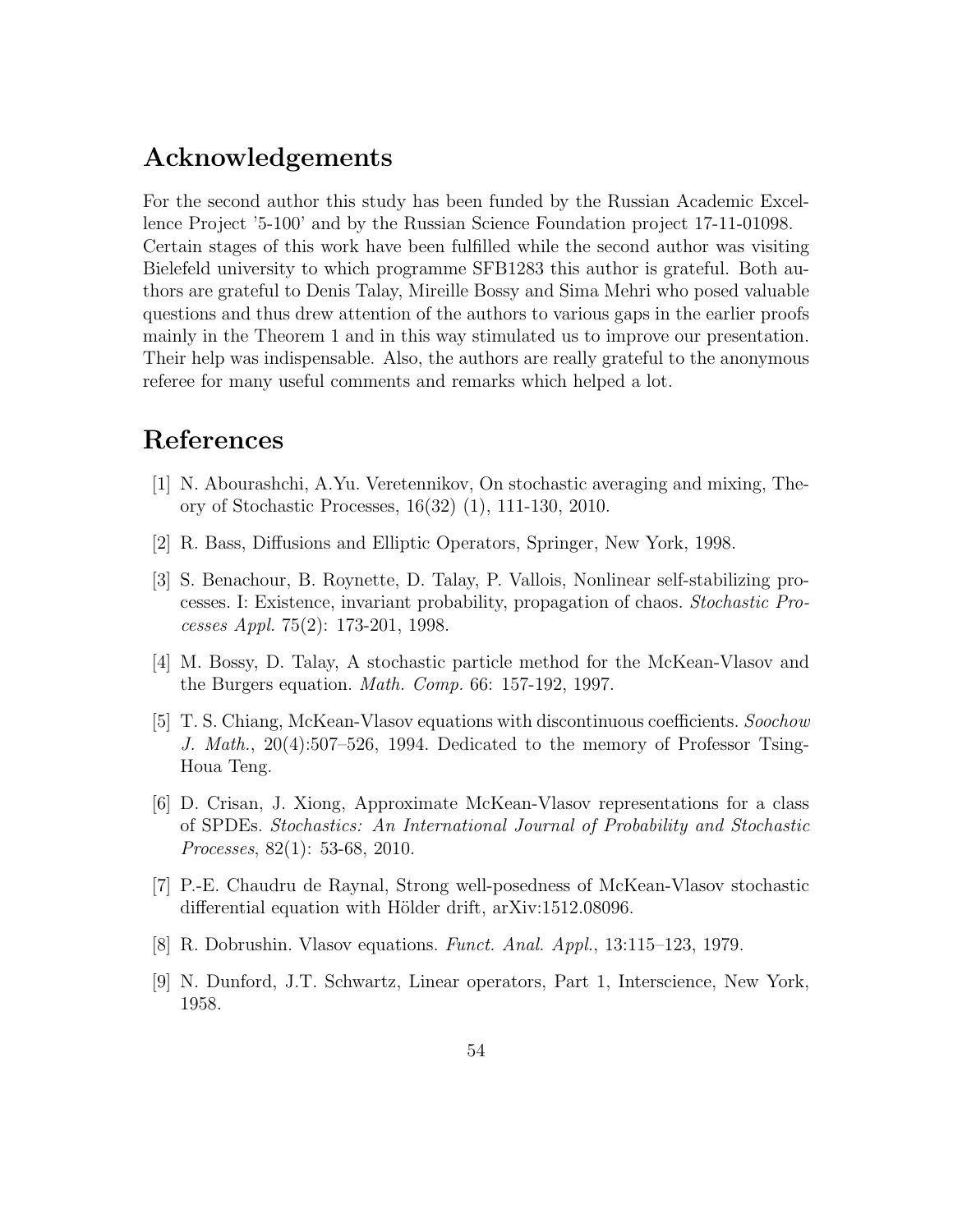## Acknowledgements

For the second author this study has been funded by the Russian Academic Excellence Project '5-100' and by the Russian Science Foundation project 17-11-01098. Certain stages of this work have been fulfilled while the second author was visiting Bielefeld university to which programme SFB1283 this author is grateful. Both authors are grateful to Denis Talay, Mireille Bossy and Sima Mehri who posed valuable questions and thus drew attention of the authors to various gaps in the earlier proofs mainly in the Theorem 1 and in this way stimulated us to improve our presentation. Their help was indispensable. Also, the authors are really grateful to the anonymous referee for many useful comments and remarks which helped a lot.

## References

[1] N. Abourashchi, A.Yu. Veretennikov, On stochastic averaging and mixing, Theory of Stochastic Processes, 16(32) (1), 111-130, 2010.

[2] R. Bass, Diffusions and Elliptic Operators, Springer, New York, 1998.

[3] S. Benachour, B. Roynette, D. Talay, P. Vallois, Nonlinear self-stabilizing processes. I: Existence, invariant probability, propagation of chaos. *Stochastic Processes Appl.* 75(2): 173-201, 1998.

[4] M. Bossy, D. Talay, A stochastic particle method for the McKean-Vlasov and the Burgers equation. *Math. Comp.* 66: 157-192, 1997.

[5] T. S. Chiang, McKean-Vlasov equations with discontinuous coefficients. *Soochow J. Math.*, 20(4):507–526, 1994. Dedicated to the memory of Professor Tsing-Houa Teng.

[6] D. Crisan, J. Xiong, Approximate McKean-Vlasov representations for a class of SPDEs. *Stochastics: An International Journal of Probability and Stochastic Processes*, 82(1): 53-68, 2010.

[7] P.-E. Chaudru de Raynal, Strong well-posedness of McKean-Vlasov stochastic differential equation with Hölder drift, arXiv:1512.08096.

[8] R. Dobrushin. Vlasov equations. *Funct. Anal. Appl.*, 13:115–123, 1979.

[9] N. Dunford, J.T. Schwartz, Linear operators, Part 1, Interscience, New York, 1958.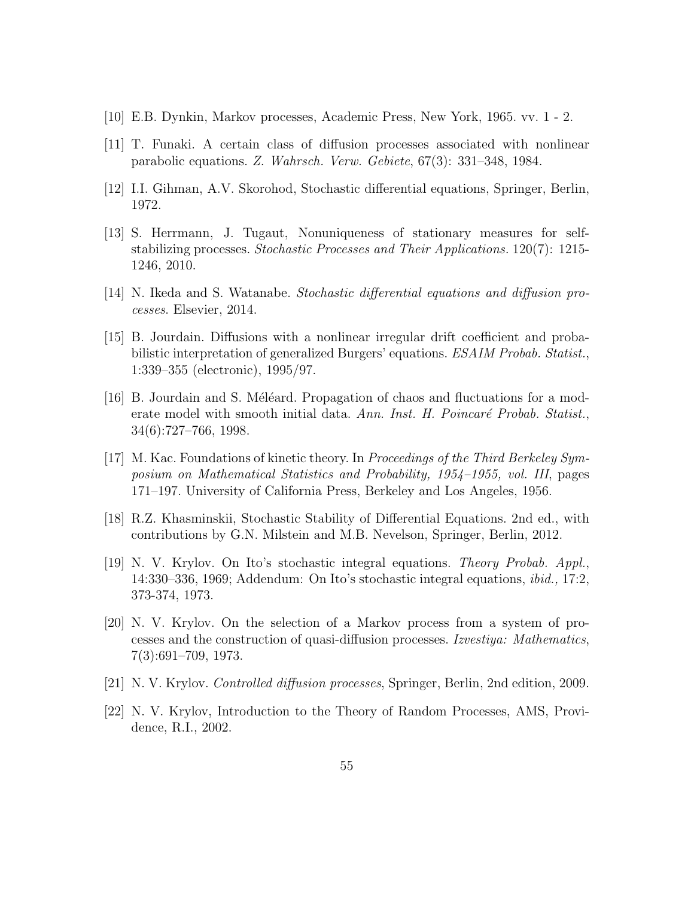[10] E.B. Dynkin, Markov processes, Academic Press, New York, 1965. vv. 1 - 2.

[11] T. Funaki. A certain class of diffusion processes associated with nonlinear parabolic equations. *Z. Wahrsch. Verw. Gebiete*, 67(3): 331–348, 1984.

[12] I.I. Gihman, A.V. Skorohod, Stochastic differential equations, Springer, Berlin, 1972.

[13] S. Herrmann, J. Tugaut, Nonuniqueness of stationary measures for self-stabilizing processes. *Stochastic Processes and Their Applications.* 120(7): 1215-1246, 2010.

[14] N. Ikeda and S. Watanabe. *Stochastic differential equations and diffusion processes*. Elsevier, 2014.

[15] B. Jourdain. Diffusions with a nonlinear irregular drift coefficient and probabilistic interpretation of generalized Burgers' equations. *ESAIM Probab. Statist.*, 1:339–355 (electronic), 1995/97.

[16] B. Jourdain and S. Méléard. Propagation of chaos and fluctuations for a moderate model with smooth initial data. *Ann. Inst. H. Poincaré Probab. Statist.*, 34(6):727–766, 1998.

[17] M. Kac. Foundations of kinetic theory. In *Proceedings of the Third Berkeley Symposium on Mathematical Statistics and Probability, 1954–1955, vol. III*, pages 171–197. University of California Press, Berkeley and Los Angeles, 1956.

[18] R.Z. Khasminskii, Stochastic Stability of Differential Equations. 2nd ed., with contributions by G.N. Milstein and M.B. Nevelson, Springer, Berlin, 2012.

[19] N. V. Krylov. On Ito's stochastic integral equations. *Theory Probab. Appl.*, 14:330–336, 1969; Addendum: On Ito's stochastic integral equations, *ibid.,* 17:2, 373-374, 1973.

[20] N. V. Krylov. On the selection of a Markov process from a system of processes and the construction of quasi-diffusion processes. *Izvestiya: Mathematics*, 7(3):691–709, 1973.

[21] N. V. Krylov. *Controlled diffusion processes*, Springer, Berlin, 2nd edition, 2009.

[22] N. V. Krylov, Introduction to the Theory of Random Processes, AMS, Providence, R.I., 2002.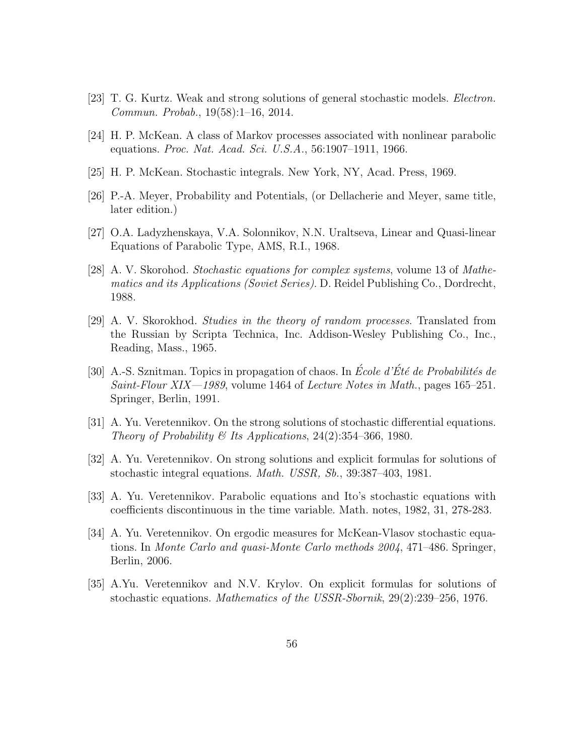[23] T. G. Kurtz. Weak and strong solutions of general stochastic models. *Electron. Commun. Probab.*, 19(58):1–16, 2014.

[24] H. P. McKean. A class of Markov processes associated with nonlinear parabolic equations. *Proc. Nat. Acad. Sci. U.S.A.*, 56:1907–1911, 1966.

[25] H. P. McKean. Stochastic integrals. New York, NY, Acad. Press, 1969.

[26] P.-A. Meyer, Probability and Potentials, (or Dellacherie and Meyer, same title, later edition.)

[27] O.A. Ladyzhenskaya, V.A. Solonnikov, N.N. Uraltseva, Linear and Quasi-linear Equations of Parabolic Type, AMS, R.I., 1968.

[28] A. V. Skorohod. *Stochastic equations for complex systems*, volume 13 of *Mathematics and its Applications (Soviet Series)*. D. Reidel Publishing Co., Dordrecht, 1988.

[29] A. V. Skorokhod. *Studies in the theory of random processes*. Translated from the Russian by Scripta Technica, Inc. Addison-Wesley Publishing Co., Inc., Reading, Mass., 1965.

[30] A.-S. Sznitman. Topics in propagation of chaos. In *École d'Été de Probabilités de Saint-Flour XIX—1989*, volume 1464 of *Lecture Notes in Math.*, pages 165–251. Springer, Berlin, 1991.

[31] A. Yu. Veretennikov. On the strong solutions of stochastic differential equations. *Theory of Probability & Its Applications*, 24(2):354–366, 1980.

[32] A. Yu. Veretennikov. On strong solutions and explicit formulas for solutions of stochastic integral equations. *Math. USSR, Sb.*, 39:387–403, 1981.

[33] A. Yu. Veretennikov. Parabolic equations and Ito's stochastic equations with coefficients discontinuous in the time variable. Math. notes, 1982, 31, 278-283.

[34] A. Yu. Veretennikov. On ergodic measures for McKean-Vlasov stochastic equations. In *Monte Carlo and quasi-Monte Carlo methods 2004*, 471–486. Springer, Berlin, 2006.

[35] A.Yu. Veretennikov and N.V. Krylov. On explicit formulas for solutions of stochastic equations. *Mathematics of the USSR-Sbornik*, 29(2):239–256, 1976.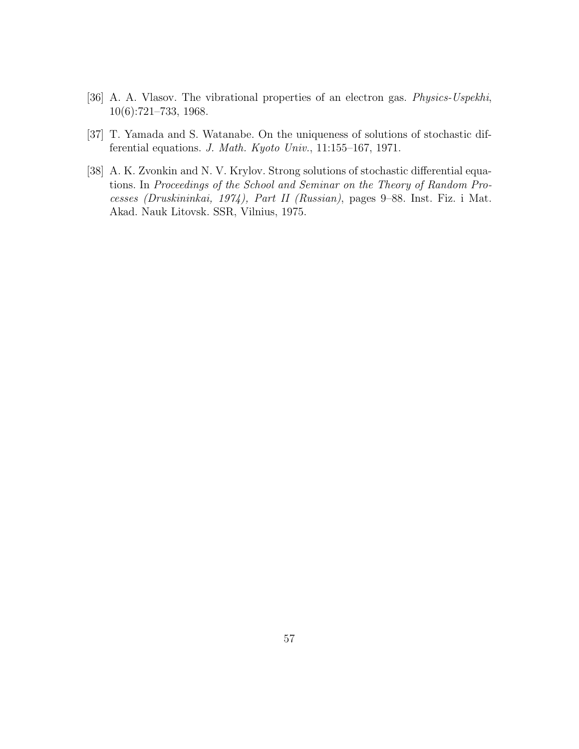[36] A. A. Vlasov. The vibrational properties of an electron gas. *Physics-Uspekhi*, 10(6):721–733, 1968.

[37] T. Yamada and S. Watanabe. On the uniqueness of solutions of stochastic differential equations. *J. Math. Kyoto Univ.*, 11:155–167, 1971.

[38] A. K. Zvonkin and N. V. Krylov. Strong solutions of stochastic differential equations. In *Proceedings of the School and Seminar on the Theory of Random Processes (Druskininkai, 1974), Part II (Russian)*, pages 9–88. Inst. Fiz. i Mat. Akad. Nauk Litovsk. SSR, Vilnius, 1975.